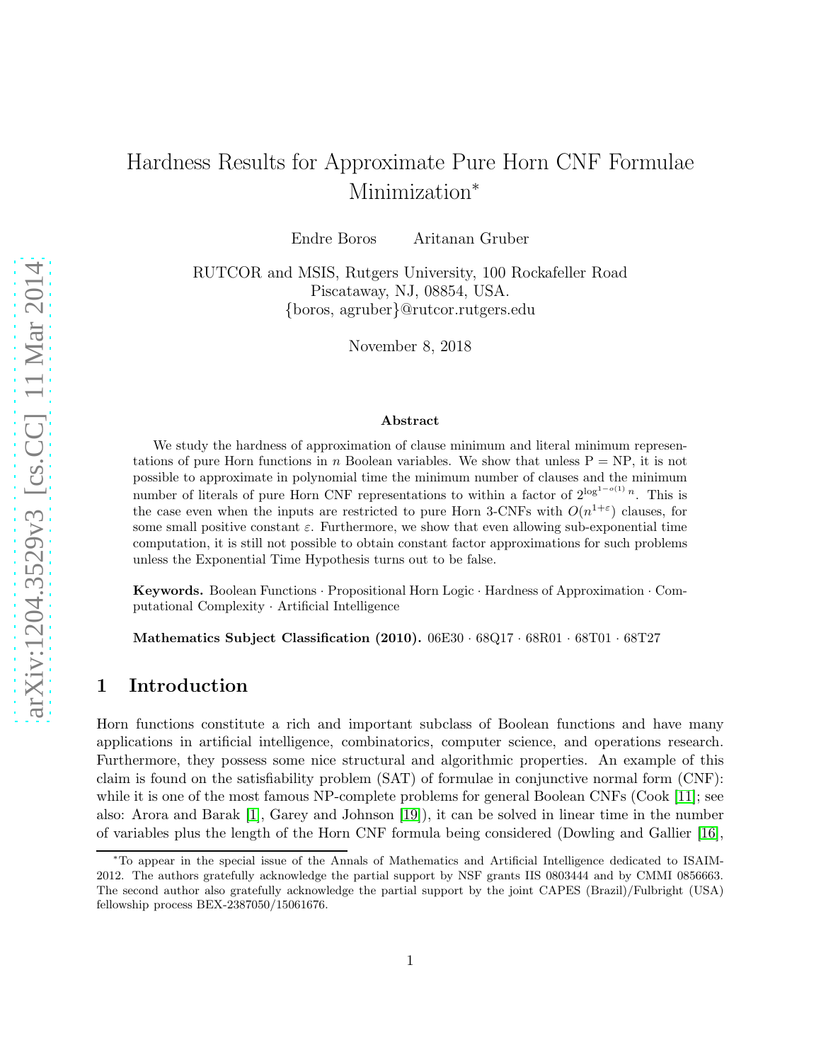# Hardness Results for Approximate Pure Horn CNF Formulae Minimization*

Endre Boros  Aritanan Gruber

RUTCOR and MSIS, Rutgers University, 100 Rockafeller Road
Piscataway, NJ, 08854, USA.
{boros, agruber}@rutcor.rutgers.edu

November 8, 2018

### Abstract

We study the hardness of approximation of clause minimum and literal minimum representations of pure Horn functions in $n$ Boolean variables. We show that unless P = NP, it is not possible to approximate in polynomial time the minimum number of clauses and the minimum number of literals of pure Horn CNF representations to within a factor of $2^{\log^{1-o(1)} n}$. This is the case even when the inputs are restricted to pure Horn 3-CNFs with $O(n^{1+\varepsilon})$ clauses, for some small positive constant $\varepsilon$. Furthermore, we show that even allowing sub-exponential time computation, it is still not possible to obtain constant factor approximations for such problems unless the Exponential Time Hypothesis turns out to be false.

**Keywords.** Boolean Functions · Propositional Horn Logic · Hardness of Approximation · Computational Complexity · Artificial Intelligence

**Mathematics Subject Classification (2010).** 06E30 · 68Q17 · 68R01 · 68T01 · 68T27

## 1 Introduction

Horn functions constitute a rich and important subclass of Boolean functions and have many applications in artificial intelligence, combinatorics, computer science, and operations research. Furthermore, they possess some nice structural and algorithmic properties. An example of this claim is found on the satisfiability problem (SAT) of formulae in conjunctive normal form (CNF): while it is one of the most famous NP-complete problems for general Boolean CNFs (Cook [11]; see also: Arora and Barak [1], Garey and Johnson [19]), it can be solved in linear time in the number of variables plus the length of the Horn CNF formula being considered (Dowling and Gallier [16],

*To appear in the special issue of the Annals of Mathematics and Artificial Intelligence dedicated to ISAIM-2012. The authors gratefully acknowledge the partial support by NSF grants IIS 0803444 and by CMMI 0856663. The second author also gratefully acknowledge the partial support by the joint CAPES (Brazil)/Fulbright (USA) fellowship process BEX-2387050/15061676.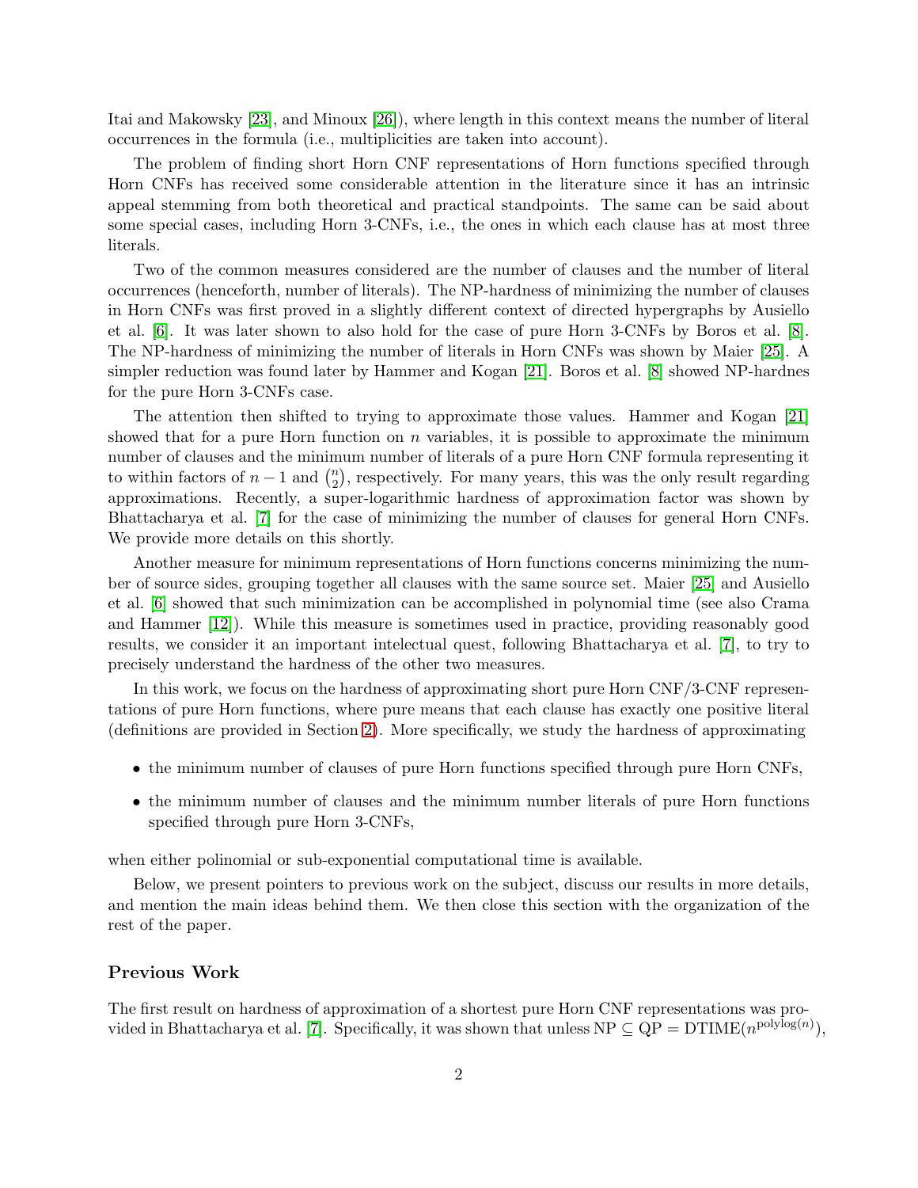Itai and Makowsky [23], and Minoux [26]), where length in this context means the number of literal occurrences in the formula (i.e., multiplicities are taken into account).

The problem of finding short Horn CNF representations of Horn functions specified through Horn CNFs has received some considerable attention in the literature since it has an intrinsic appeal stemming from both theoretical and practical standpoints. The same can be said about some special cases, including Horn 3-CNFs, i.e., the ones in which each clause has at most three literals.

Two of the common measures considered are the number of clauses and the number of literal occurrences (henceforth, number of literals). The NP-hardness of minimizing the number of clauses in Horn CNFs was first proved in a slightly different context of directed hypergraphs by Ausiello et al. [6]. It was later shown to also hold for the case of pure Horn 3-CNFs by Boros et al. [8]. The NP-hardness of minimizing the number of literals in Horn CNFs was shown by Maier [25]. A simpler reduction was found later by Hammer and Kogan [21]. Boros et al. [8] showed NP-hardnes for the pure Horn 3-CNFs case.

The attention then shifted to trying to approximate those values. Hammer and Kogan [21] showed that for a pure Horn function on $n$ variables, it is possible to approximate the minimum number of clauses and the minimum number of literals of a pure Horn CNF formula representing it to within factors of $n-1$ and $\binom{n}{2}$, respectively. For many years, this was the only result regarding approximations. Recently, a super-logarithmic hardness of approximation factor was shown by Bhattacharya et al. [7] for the case of minimizing the number of clauses for general Horn CNFs. We provide more details on this shortly.

Another measure for minimum representations of Horn functions concerns minimizing the number of source sides, grouping together all clauses with the same source set. Maier [25] and Ausiello et al. [6] showed that such minimization can be accomplished in polynomial time (see also Crama and Hammer [12]). While this measure is sometimes used in practice, providing reasonably good results, we consider it an important intelectual quest, following Bhattacharya et al. [7], to try to precisely understand the hardness of the other two measures.

In this work, we focus on the hardness of approximating short pure Horn CNF/3-CNF representations of pure Horn functions, where pure means that each clause has exactly one positive literal (definitions are provided in Section 2). More specifically, we study the hardness of approximating

- the minimum number of clauses of pure Horn functions specified through pure Horn CNFs,
- the minimum number of clauses and the minimum number literals of pure Horn functions specified through pure Horn 3-CNFs,

when either polinomial or sub-exponential computational time is available.

Below, we present pointers to previous work on the subject, discuss our results in more details, and mention the main ideas behind them. We then close this section with the organization of the rest of the paper.

### Previous Work

The first result on hardness of approximation of a shortest pure Horn CNF representations was provided in Bhattacharya et al. [7]. Specifically, it was shown that unless $\mathrm{NP} \subseteq \mathrm{QP} = \mathrm{DTIME}(n^{\mathrm{polylog}(n)})$,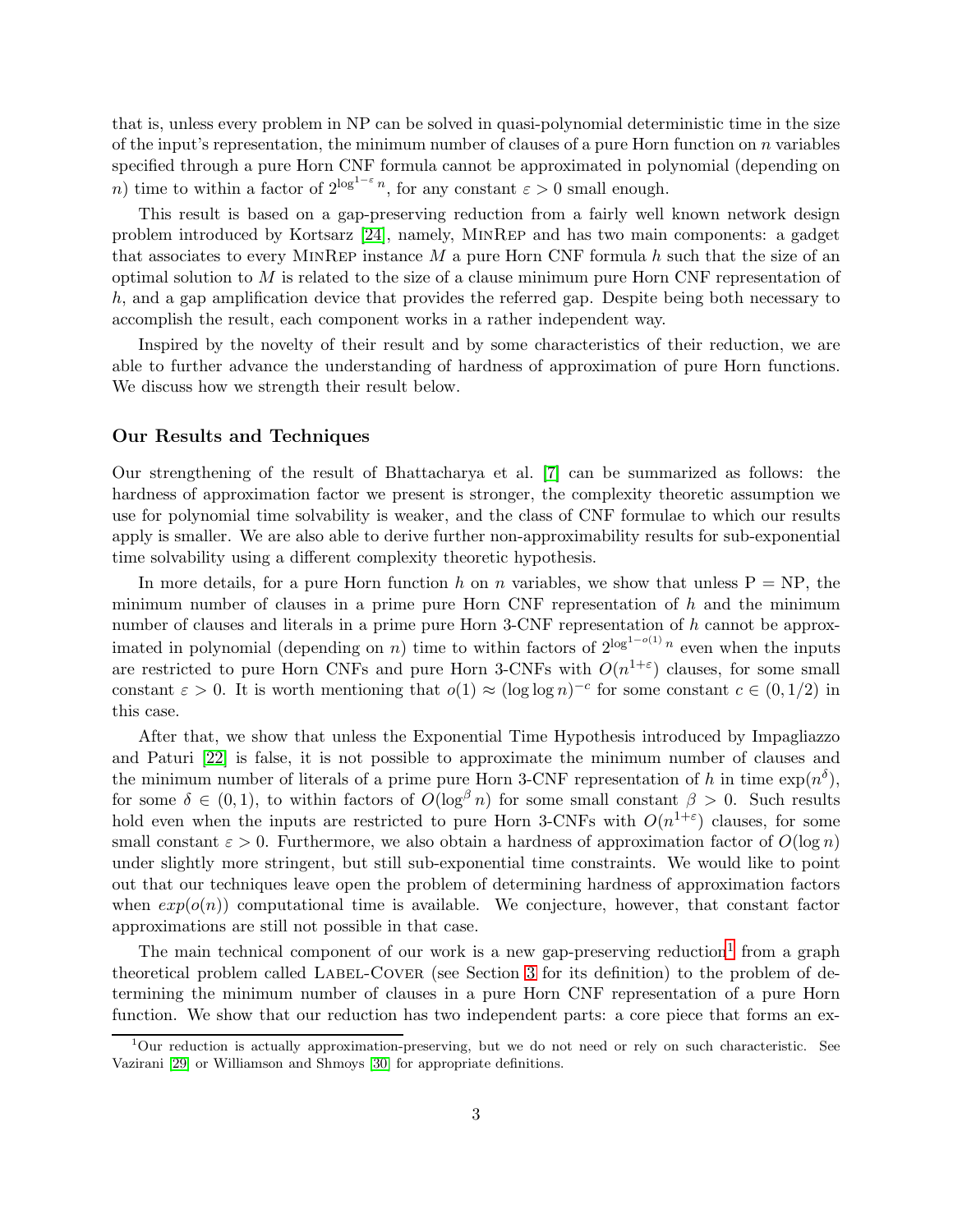that is, unless every problem in NP can be solved in quasi-polynomial deterministic time in the size of the input's representation, the minimum number of clauses of a pure Horn function on $n$ variables specified through a pure Horn CNF formula cannot be approximated in polynomial (depending on $n$) time to within a factor of $2^{\log^{1-\varepsilon} n}$, for any constant $\varepsilon > 0$ small enough.

This result is based on a gap-preserving reduction from a fairly well known network design problem introduced by Kortsarz [24], namely, MinRep and has two main components: a gadget that associates to every MinRep instance $M$ a pure Horn CNF formula $h$ such that the size of an optimal solution to $M$ is related to the size of a clause minimum pure Horn CNF representation of $h$, and a gap amplification device that provides the referred gap. Despite being both necessary to accomplish the result, each component works in a rather independent way.

Inspired by the novelty of their result and by some characteristics of their reduction, we are able to further advance the understanding of hardness of approximation of pure Horn functions. We discuss how we strength their result below.

### Our Results and Techniques

Our strengthening of the result of Bhattacharya et al. [7] can be summarized as follows: the hardness of approximation factor we present is stronger, the complexity theoretic assumption we use for polynomial time solvability is weaker, and the class of CNF formulae to which our results apply is smaller. We are also able to derive further non-approximability results for sub-exponential time solvability using a different complexity theoretic hypothesis.

In more details, for a pure Horn function $h$ on $n$ variables, we show that unless P = NP, the minimum number of clauses in a prime pure Horn CNF representation of $h$ and the minimum number of clauses and literals in a prime pure Horn 3-CNF representation of $h$ cannot be approximated in polynomial (depending on $n$) time to within factors of $2^{\log^{1-o(1)} n}$ even when the inputs are restricted to pure Horn CNFs and pure Horn 3-CNFs with $O(n^{1+\varepsilon})$ clauses, for some small constant $\varepsilon > 0$. It is worth mentioning that $o(1) \approx (\log \log n)^{-c}$ for some constant $c \in (0, 1/2)$ in this case.

After that, we show that unless the Exponential Time Hypothesis introduced by Impagliazzo and Paturi [22] is false, it is not possible to approximate the minimum number of clauses and the minimum number of literals of a prime pure Horn 3-CNF representation of $h$ in time $\exp(n^{\delta})$, for some $\delta \in (0, 1)$, to within factors of $O(\log^{\beta} n)$ for some small constant $\beta > 0$. Such results hold even when the inputs are restricted to pure Horn 3-CNFs with $O(n^{1+\varepsilon})$ clauses, for some small constant $\varepsilon > 0$. Furthermore, we also obtain a hardness of approximation factor of $O(\log n)$ under slightly more stringent, but still sub-exponential time constraints. We would like to point out that our techniques leave open the problem of determining hardness of approximation factors when $exp(o(n))$ computational time is available. We conjecture, however, that constant factor approximations are still not possible in that case.

The main technical component of our work is a new gap-preserving reduction[1] from a graph theoretical problem called Label-Cover (see Section 3 for its definition) to the problem of determining the minimum number of clauses in a pure Horn CNF representation of a pure Horn function. We show that our reduction has two independent parts: a core piece that forms an ex-

[1] Our reduction is actually approximation-preserving, but we do not need or rely on such characteristic. See Vazirani [29] or Williamson and Shmoys [30] for appropriate definitions.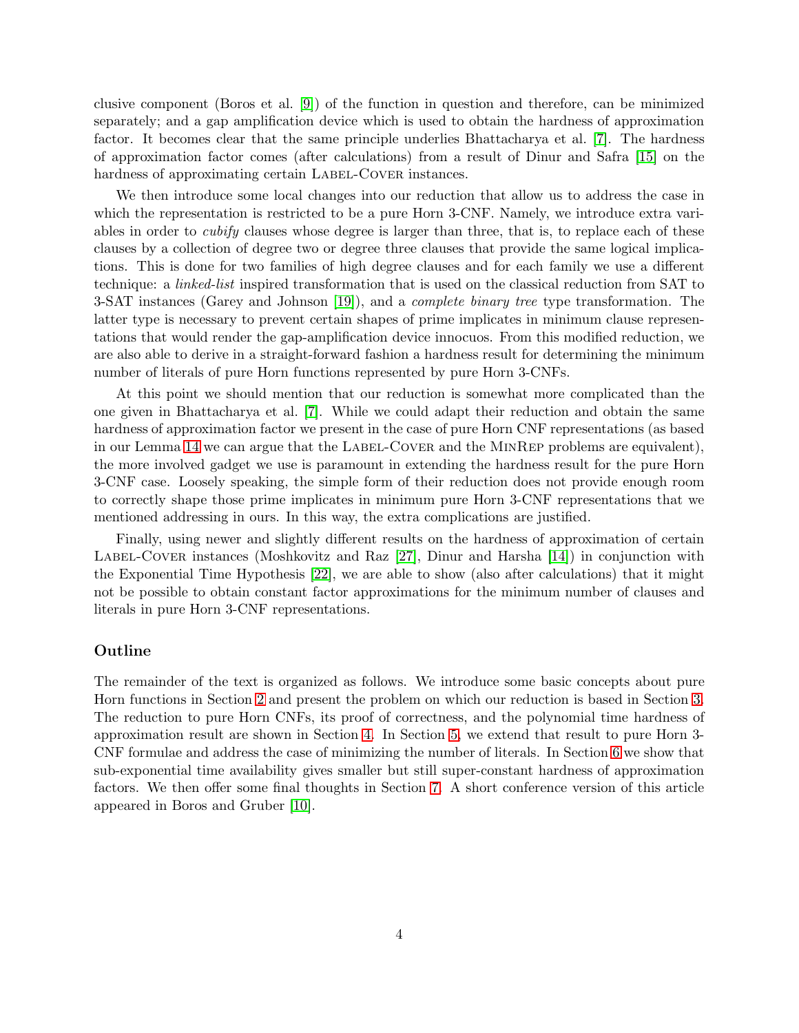clusive component (Boros et al. [9]) of the function in question and therefore, can be minimized separately; and a gap amplification device which is used to obtain the hardness of approximation factor. It becomes clear that the same principle underlies Bhattacharya et al. [7]. The hardness of approximation factor comes (after calculations) from a result of Dinur and Safra [15] on the hardness of approximating certain Label-Cover instances.

We then introduce some local changes into our reduction that allow us to address the case in which the representation is restricted to be a pure Horn 3-CNF. Namely, we introduce extra variables in order to *cubify* clauses whose degree is larger than three, that is, to replace each of these clauses by a collection of degree two or degree three clauses that provide the same logical implications. This is done for two families of high degree clauses and for each family we use a different technique: a *linked-list* inspired transformation that is used on the classical reduction from SAT to 3-SAT instances (Garey and Johnson [19]), and a *complete binary tree* type transformation. The latter type is necessary to prevent certain shapes of prime implicates in minimum clause representations that would render the gap-amplification device innocuos. From this modified reduction, we are also able to derive in a straight-forward fashion a hardness result for determining the minimum number of literals of pure Horn functions represented by pure Horn 3-CNFs.

At this point we should mention that our reduction is somewhat more complicated than the one given in Bhattacharya et al. [7]. While we could adapt their reduction and obtain the same hardness of approximation factor we present in the case of pure Horn CNF representations (as based in our Lemma 14 we can argue that the Label-Cover and the MinRep problems are equivalent), the more involved gadget we use is paramount in extending the hardness result for the pure Horn 3-CNF case. Loosely speaking, the simple form of their reduction does not provide enough room to correctly shape those prime implicates in minimum pure Horn 3-CNF representations that we mentioned addressing in ours. In this way, the extra complications are justified.

Finally, using newer and slightly different results on the hardness of approximation of certain Label-Cover instances (Moshkovitz and Raz [27], Dinur and Harsha [14]) in conjunction with the Exponential Time Hypothesis [22], we are able to show (also after calculations) that it might not be possible to obtain constant factor approximations for the minimum number of clauses and literals in pure Horn 3-CNF representations.

### Outline

The remainder of the text is organized as follows. We introduce some basic concepts about pure Horn functions in Section 2 and present the problem on which our reduction is based in Section 3. The reduction to pure Horn CNFs, its proof of correctness, and the polynomial time hardness of approximation result are shown in Section 4. In Section 5, we extend that result to pure Horn 3-CNF formulae and address the case of minimizing the number of literals. In Section 6 we show that sub-exponential time availability gives smaller but still super-constant hardness of approximation factors. We then offer some final thoughts in Section 7. A short conference version of this article appeared in Boros and Gruber [10].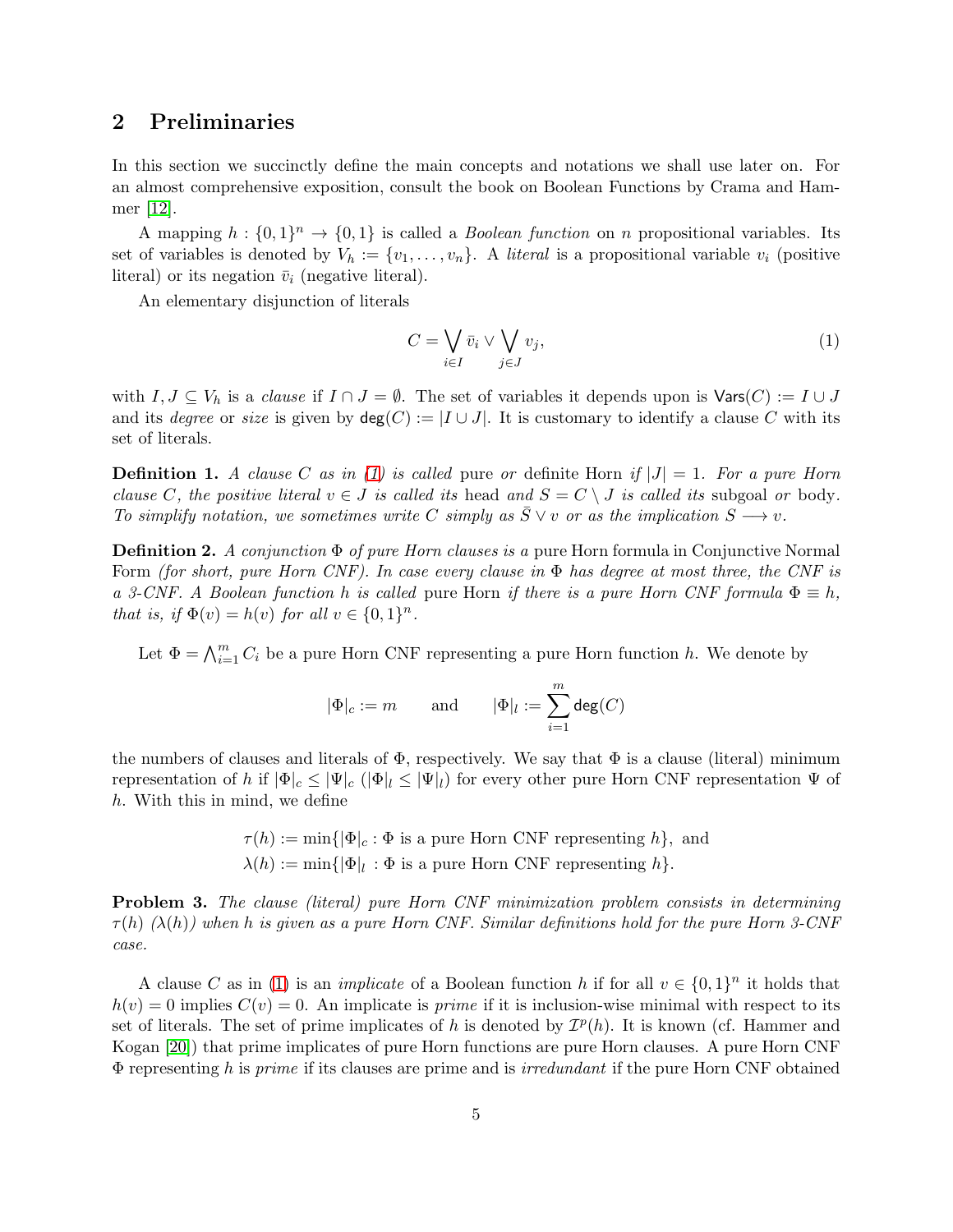## 2 Preliminaries

In this section we succinctly define the main concepts and notations we shall use later on. For an almost comprehensive exposition, consult the book on Boolean Functions by Crama and Hammer [12].

A mapping $h : \{0,1\}^n \to \{0,1\}$ is called a *Boolean function* on $n$ propositional variables. Its set of variables is denoted by $V_h := \{v_1, \dots, v_n\}$. A *literal* is a propositional variable $v_i$ (positive literal) or its negation $\bar{v}_i$ (negative literal).

An elementary disjunction of literals

$$C = \bigvee_{i \in I} \bar{v}_i \vee \bigvee_{j \in J} v_j, \tag{1}$$

with $I, J \subseteq V_h$ is a *clause* if $I \cap J = \emptyset$. The set of variables it depends upon is $\mathsf{Vars}(C) := I \cup J$ and its *degree* or *size* is given by $\mathsf{deg}(C) := |I \cup J|$. It is customary to identify a clause $C$ with its set of literals.

**Definition 1.** *A clause $C$ as in (1) is called* pure *or* definite Horn *if $|J| = 1$. For a pure Horn clause $C$, the positive literal $v \in J$ is called its* head *and $S = C \setminus J$ is called its* subgoal *or* body*. To simplify notation, we sometimes write $C$ simply as $\bar{S} \vee v$ or as the implication $S \longrightarrow v$.*

**Definition 2.** *A conjunction $\Phi$ of pure Horn clauses is a* pure Horn formula in Conjunctive Normal Form *(for short, pure Horn CNF). In case every clause in $\Phi$ has degree at most three, the CNF is a 3-CNF. A Boolean function $h$ is called* pure Horn *if there is a pure Horn CNF formula $\Phi \equiv h$, that is, if $\Phi(v) = h(v)$ for all $v \in \{0,1\}^n$.*

Let $\Phi = \bigwedge_{i=1}^{m} C_i$ be a pure Horn CNF representing a pure Horn function $h$. We denote by

$$|\Phi|_c := m \qquad \text{and} \qquad |\Phi|_l := \sum_{i=1}^{m} \mathsf{deg}(C)$$

the numbers of clauses and literals of $\Phi$, respectively. We say that $\Phi$ is a clause (literal) minimum representation of $h$ if $|\Phi|_c \leq |\Psi|_c$ ($|\Phi|_l \leq |\Psi|_l$) for every other pure Horn CNF representation $\Psi$ of $h$. With this in mind, we define

$$\begin{aligned}
\tau(h) &:= \min\{|\Phi|_c : \Phi \text{ is a pure Horn CNF representing } h\}, \text{ and} \\
\lambda(h) &:= \min\{|\Phi|_l : \Phi \text{ is a pure Horn CNF representing } h\}.
\end{aligned}$$

**Problem 3.** *The clause (literal) pure Horn CNF minimization problem consists in determining $\tau(h)$ ($\lambda(h)$) when $h$ is given as a pure Horn CNF. Similar definitions hold for the pure Horn 3-CNF case.*

A clause $C$ as in (1) is an *implicate* of a Boolean function $h$ if for all $v \in \{0,1\}^n$ it holds that $h(v) = 0$ implies $C(v) = 0$. An implicate is *prime* if it is inclusion-wise minimal with respect to its set of literals. The set of prime implicates of $h$ is denoted by $\mathcal{I}^p(h)$. It is known (cf. Hammer and Kogan [20]) that prime implicates of pure Horn functions are pure Horn clauses. A pure Horn CNF $\Phi$ representing $h$ is *prime* if its clauses are prime and is *irredundant* if the pure Horn CNF obtained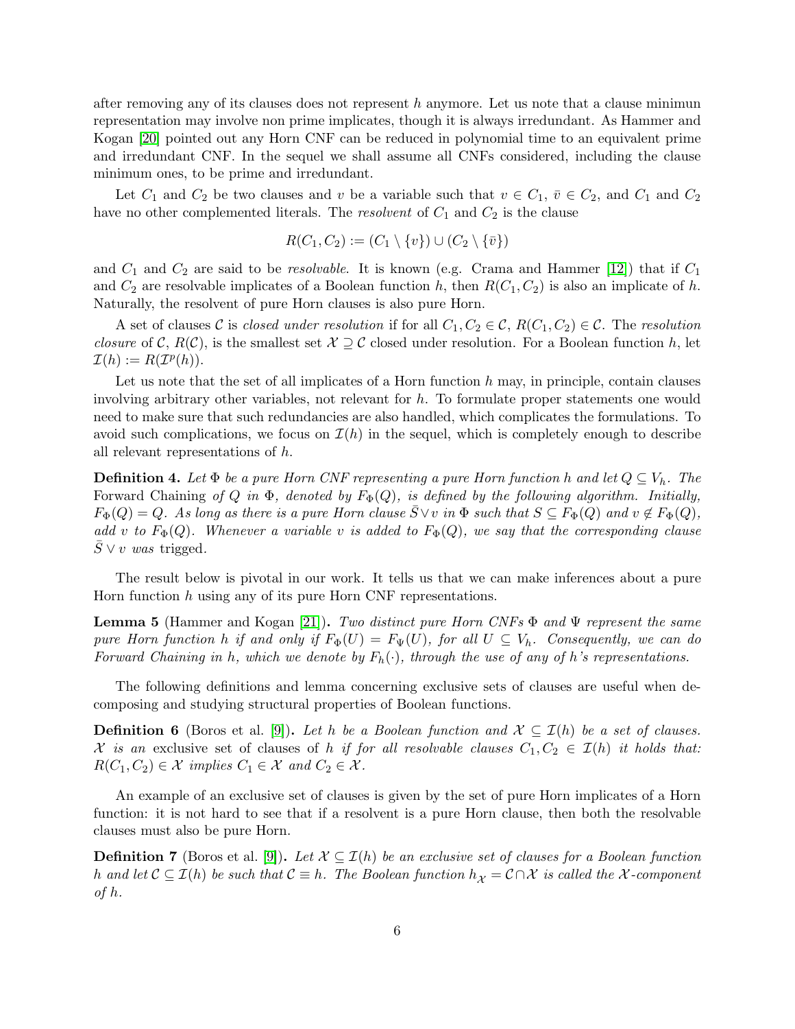after removing any of its clauses does not represent $h$ anymore. Let us note that a clause minimun representation may involve non prime implicates, though it is always irredundant. As Hammer and Kogan [20] pointed out any Horn CNF can be reduced in polynomial time to an equivalent prime and irredundant CNF. In the sequel we shall assume all CNFs considered, including the clause minimum ones, to be prime and irredundant.

Let $C_1$ and $C_2$ be two clauses and $v$ be a variable such that $v \in C_1$, $\bar{v} \in C_2$, and $C_1$ and $C_2$ have no other complemented literals. The *resolvent* of $C_1$ and $C_2$ is the clause

$$R(C_1, C_2) := (C_1 \setminus \{v\}) \cup (C_2 \setminus \{\bar{v}\})$$

and $C_1$ and $C_2$ are said to be *resolvable*. It is known (e.g. Crama and Hammer [12]) that if $C_1$ and $C_2$ are resolvable implicates of a Boolean function $h$, then $R(C_1, C_2)$ is also an implicate of $h$. Naturally, the resolvent of pure Horn clauses is also pure Horn.

A set of clauses $\mathcal{C}$ is *closed under resolution* if for all $C_1, C_2 \in \mathcal{C}$, $R(C_1, C_2) \in \mathcal{C}$. The *resolution closure* of $\mathcal{C}$, $R(\mathcal{C})$, is the smallest set $\mathcal{X} \supseteq \mathcal{C}$ closed under resolution. For a Boolean function $h$, let $\mathcal{I}(h) := R(\mathcal{I}^p(h))$.

Let us note that the set of all implicates of a Horn function $h$ may, in principle, contain clauses involving arbitrary other variables, not relevant for $h$. To formulate proper statements one would need to make sure that such redundancies are also handled, which complicates the formulations. To avoid such complications, we focus on $\mathcal{I}(h)$ in the sequel, which is completely enough to describe all relevant representations of $h$.

**Definition 4.** *Let $\Phi$ be a pure Horn CNF representing a pure Horn function $h$ and let $Q \subseteq V_h$. The* Forward Chaining *of $Q$ in $\Phi$, denoted by $F_\Phi(Q)$, is defined by the following algorithm. Initially, $F_\Phi(Q) = Q$. As long as there is a pure Horn clause $\bar{S} \vee v$ in $\Phi$ such that $S \subseteq F_\Phi(Q)$ and $v \notin F_\Phi(Q)$, add $v$ to $F_\Phi(Q)$. Whenever a variable $v$ is added to $F_\Phi(Q)$, we say that the corresponding clause $\bar{S} \vee v$ was* trigged.

The result below is pivotal in our work. It tells us that we can make inferences about a pure Horn function $h$ using any of its pure Horn CNF representations.

**Lemma 5** (Hammer and Kogan [21])**.** *Two distinct pure Horn CNFs $\Phi$ and $\Psi$ represent the same pure Horn function $h$ if and only if $F_\Phi(U) = F_\Psi(U)$, for all $U \subseteq V_h$. Consequently, we can do Forward Chaining in $h$, which we denote by $F_h(\cdot)$, through the use of any of $h$'s representations.*

The following definitions and lemma concerning exclusive sets of clauses are useful when decomposing and studying structural properties of Boolean functions.

**Definition 6** (Boros et al. [9])**.** *Let $h$ be a Boolean function and $\mathcal{X} \subseteq \mathcal{I}(h)$ be a set of clauses. $\mathcal{X}$ is an* exclusive set of clauses *of $h$ if for all resolvable clauses $C_1, C_2 \in \mathcal{I}(h)$ it holds that: $R(C_1, C_2) \in \mathcal{X}$ implies $C_1 \in \mathcal{X}$ and $C_2 \in \mathcal{X}$.*

An example of an exclusive set of clauses is given by the set of pure Horn implicates of a Horn function: it is not hard to see that if a resolvent is a pure Horn clause, then both the resolvable clauses must also be pure Horn.

**Definition 7** (Boros et al. [9])**.** *Let $\mathcal{X} \subseteq \mathcal{I}(h)$ be an exclusive set of clauses for a Boolean function $h$ and let $\mathcal{C} \subseteq \mathcal{I}(h)$ be such that $\mathcal{C} \equiv h$. The Boolean function $h_\mathcal{X} = \mathcal{C} \cap \mathcal{X}$ is called the $\mathcal{X}$-component of $h$.*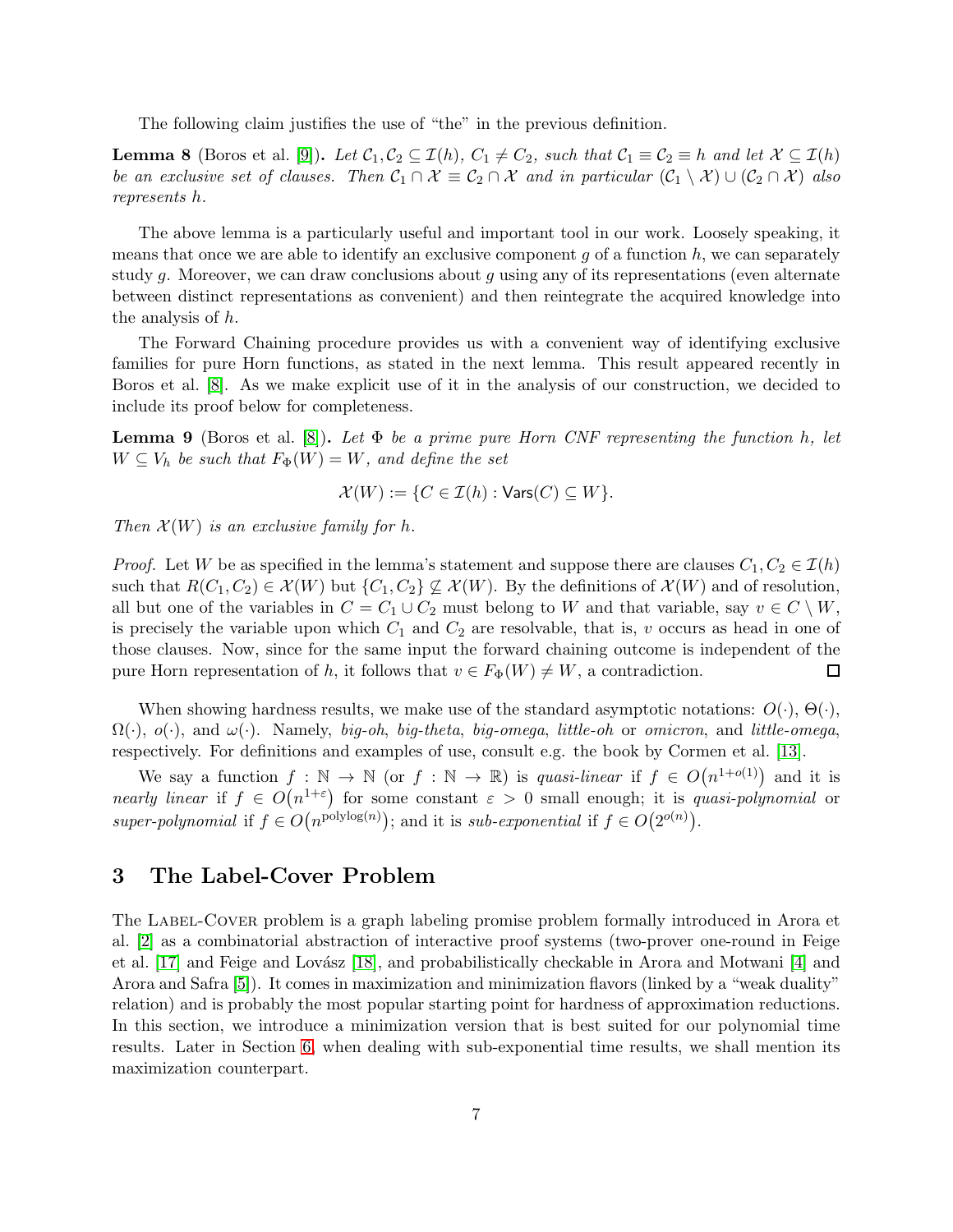The following claim justifies the use of "the" in the previous definition.

**Lemma 8** (Boros et al. [9])**.** *Let $\mathcal{C}_1, \mathcal{C}_2 \subseteq \mathcal{I}(h)$, $C_1 \neq C_2$, such that $\mathcal{C}_1 \equiv \mathcal{C}_2 \equiv h$ and let $\mathcal{X} \subseteq \mathcal{I}(h)$ be an exclusive set of clauses. Then $\mathcal{C}_1 \cap \mathcal{X} \equiv \mathcal{C}_2 \cap \mathcal{X}$ and in particular $(\mathcal{C}_1 \setminus \mathcal{X}) \cup (\mathcal{C}_2 \cap \mathcal{X})$ also represents $h$.*

The above lemma is a particularly useful and important tool in our work. Loosely speaking, it means that once we are able to identify an exclusive component $g$ of a function $h$, we can separately study $g$. Moreover, we can draw conclusions about $g$ using any of its representations (even alternate between distinct representations as convenient) and then reintegrate the acquired knowledge into the analysis of $h$.

The Forward Chaining procedure provides us with a convenient way of identifying exclusive families for pure Horn functions, as stated in the next lemma. This result appeared recently in Boros et al. [8]. As we make explicit use of it in the analysis of our construction, we decided to include its proof below for completeness.

**Lemma 9** (Boros et al. [8])**.** *Let $\Phi$ be a prime pure Horn CNF representing the function $h$, let $W \subseteq V_h$ be such that $F_\Phi(W) = W$, and define the set*

$$\mathcal{X}(W) := \{C \in \mathcal{I}(h) : \mathsf{Vars}(C) \subseteq W\}.$$

*Then $\mathcal{X}(W)$ is an exclusive family for $h$.*

*Proof.* Let $W$ be as specified in the lemma's statement and suppose there are clauses $C_1, C_2 \in \mathcal{I}(h)$ such that $R(C_1, C_2) \in \mathcal{X}(W)$ but $\{C_1, C_2\} \not\subseteq \mathcal{X}(W)$. By the definitions of $\mathcal{X}(W)$ and of resolution, all but one of the variables in $C = C_1 \cup C_2$ must belong to $W$ and that variable, say $v \in C \setminus W$, is precisely the variable upon which $C_1$ and $C_2$ are resolvable, that is, $v$ occurs as head in one of those clauses. Now, since for the same input the forward chaining outcome is independent of the pure Horn representation of $h$, it follows that $v \in F_\Phi(W) \neq W$, a contradiction. $\square$

When showing hardness results, we make use of the standard asymptotic notations: $O(\cdot)$, $\Theta(\cdot)$, $\Omega(\cdot)$, $o(\cdot)$, and $\omega(\cdot)$. Namely, *big-oh*, *big-theta*, *big-omega*, *little-oh* or *omicron*, and *little-omega*, respectively. For definitions and examples of use, consult e.g. the book by Cormen et al. [13].

We say a function $f : \mathbb{N} \to \mathbb{N}$ (or $f : \mathbb{N} \to \mathbb{R}$) is *quasi-linear* if $f \in O\big(n^{1+o(1)}\big)$ and it is *nearly linear* if $f \in O\big(n^{1+\varepsilon}\big)$ for some constant $\varepsilon > 0$ small enough; it is *quasi-polynomial* or *super-polynomial* if $f \in O\big(n^{\mathrm{polylog}(n)}\big)$; and it is *sub-exponential* if $f \in O\big(2^{o(n)}\big)$.

# 3 The Label-Cover Problem

The Label-Cover problem is a graph labeling promise problem formally introduced in Arora et al. [2] as a combinatorial abstraction of interactive proof systems (two-prover one-round in Feige et al. [17] and Feige and Lovász [18], and probabilistically checkable in Arora and Motwani [4] and Arora and Safra [5]). It comes in maximization and minimization flavors (linked by a "weak duality" relation) and is probably the most popular starting point for hardness of approximation reductions. In this section, we introduce a minimization version that is best suited for our polynomial time results. Later in Section 6, when dealing with sub-exponential time results, we shall mention its maximization counterpart.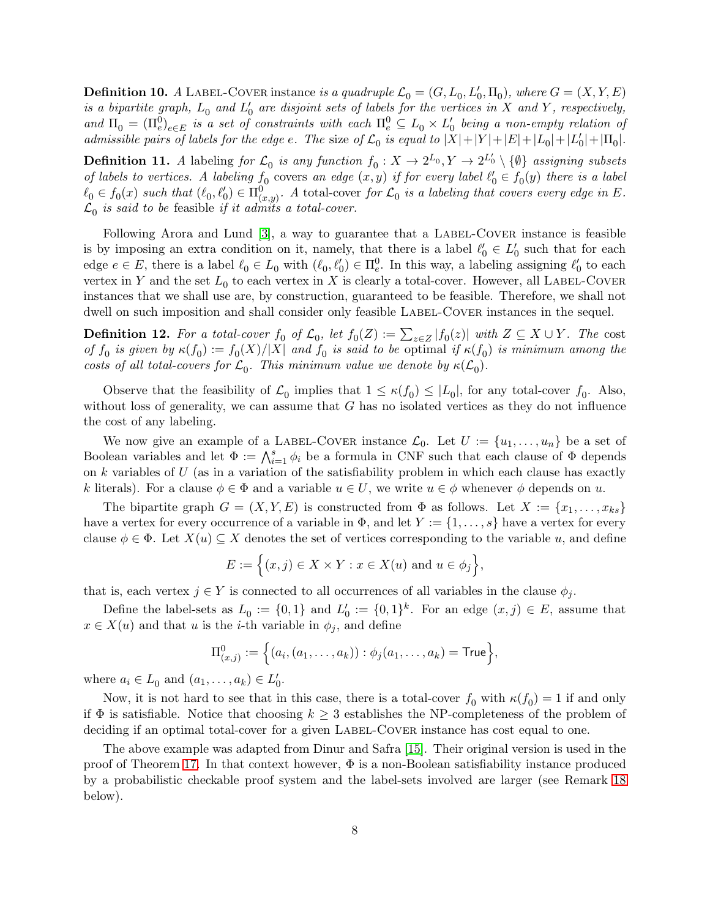**Definition 10.** *A* Label-Cover instance *is a quadruple $\mathcal{L}_0 = (G, L_0, L_0', \Pi_0)$, where $G = (X, Y, E)$ is a bipartite graph, $L_0$ and $L_0'$ are disjoint sets of labels for the vertices in $X$ and $Y$, respectively, and $\Pi_0 = (\Pi_e^0)_{e \in E}$ is a set of constraints with each $\Pi_e^0 \subseteq L_0 \times L_0'$ being a non-empty relation of admissible pairs of labels for the edge $e$. The* size *of $\mathcal{L}_0$ is equal to $|X|+|Y|+|E|+|L_0|+|L_0'|+|\Pi_0|$.*

**Definition 11.** *A* labeling *for $\mathcal{L}_0$ is any function $f_0 : X \to 2^{L_0}, Y \to 2^{L_0'} \setminus \{\emptyset\}$ assigning subsets of labels to vertices. A labeling $f_0$* covers *an edge $(x, y)$ if for every label $\ell_0' \in f_0(y)$ there is a label $\ell_0 \in f_0(x)$ such that $(\ell_0, \ell_0') \in \Pi_{(x,y)}^0$. A* total-cover *for $\mathcal{L}_0$ is a labeling that covers every edge in $E$. $\mathcal{L}_0$ is said to be* feasible *if it admits a total-cover.*

Following Arora and Lund [3], a way to guarantee that a Label-Cover instance is feasible is by imposing an extra condition on it, namely, that there is a label $\ell_0' \in L_0'$ such that for each edge $e \in E$, there is a label $\ell_0 \in L_0$ with $(\ell_0, \ell_0') \in \Pi_e^0$. In this way, a labeling assigning $\ell_0'$ to each vertex in $Y$ and the set $L_0$ to each vertex in $X$ is clearly a total-cover. However, all Label-Cover instances that we shall use are, by construction, guaranteed to be feasible. Therefore, we shall not dwell on such imposition and shall consider only feasible Label-Cover instances in the sequel.

**Definition 12.** *For a total-cover $f_0$ of $\mathcal{L}_0$, let $f_0(Z) := \sum_{z \in Z} |f_0(z)|$ with $Z \subseteq X \cup Y$. The* cost *of $f_0$ is given by $\kappa(f_0) := f_0(X)/|X|$ and $f_0$ is said to be* optimal *if $\kappa(f_0)$ is minimum among the costs of all total-covers for $\mathcal{L}_0$. This minimum value we denote by $\kappa(\mathcal{L}_0)$.*

Observe that the feasibility of $\mathcal{L}_0$ implies that $1 \le \kappa(f_0) \le |L_0|$, for any total-cover $f_0$. Also, without loss of generality, we can assume that $G$ has no isolated vertices as they do not influence the cost of any labeling.

We now give an example of a Label-Cover instance $\mathcal{L}_0$. Let $U := \{u_1, \ldots, u_n\}$ be a set of Boolean variables and let $\Phi := \bigwedge_{i=1}^{s} \phi_i$ be a formula in CNF such that each clause of $\Phi$ depends on $k$ variables of $U$ (as in a variation of the satisfiability problem in which each clause has exactly $k$ literals). For a clause $\phi \in \Phi$ and a variable $u \in U$, we write $u \in \phi$ whenever $\phi$ depends on $u$.

The bipartite graph $G = (X, Y, E)$ is constructed from $\Phi$ as follows. Let $X := \{x_1, \ldots, x_{ks}\}$ have a vertex for every occurrence of a variable in $\Phi$, and let $Y := \{1, \ldots, s\}$ have a vertex for every clause $\phi \in \Phi$. Let $X(u) \subseteq X$ denotes the set of vertices corresponding to the variable $u$, and define

$$E := \Big\{(x, j) \in X \times Y : x \in X(u) \text{ and } u \in \phi_j\Big\},$$

that is, each vertex $j \in Y$ is connected to all occurrences of all variables in the clause $\phi_j$.

Define the label-sets as $L_0 := \{0, 1\}$ and $L_0' := \{0, 1\}^k$. For an edge $(x, j) \in E$, assume that $x \in X(u)$ and that $u$ is the $i$-th variable in $\phi_j$, and define

$$\Pi_{(x,j)}^0 := \Big\{(a_i, (a_1, \ldots, a_k)) : \phi_j(a_1, \ldots, a_k) = \mathsf{True}\Big\},$$

where $a_i \in L_0$ and $(a_1, \ldots, a_k) \in L_0'$.

Now, it is not hard to see that in this case, there is a total-cover $f_0$ with $\kappa(f_0) = 1$ if and only if $\Phi$ is satisfiable. Notice that choosing $k \ge 3$ establishes the NP-completeness of the problem of deciding if an optimal total-cover for a given Label-Cover instance has cost equal to one.

The above example was adapted from Dinur and Safra [15]. Their original version is used in the proof of Theorem 17. In that context however, $\Phi$ is a non-Boolean satisfiability instance produced by a probabilistic checkable proof system and the label-sets involved are larger (see Remark 18 below).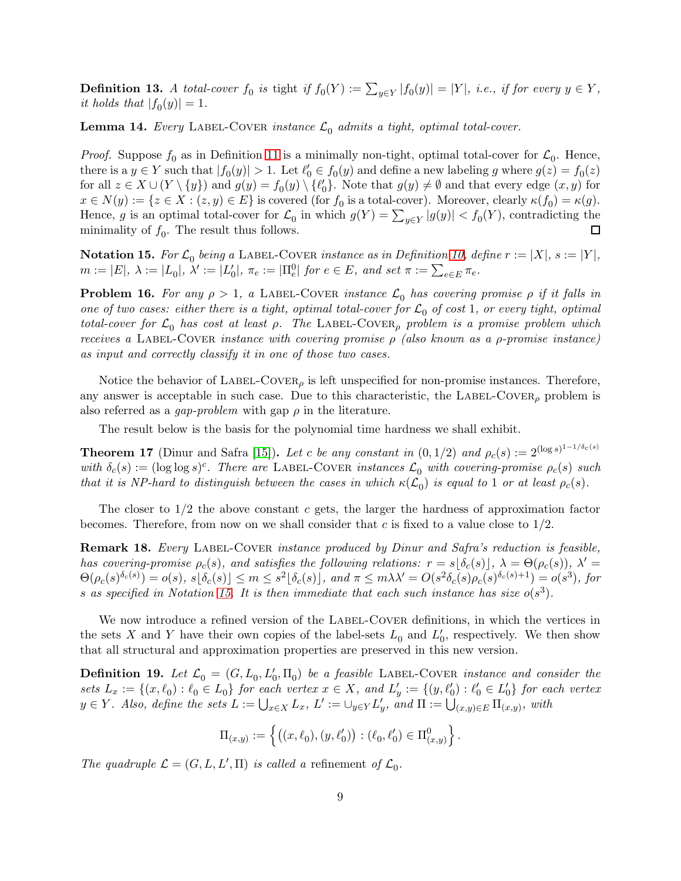**Definition 13.** *A total-cover $f_0$ is* tight *if $f_0(Y) := \sum_{y \in Y} |f_0(y)| = |Y|$, i.e., if for every $y \in Y$, it holds that $|f_0(y)| = 1$.*

**Lemma 14.** *Every* Label-Cover *instance $\mathcal{L}_0$ admits a tight, optimal total-cover.*

*Proof.* Suppose $f_0$ as in Definition 11 is a minimally non-tight, optimal total-cover for $\mathcal{L}_0$. Hence, there is a $y \in Y$ such that $|f_0(y)| > 1$. Let $\ell_0' \in f_0(y)$ and define a new labeling $g$ where $g(z) = f_0(z)$ for all $z \in X \cup (Y \setminus \{y\})$ and $g(y) = f_0(y) \setminus \{\ell_0'\}$. Note that $g(y) \neq \emptyset$ and that every edge $(x, y)$ for $x \in N(y) := \{z \in X : (z, y) \in E\}$ is covered (for $f_0$ is a total-cover). Moreover, clearly $\kappa(f_0) = \kappa(g)$. Hence, $g$ is an optimal total-cover for $\mathcal{L}_0$ in which $g(Y) = \sum_{y \in Y} |g(y)| < f_0(Y)$, contradicting the minimality of $f_0$. The result thus follows. □

**Notation 15.** *For $\mathcal{L}_0$ being a* Label-Cover *instance as in Definition 10, define $r := |X|$, $s := |Y|$, $m := |E|$, $\lambda := |L_0|$, $\lambda' := |L_0'|$, $\pi_e := |\Pi_e^0|$ for $e \in E$, and set $\pi := \sum_{e \in E} \pi_e$.*

**Problem 16.** *For any $\rho > 1$, a* Label-Cover *instance $\mathcal{L}_0$ has covering promise $\rho$ if it falls in one of two cases: either there is a tight, optimal total-cover for $\mathcal{L}_0$ of cost 1, or every tight, optimal total-cover for $\mathcal{L}_0$ has cost at least $\rho$. The* Label-Cover$_\rho$ *problem is a promise problem which receives a* Label-Cover *instance with covering promise $\rho$ (also known as a $\rho$-promise instance) as input and correctly classify it in one of those two cases.*

Notice the behavior of Label-Cover$_\rho$ is left unspecified for non-promise instances. Therefore, any answer is acceptable in such case. Due to this characteristic, the Label-Cover$_\rho$ problem is also referred as a *gap-problem* with gap $\rho$ in the literature.

The result below is the basis for the polynomial time hardness we shall exhibit.

**Theorem 17** (Dinur and Safra [15])**.** *Let $c$ be any constant in $(0, 1/2)$ and $\rho_c(s) := 2^{(\log s)^{1-1/\delta_c(s)}}$ with $\delta_c(s) := (\log\log s)^c$. There are* Label-Cover *instances $\mathcal{L}_0$ with covering-promise $\rho_c(s)$ such that it is NP-hard to distinguish between the cases in which $\kappa(\mathcal{L}_0)$ is equal to 1 or at least $\rho_c(s)$.*

The closer to $1/2$ the above constant $c$ gets, the larger the hardness of approximation factor becomes. Therefore, from now on we shall consider that $c$ is fixed to a value close to $1/2$.

**Remark 18.** *Every* Label-Cover *instance produced by Dinur and Safra's reduction is feasible, has covering-promise $\rho_c(s)$, and satisfies the following relations: $r = s\lfloor\delta_c(s)\rfloor$, $\lambda = \Theta(\rho_c(s))$, $\lambda' = \Theta(\rho_c(s)^{\delta_c(s)}) = o(s)$, $s\lfloor\delta_c(s)\rfloor \le m \le s^2\lfloor\delta_c(s)\rfloor$, and $\pi \le m\lambda\lambda' = O(s^2\delta_c(s)\rho_c(s)^{\delta_c(s)+1}) = o(s^3)$, for $s$ as specified in Notation 15. It is then immediate that each such instance has size $o(s^3)$.*

We now introduce a refined version of the Label-Cover definitions, in which the vertices in the sets $X$ and $Y$ have their own copies of the label-sets $L_0$ and $L_0'$, respectively. We then show that all structural and approximation properties are preserved in this new version.

**Definition 19.** *Let $\mathcal{L}_0 = (G, L_0, L_0', \Pi_0)$ be a feasible* Label-Cover *instance and consider the sets $L_x := \{(x, \ell_0) : \ell_0 \in L_0\}$ for each vertex $x \in X$, and $L_y' := \{(y, \ell_0') : \ell_0' \in L_0'\}$ for each vertex $y \in Y$. Also, define the sets $L := \bigcup_{x \in X} L_x$, $L' := \cup_{y \in Y} L_y'$, and $\Pi := \bigcup_{(x,y) \in E} \Pi_{(x,y)}$, with*

$$\Pi_{(x,y)} := \left\{ \big((x, \ell_0), (y, \ell_0')\big) : (\ell_0, \ell_0') \in \Pi^0_{(x,y)} \right\}.$$

*The quadruple $\mathcal{L} = (G, L, L', \Pi)$ is called a* refinement *of $\mathcal{L}_0$.*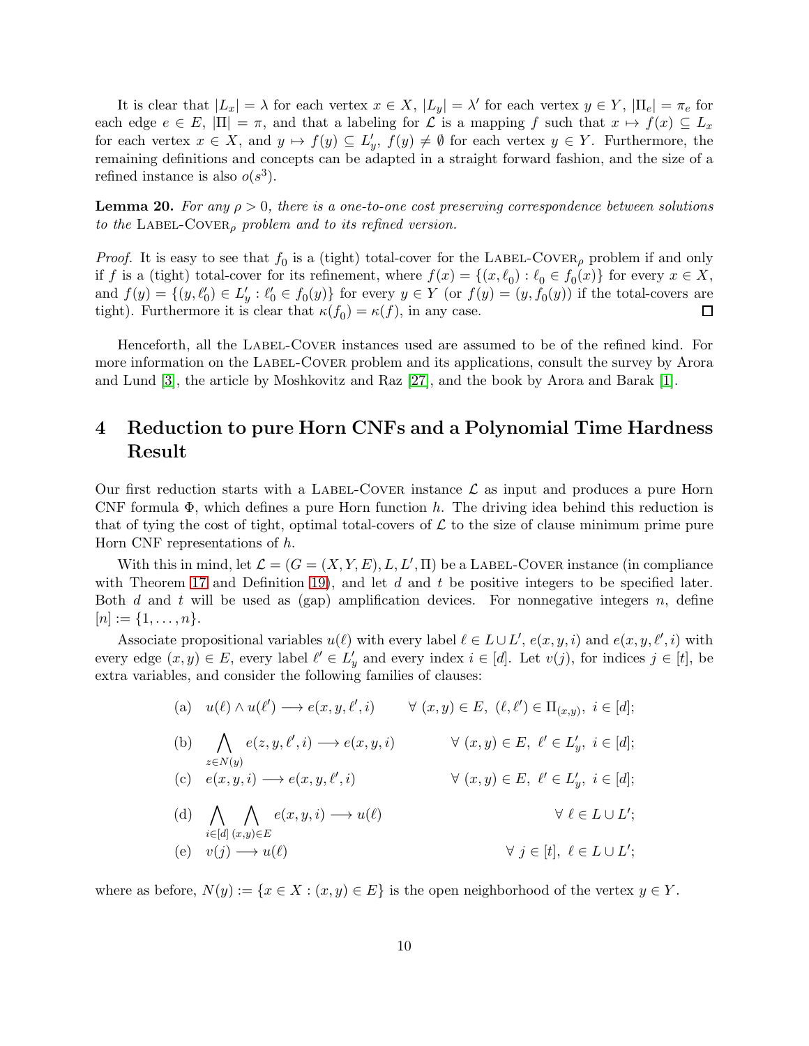It is clear that $|L_x| = \lambda$ for each vertex $x \in X$, $|L_y| = \lambda'$ for each vertex $y \in Y$, $|\Pi_e| = \pi_e$ for each edge $e \in E$, $|\Pi| = \pi$, and that a labeling for $\mathcal{L}$ is a mapping $f$ such that $x \mapsto f(x) \subseteq L_x$ for each vertex $x \in X$, and $y \mapsto f(y) \subseteq L'_y$, $f(y) \neq \emptyset$ for each vertex $y \in Y$. Furthermore, the remaining definitions and concepts can be adapted in a straight forward fashion, and the size of a refined instance is also $o(s^3)$.

**Lemma 20.** *For any $\rho > 0$, there is a one-to-one cost preserving correspondence between solutions to the* Label-Cover$_\rho$ *problem and to its refined version.*

*Proof.* It is easy to see that $f_0$ is a (tight) total-cover for the Label-Cover$_\rho$ problem if and only if $f$ is a (tight) total-cover for its refinement, where $f(x) = \{(x, \ell_0) : \ell_0 \in f_0(x)\}$ for every $x \in X$, and $f(y) = \{(y, \ell'_0) \in L'_y : \ell'_0 \in f_0(y)\}$ for every $y \in Y$ (or $f(y) = (y, f_0(y))$ if the total-covers are tight). Furthermore it is clear that $\kappa(f_0) = \kappa(f)$, in any case. $\square$

Henceforth, all the Label-Cover instances used are assumed to be of the refined kind. For more information on the Label-Cover problem and its applications, consult the survey by Arora and Lund [3], the article by Moshkovitz and Raz [27], and the book by Arora and Barak [1].

# 4 Reduction to pure Horn CNFs and a Polynomial Time Hardness Result

Our first reduction starts with a Label-Cover instance $\mathcal{L}$ as input and produces a pure Horn CNF formula $\Phi$, which defines a pure Horn function $h$. The driving idea behind this reduction is that of tying the cost of tight, optimal total-covers of $\mathcal{L}$ to the size of clause minimum prime pure Horn CNF representations of $h$.

With this in mind, let $\mathcal{L} = (G = (X, Y, E), L, L', \Pi)$ be a Label-Cover instance (in compliance with Theorem 17 and Definition 19), and let $d$ and $t$ be positive integers to be specified later. Both $d$ and $t$ will be used as (gap) amplification devices. For nonnegative integers $n$, define $[n] := \{1, \ldots, n\}$.

Associate propositional variables $u(\ell)$ with every label $\ell \in L \cup L'$, $e(x, y, i)$ and $e(x, y, \ell', i)$ with every edge $(x, y) \in E$, every label $\ell' \in L'_y$ and every index $i \in [d]$. Let $v(j)$, for indices $j \in [t]$, be extra variables, and consider the following families of clauses:

$$
\begin{array}{llr}
\text{(a)} & u(\ell) \wedge u(\ell') \longrightarrow e(x, y, \ell', i) & \forall\ (x, y) \in E,\ (\ell, \ell') \in \Pi_{(x,y)},\ i \in [d]; \\[1em]
\text{(b)} & \displaystyle\bigwedge_{z \in N(y)} e(z, y, \ell', i) \longrightarrow e(x, y, i) & \forall\ (x, y) \in E,\ \ell' \in L'_y,\ i \in [d]; \\[1em]
\text{(c)} & e(x, y, i) \longrightarrow e(x, y, \ell', i) & \forall\ (x, y) \in E,\ \ell' \in L'_y,\ i \in [d]; \\[1em]
\text{(d)} & \displaystyle\bigwedge_{i \in [d]} \bigwedge_{(x,y) \in E} e(x, y, i) \longrightarrow u(\ell) & \forall\ \ell \in L \cup L'; \\[1em]
\text{(e)} & v(j) \longrightarrow u(\ell) & \forall\ j \in [t],\ \ell \in L \cup L';
\end{array}
$$

where as before, $N(y) := \{x \in X : (x, y) \in E\}$ is the open neighborhood of the vertex $y \in Y$.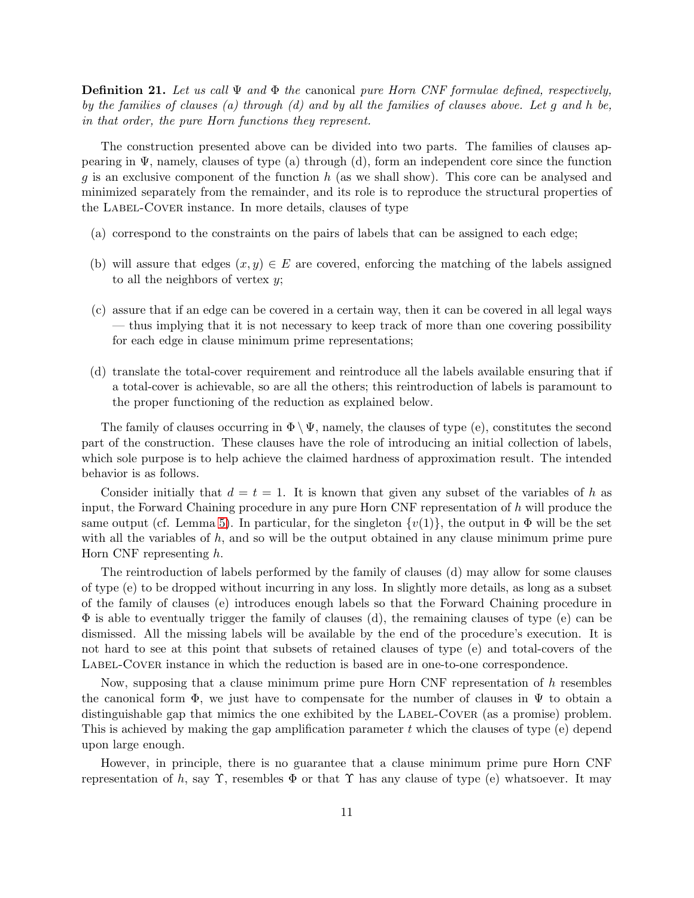**Definition 21.** *Let us call $\Psi$ and $\Phi$ the* canonical *pure Horn CNF formulae defined, respectively, by the families of clauses (a) through (d) and by all the families of clauses above. Let $g$ and $h$ be, in that order, the pure Horn functions they represent.*

The construction presented above can be divided into two parts. The families of clauses appearing in $\Psi$, namely, clauses of type (a) through (d), form an independent core since the function $g$ is an exclusive component of the function $h$ (as we shall show). This core can be analysed and minimized separately from the remainder, and its role is to reproduce the structural properties of the Label-Cover instance. In more details, clauses of type

(a) correspond to the constraints on the pairs of labels that can be assigned to each edge;

(b) will assure that edges $(x, y) \in E$ are covered, enforcing the matching of the labels assigned to all the neighbors of vertex $y$;

(c) assure that if an edge can be covered in a certain way, then it can be covered in all legal ways — thus implying that it is not necessary to keep track of more than one covering possibility for each edge in clause minimum prime representations;

(d) translate the total-cover requirement and reintroduce all the labels available ensuring that if a total-cover is achievable, so are all the others; this reintroduction of labels is paramount to the proper functioning of the reduction as explained below.

The family of clauses occurring in $\Phi \setminus \Psi$, namely, the clauses of type (e), constitutes the second part of the construction. These clauses have the role of introducing an initial collection of labels, which sole purpose is to help achieve the claimed hardness of approximation result. The intended behavior is as follows.

Consider initially that $d = t = 1$. It is known that given any subset of the variables of $h$ as input, the Forward Chaining procedure in any pure Horn CNF representation of $h$ will produce the same output (cf. Lemma 5). In particular, for the singleton $\{v(1)\}$, the output in $\Phi$ will be the set with all the variables of $h$, and so will be the output obtained in any clause minimum prime pure Horn CNF representing $h$.

The reintroduction of labels performed by the family of clauses (d) may allow for some clauses of type (e) to be dropped without incurring in any loss. In slightly more details, as long as a subset of the family of clauses (e) introduces enough labels so that the Forward Chaining procedure in $\Phi$ is able to eventually trigger the family of clauses (d), the remaining clauses of type (e) can be dismissed. All the missing labels will be available by the end of the procedure's execution. It is not hard to see at this point that subsets of retained clauses of type (e) and total-covers of the Label-Cover instance in which the reduction is based are in one-to-one correspondence.

Now, supposing that a clause minimum prime pure Horn CNF representation of $h$ resembles the canonical form $\Phi$, we just have to compensate for the number of clauses in $\Psi$ to obtain a distinguishable gap that mimics the one exhibited by the Label-Cover (as a promise) problem. This is achieved by making the gap amplification parameter $t$ which the clauses of type (e) depend upon large enough.

However, in principle, there is no guarantee that a clause minimum prime pure Horn CNF representation of $h$, say $\Upsilon$, resembles $\Phi$ or that $\Upsilon$ has any clause of type (e) whatsoever. It may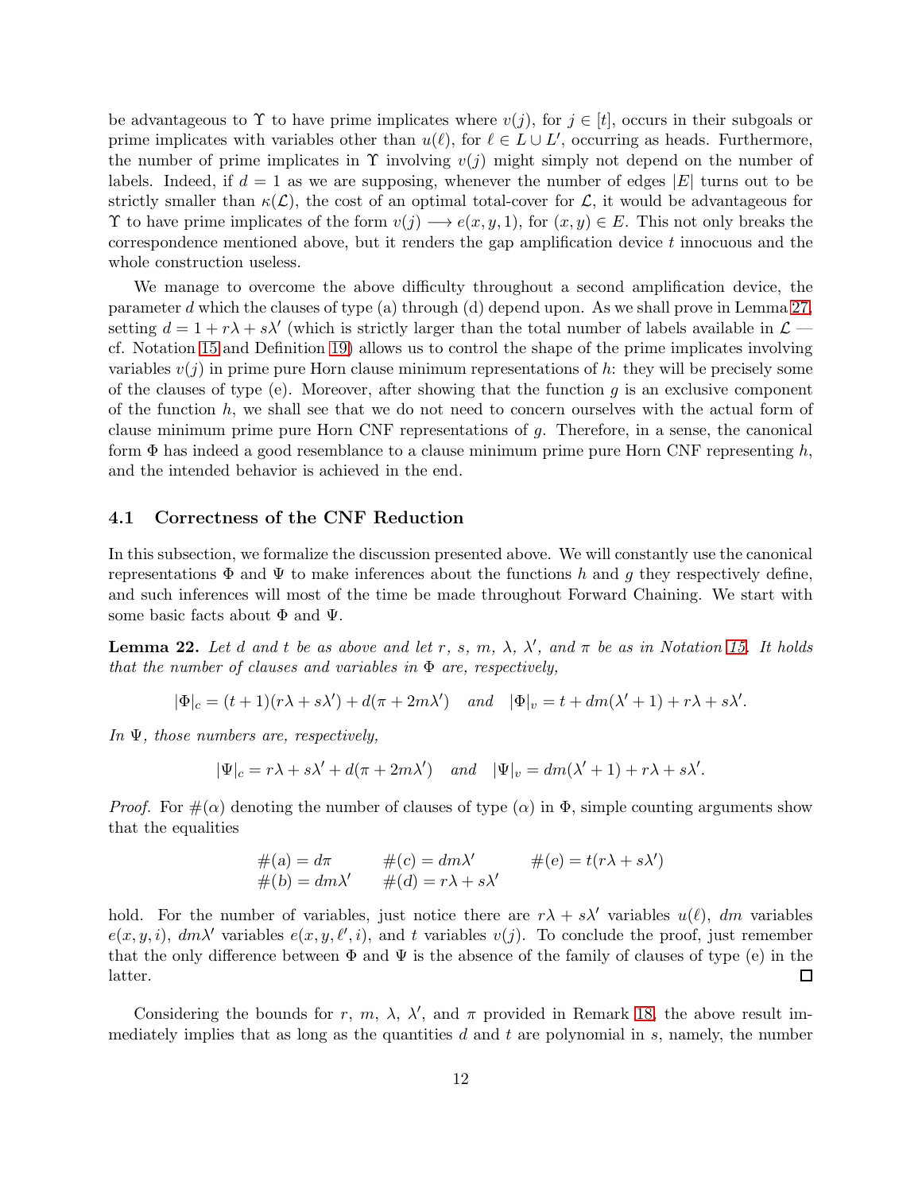be advantageous to $\Upsilon$ to have prime implicates where $v(j)$, for $j \in [t]$, occurs in their subgoals or prime implicates with variables other than $u(\ell)$, for $\ell \in L \cup L'$, occurring as heads. Furthermore, the number of prime implicates in $\Upsilon$ involving $v(j)$ might simply not depend on the number of labels. Indeed, if $d = 1$ as we are supposing, whenever the number of edges $|E|$ turns out to be strictly smaller than $\kappa(\mathcal{L})$, the cost of an optimal total-cover for $\mathcal{L}$, it would be advantageous for $\Upsilon$ to have prime implicates of the form $v(j) \longrightarrow e(x, y, 1)$, for $(x, y) \in E$. This not only breaks the correspondence mentioned above, but it renders the gap amplification device $t$ innocuous and the whole construction useless.

We manage to overcome the above difficulty throughout a second amplification device, the parameter $d$ which the clauses of type (a) through (d) depend upon. As we shall prove in Lemma 27, setting $d = 1 + r\lambda + s\lambda'$ (which is strictly larger than the total number of labels available in $\mathcal{L}$ — cf. Notation 15 and Definition 19) allows us to control the shape of the prime implicates involving variables $v(j)$ in prime pure Horn clause minimum representations of $h$: they will be precisely some of the clauses of type (e). Moreover, after showing that the function $g$ is an exclusive component of the function $h$, we shall see that we do not need to concern ourselves with the actual form of clause minimum prime pure Horn CNF representations of $g$. Therefore, in a sense, the canonical form $\Phi$ has indeed a good resemblance to a clause minimum prime pure Horn CNF representing $h$, and the intended behavior is achieved in the end.

## 4.1 Correctness of the CNF Reduction

In this subsection, we formalize the discussion presented above. We will constantly use the canonical representations $\Phi$ and $\Psi$ to make inferences about the functions $h$ and $g$ they respectively define, and such inferences will most of the time be made throughout Forward Chaining. We start with some basic facts about $\Phi$ and $\Psi$.

**Lemma 22.** *Let $d$ and $t$ be as above and let $r$, $s$, $m$, $\lambda$, $\lambda'$, and $\pi$ be as in Notation 15. It holds that the number of clauses and variables in $\Phi$ are, respectively,*

$$|\Phi|_c = (t+1)(r\lambda + s\lambda') + d(\pi + 2m\lambda') \quad \text{and} \quad |\Phi|_v = t + dm(\lambda' + 1) + r\lambda + s\lambda'.$$

*In $\Psi$, those numbers are, respectively,*

$$|\Psi|_c = r\lambda + s\lambda' + d(\pi + 2m\lambda') \quad \text{and} \quad |\Psi|_v = dm(\lambda' + 1) + r\lambda + s\lambda'.$$

*Proof.* For $\#(\alpha)$ denoting the number of clauses of type $(\alpha)$ in $\Phi$, simple counting arguments show that the equalities

$$\begin{array}{lll} \#(\mathrm{a}) = d\pi & \#(\mathrm{c}) = dm\lambda' & \#(\mathrm{e}) = t(r\lambda + s\lambda') \\ \#(\mathrm{b}) = dm\lambda' & \#(\mathrm{d}) = r\lambda + s\lambda' & \end{array}$$

hold. For the number of variables, just notice there are $r\lambda + s\lambda'$ variables $u(\ell)$, $dm$ variables $e(x, y, i)$, $dm\lambda'$ variables $e(x, y, \ell', i)$, and $t$ variables $v(j)$. To conclude the proof, just remember that the only difference between $\Phi$ and $\Psi$ is the absence of the family of clauses of type (e) in the latter. $\square$

Considering the bounds for $r$, $m$, $\lambda$, $\lambda'$, and $\pi$ provided in Remark 18, the above result immediately implies that as long as the quantities $d$ and $t$ are polynomial in $s$, namely, the number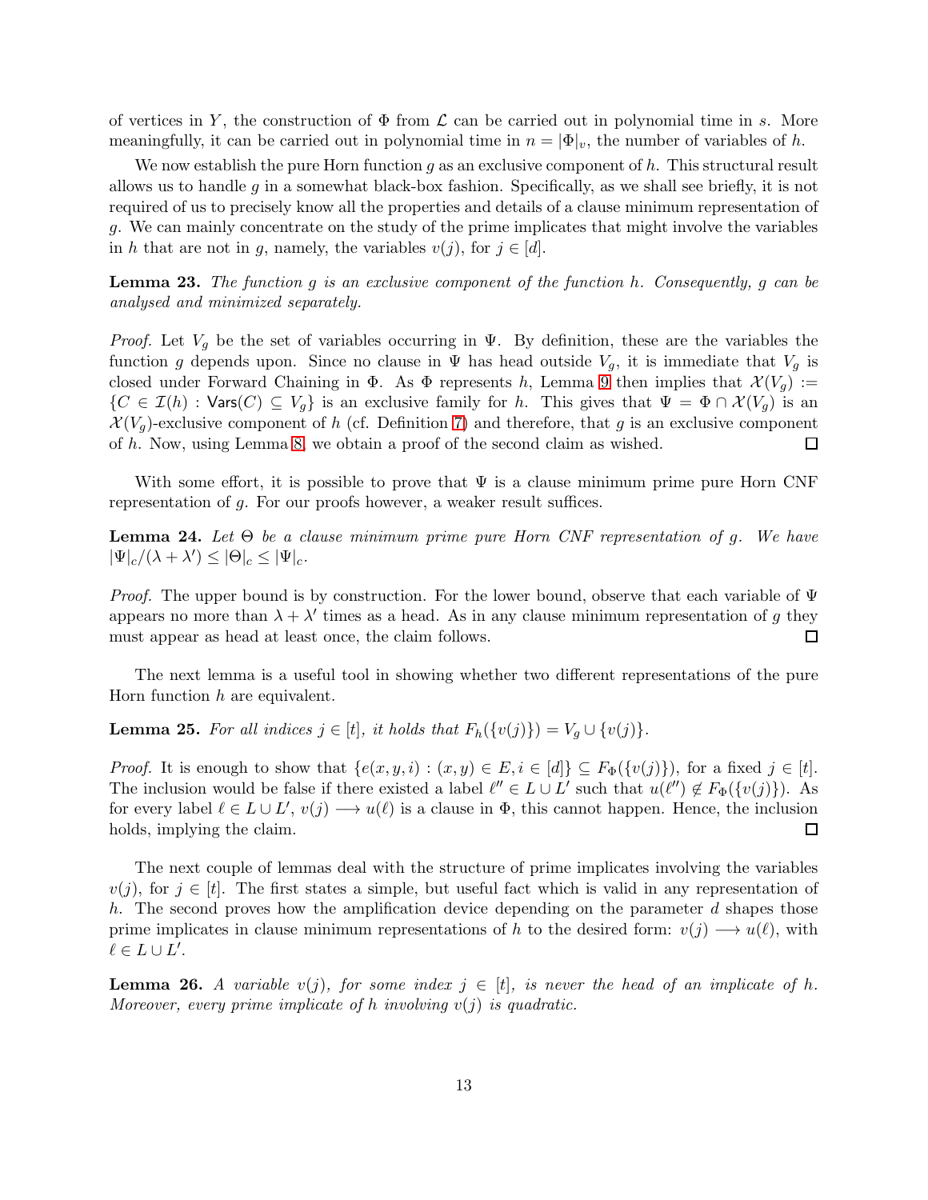of vertices in $Y$, the construction of $\Phi$ from $\mathcal{L}$ can be carried out in polynomial time in $s$. More meaningfully, it can be carried out in polynomial time in $n = |\Phi|_v$, the number of variables of $h$.

We now establish the pure Horn function $g$ as an exclusive component of $h$. This structural result allows us to handle $g$ in a somewhat black-box fashion. Specifically, as we shall see briefly, it is not required of us to precisely know all the properties and details of a clause minimum representation of $g$. We can mainly concentrate on the study of the prime implicates that might involve the variables in $h$ that are not in $g$, namely, the variables $v(j)$, for $j \in [d]$.

**Lemma 23.** *The function $g$ is an exclusive component of the function $h$. Consequently, $g$ can be analysed and minimized separately.*

*Proof.* Let $V_g$ be the set of variables occurring in $\Psi$. By definition, these are the variables the function $g$ depends upon. Since no clause in $\Psi$ has head outside $V_g$, it is immediate that $V_g$ is closed under Forward Chaining in $\Phi$. As $\Phi$ represents $h$, Lemma 9 then implies that $\mathcal{X}(V_g) := \{C \in \mathcal{I}(h) : \mathsf{Vars}(C) \subseteq V_g\}$ is an exclusive family for $h$. This gives that $\Psi = \Phi \cap \mathcal{X}(V_g)$ is an $\mathcal{X}(V_g)$-exclusive component of $h$ (cf. Definition 7) and therefore, that $g$ is an exclusive component of $h$. Now, using Lemma 8, we obtain a proof of the second claim as wished. $\square$

With some effort, it is possible to prove that $\Psi$ is a clause minimum prime pure Horn CNF representation of $g$. For our proofs however, a weaker result suffices.

**Lemma 24.** *Let $\Theta$ be a clause minimum prime pure Horn CNF representation of $g$. We have $|\Psi|_c/(\lambda + \lambda') \leq |\Theta|_c \leq |\Psi|_c$.*

*Proof.* The upper bound is by construction. For the lower bound, observe that each variable of $\Psi$ appears no more than $\lambda + \lambda'$ times as a head. As in any clause minimum representation of $g$ they must appear as head at least once, the claim follows. $\square$

The next lemma is a useful tool in showing whether two different representations of the pure Horn function $h$ are equivalent.

**Lemma 25.** *For all indices $j \in [t]$, it holds that $F_h(\{v(j)\}) = V_g \cup \{v(j)\}$.*

*Proof.* It is enough to show that $\{e(x, y, i) : (x, y) \in E, i \in [d]\} \subseteq F_\Phi(\{v(j)\})$, for a fixed $j \in [t]$. The inclusion would be false if there existed a label $\ell'' \in L \cup L'$ such that $u(\ell'') \notin F_\Phi(\{v(j)\})$. As for every label $\ell \in L \cup L'$, $v(j) \longrightarrow u(\ell)$ is a clause in $\Phi$, this cannot happen. Hence, the inclusion holds, implying the claim. $\square$

The next couple of lemmas deal with the structure of prime implicates involving the variables $v(j)$, for $j \in [t]$. The first states a simple, but useful fact which is valid in any representation of $h$. The second proves how the amplification device depending on the parameter $d$ shapes those prime implicates in clause minimum representations of $h$ to the desired form: $v(j) \longrightarrow u(\ell)$, with $\ell \in L \cup L'$.

**Lemma 26.** *A variable $v(j)$, for some index $j \in [t]$, is never the head of an implicate of $h$. Moreover, every prime implicate of $h$ involving $v(j)$ is quadratic.*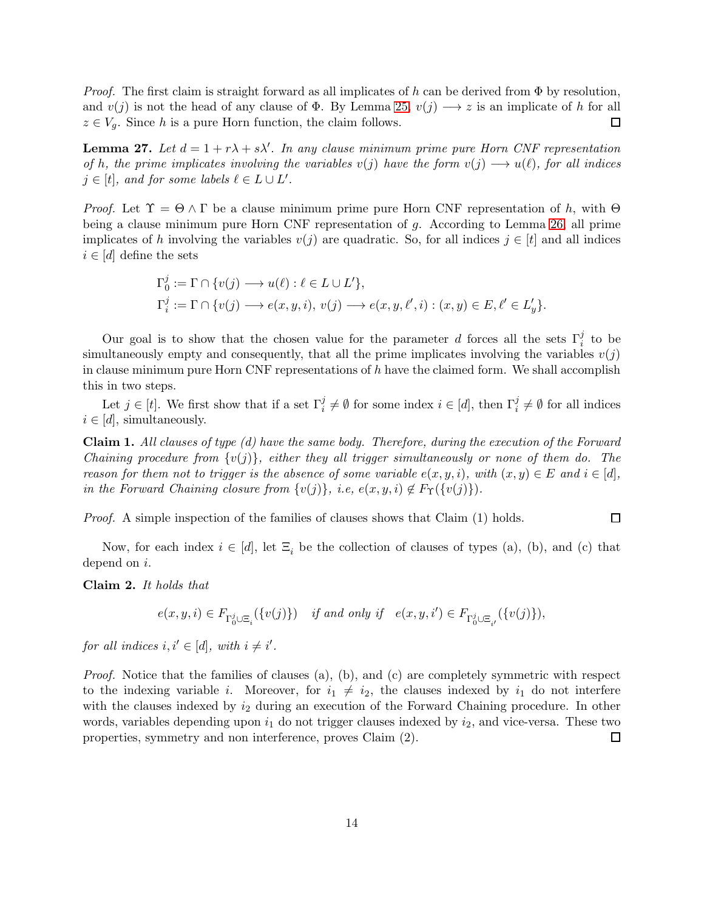*Proof.* The first claim is straight forward as all implicates of $h$ can be derived from $\Phi$ by resolution, and $v(j)$ is not the head of any clause of $\Phi$. By Lemma 25, $v(j) \longrightarrow z$ is an implicate of $h$ for all $z \in V_g$. Since $h$ is a pure Horn function, the claim follows. $\square$

**Lemma 27.** *Let $d = 1 + r\lambda + s\lambda'$. In any clause minimum prime pure Horn CNF representation of $h$, the prime implicates involving the variables $v(j)$ have the form $v(j) \longrightarrow u(\ell)$, for all indices $j \in [t]$, and for some labels $\ell \in L \cup L'$.*

*Proof.* Let $\Upsilon = \Theta \wedge \Gamma$ be a clause minimum prime pure Horn CNF representation of $h$, with $\Theta$ being a clause minimum pure Horn CNF representation of $g$. According to Lemma 26, all prime implicates of $h$ involving the variables $v(j)$ are quadratic. So, for all indices $j \in [t]$ and all indices $i \in [d]$ define the sets

$$\Gamma_0^j := \Gamma \cap \{v(j) \longrightarrow u(\ell) : \ell \in L \cup L'\},$$
$$\Gamma_i^j := \Gamma \cap \{v(j) \longrightarrow e(x, y, i),\ v(j) \longrightarrow e(x, y, \ell', i) : (x, y) \in E, \ell' \in L'_y\}.$$

Our goal is to show that the chosen value for the parameter $d$ forces all the sets $\Gamma_i^j$ to be simultaneously empty and consequently, that all the prime implicates involving the variables $v(j)$ in clause minimum pure Horn CNF representations of $h$ have the claimed form. We shall accomplish this in two steps.

Let $j \in [t]$. We first show that if a set $\Gamma_i^j \neq \emptyset$ for some index $i \in [d]$, then $\Gamma_i^j \neq \emptyset$ for all indices $i \in [d]$, simultaneously.

**Claim 1.** *All clauses of type (d) have the same body. Therefore, during the execution of the Forward Chaining procedure from $\{v(j)\}$, either they all trigger simultaneously or none of them do. The reason for them not to trigger is the absence of some variable $e(x, y, i)$, with $(x, y) \in E$ and $i \in [d]$, in the Forward Chaining closure from $\{v(j)\}$, i.e, $e(x, y, i) \notin F_\Upsilon(\{v(j)\})$.*

*Proof.* A simple inspection of the families of clauses shows that Claim (1) holds. $\square$

Now, for each index $i \in [d]$, let $\Xi_i$ be the collection of clauses of types (a), (b), and (c) that depend on $i$.

**Claim 2.** *It holds that*

$$e(x, y, i) \in F_{\Gamma_0^j \cup \Xi_i}(\{v(j)\}) \quad \textit{if and only if} \quad e(x, y, i') \in F_{\Gamma_0^j \cup \Xi_{i'}}(\{v(j)\}),$$

*for all indices $i, i' \in [d]$, with $i \neq i'$.*

*Proof.* Notice that the families of clauses (a), (b), and (c) are completely symmetric with respect to the indexing variable $i$. Moreover, for $i_1 \neq i_2$, the clauses indexed by $i_1$ do not interfere with the clauses indexed by $i_2$ during an execution of the Forward Chaining procedure. In other words, variables depending upon $i_1$ do not trigger clauses indexed by $i_2$, and vice-versa. These two properties, symmetry and non interference, proves Claim (2). $\square$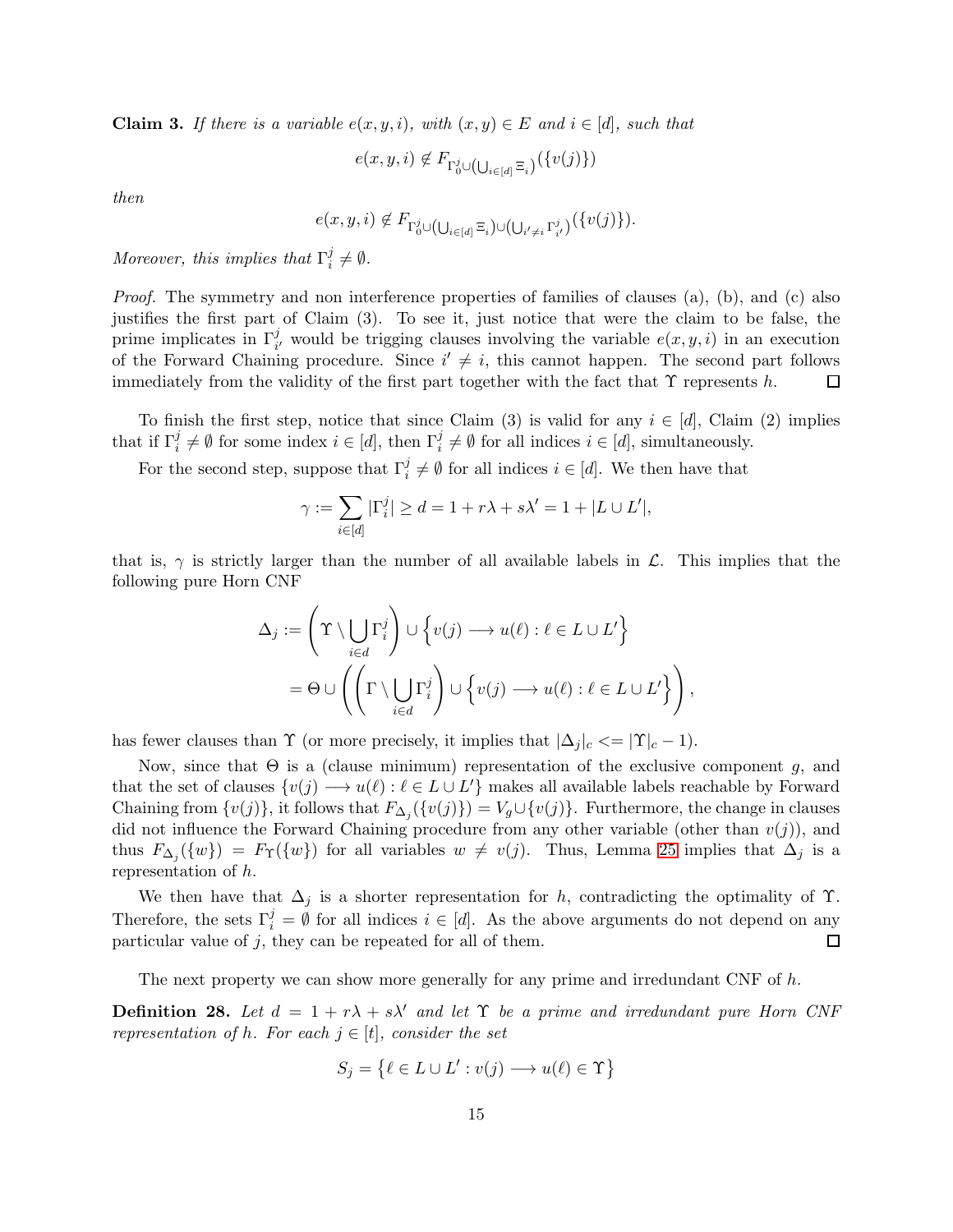**Claim 3.** *If there is a variable $e(x, y, i)$, with $(x, y) \in E$ and $i \in [d]$, such that*

$$e(x, y, i) \notin F_{\Gamma_0^j \cup \left(\bigcup_{i \in [d]} \Xi_i\right)}(\{v(j)\})$$

*then*

$$e(x, y, i) \notin F_{\Gamma_0^j \cup \left(\bigcup_{i \in [d]} \Xi_i\right) \cup \left(\bigcup_{i' \neq i} \Gamma_{i'}^j\right)}(\{v(j)\}).$$

*Moreover, this implies that $\Gamma_i^j \neq \emptyset$.*

*Proof.* The symmetry and non interference properties of families of clauses (a), (b), and (c) also justifies the first part of Claim (3). To see it, just notice that were the claim to be false, the prime implicates in $\Gamma_{i'}^j$ would be trigging clauses involving the variable $e(x, y, i)$ in an execution of the Forward Chaining procedure. Since $i' \neq i$, this cannot happen. The second part follows immediately from the validity of the first part together with the fact that $\Upsilon$ represents $h$. $\square$

To finish the first step, notice that since Claim (3) is valid for any $i \in [d]$, Claim (2) implies that if $\Gamma_i^j \neq \emptyset$ for some index $i \in [d]$, then $\Gamma_i^j \neq \emptyset$ for all indices $i \in [d]$, simultaneously.

For the second step, suppose that $\Gamma_i^j \neq \emptyset$ for all indices $i \in [d]$. We then have that

$$\gamma := \sum_{i \in [d]} |\Gamma_i^j| \geq d = 1 + r\lambda + s\lambda' = 1 + |L \cup L'|,$$

that is, $\gamma$ is strictly larger than the number of all available labels in $\mathcal{L}$. This implies that the following pure Horn CNF

$$\begin{aligned}
\Delta_j &:= \left(\Upsilon \setminus \bigcup_{i \in d} \Gamma_i^j\right) \cup \left\{v(j) \longrightarrow u(\ell) : \ell \in L \cup L'\right\} \\
&= \Theta \cup \left(\left(\Gamma \setminus \bigcup_{i \in d} \Gamma_i^j\right) \cup \left\{v(j) \longrightarrow u(\ell) : \ell \in L \cup L'\right\}\right),
\end{aligned}$$

has fewer clauses than $\Upsilon$ (or more precisely, it implies that $|\Delta_j|_c <= |\Upsilon|_c - 1$).

Now, since that $\Theta$ is a (clause minimum) representation of the exclusive component $g$, and that the set of clauses $\{v(j) \longrightarrow u(\ell) : \ell \in L \cup L'\}$ makes all available labels reachable by Forward Chaining from $\{v(j)\}$, it follows that $F_{\Delta_j}(\{v(j)\}) = V_g \cup \{v(j)\}$. Furthermore, the change in clauses did not influence the Forward Chaining procedure from any other variable (other than $v(j)$), and thus $F_{\Delta_j}(\{w\}) = F_\Upsilon(\{w\})$ for all variables $w \neq v(j)$. Thus, Lemma 25 implies that $\Delta_j$ is a representation of $h$.

We then have that $\Delta_j$ is a shorter representation for $h$, contradicting the optimality of $\Upsilon$. Therefore, the sets $\Gamma_i^j = \emptyset$ for all indices $i \in [d]$. As the above arguments do not depend on any particular value of $j$, they can be repeated for all of them. $\square$

The next property we can show more generally for any prime and irredundant CNF of $h$.

**Definition 28.** *Let $d = 1 + r\lambda + s\lambda'$ and let $\Upsilon$ be a prime and irredundant pure Horn CNF representation of $h$. For each $j \in [t]$, consider the set*

$$S_j = \left\{\ell \in L \cup L' : v(j) \longrightarrow u(\ell) \in \Upsilon\right\}$$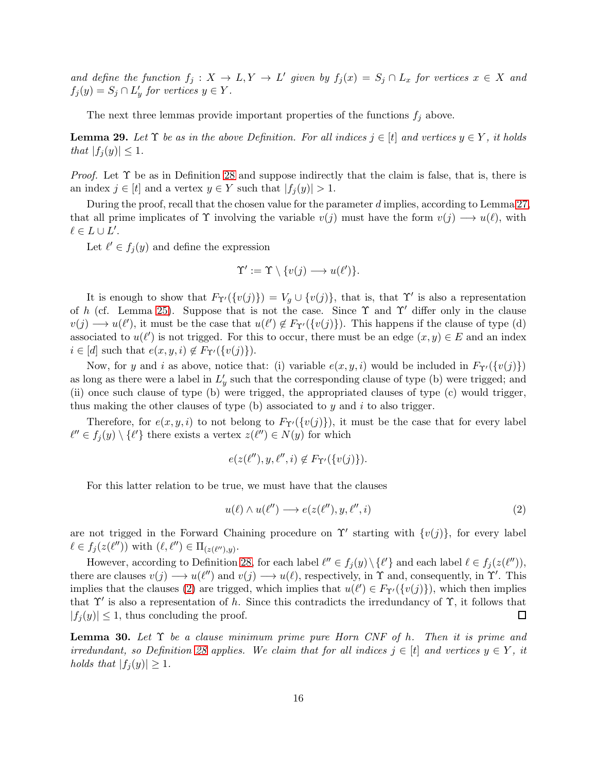*and define the function $f_j : X \to L, Y \to L'$ given by $f_j(x) = S_j \cap L_x$ for vertices $x \in X$ and $f_j(y) = S_j \cap L'_y$ for vertices $y \in Y$.*

The next three lemmas provide important properties of the functions $f_j$ above.

**Lemma 29.** *Let $\Upsilon$ be as in the above Definition. For all indices $j \in [t]$ and vertices $y \in Y$, it holds that $|f_j(y)| \leq 1$.*

*Proof.* Let $\Upsilon$ be as in Definition 28 and suppose indirectly that the claim is false, that is, there is an index $j \in [t]$ and a vertex $y \in Y$ such that $|f_j(y)| > 1$.

During the proof, recall that the chosen value for the parameter $d$ implies, according to Lemma 27, that all prime implicates of $\Upsilon$ involving the variable $v(j)$ must have the form $v(j) \longrightarrow u(\ell)$, with $\ell \in L \cup L'$.

Let $\ell' \in f_j(y)$ and define the expression

$$\Upsilon' := \Upsilon \setminus \{v(j) \longrightarrow u(\ell')\}.$$

It is enough to show that $F_{\Upsilon'}(\{v(j)\}) = V_g \cup \{v(j)\}$, that is, that $\Upsilon'$ is also a representation of $h$ (cf. Lemma 25). Suppose that is not the case. Since $\Upsilon$ and $\Upsilon'$ differ only in the clause $v(j) \longrightarrow u(\ell')$, it must be the case that $u(\ell') \notin F_{\Upsilon'}(\{v(j)\})$. This happens if the clause of type (d) associated to $u(\ell')$ is not trigged. For this to occur, there must be an edge $(x, y) \in E$ and an index $i \in [d]$ such that $e(x, y, i) \notin F_{\Upsilon'}(\{v(j)\})$.

Now, for $y$ and $i$ as above, notice that: (i) variable $e(x, y, i)$ would be included in $F_{\Upsilon'}(\{v(j)\})$ as long as there were a label in $L'_y$ such that the corresponding clause of type (b) were trigged; and (ii) once such clause of type (b) were trigged, the appropriated clauses of type (c) would trigger, thus making the other clauses of type (b) associated to $y$ and $i$ to also trigger.

Therefore, for $e(x, y, i)$ to not belong to $F_{\Upsilon'}(\{v(j)\})$, it must be the case that for every label $\ell'' \in f_j(y) \setminus \{\ell'\}$ there exists a vertex $z(\ell'') \in N(y)$ for which

$$e(z(\ell''), y, \ell'', i) \notin F_{\Upsilon'}(\{v(j)\}).$$

For this latter relation to be true, we must have that the clauses

$$u(\ell) \wedge u(\ell'') \longrightarrow e(z(\ell''), y, \ell'', i) \tag{2}$$

are not trigged in the Forward Chaining procedure on $\Upsilon'$ starting with $\{v(j)\}$, for every label $\ell \in f_j(z(\ell''))$ with $(\ell, \ell'') \in \Pi_{(z(\ell''),y)}$.

However, according to Definition 28, for each label $\ell'' \in f_j(y) \setminus \{\ell'\}$ and each label $\ell \in f_j(z(\ell''))$, there are clauses $v(j) \longrightarrow u(\ell'')$ and $v(j) \longrightarrow u(\ell)$, respectively, in $\Upsilon$ and, consequently, in $\Upsilon'$. This implies that the clauses (2) are trigged, which implies that $u(\ell') \in F_{\Upsilon'}(\{v(j)\})$, which then implies that $\Upsilon'$ is also a representation of $h$. Since this contradicts the irredundancy of $\Upsilon$, it follows that $|f_j(y)| \leq 1$, thus concluding the proof. $\square$

**Lemma 30.** *Let $\Upsilon$ be a clause minimum prime pure Horn CNF of $h$. Then it is prime and irredundant, so Definition 28 applies. We claim that for all indices $j \in [t]$ and vertices $y \in Y$, it holds that $|f_j(y)| \geq 1$.*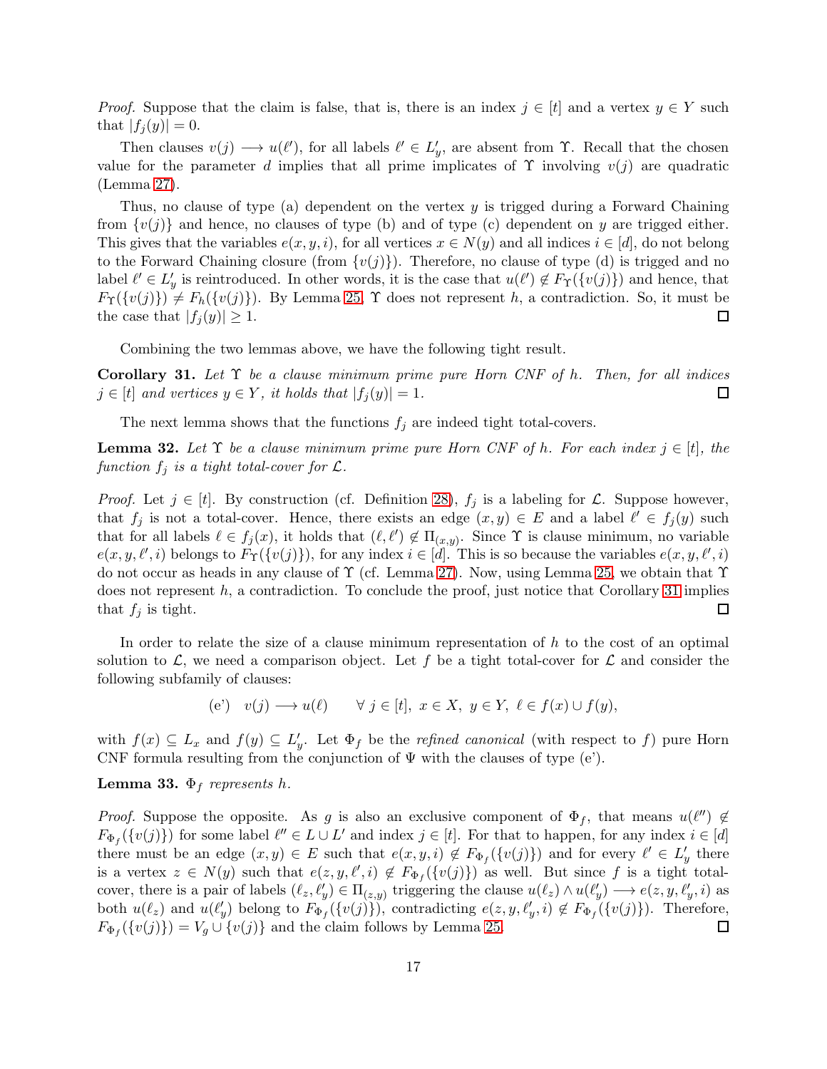*Proof.* Suppose that the claim is false, that is, there is an index $j \in [t]$ and a vertex $y \in Y$ such that $|f_j(y)| = 0$.

Then clauses $v(j) \longrightarrow u(\ell')$, for all labels $\ell' \in L'_y$, are absent from $\Upsilon$. Recall that the chosen value for the parameter $d$ implies that all prime implicates of $\Upsilon$ involving $v(j)$ are quadratic (Lemma 27).

Thus, no clause of type (a) dependent on the vertex $y$ is trigged during a Forward Chaining from $\{v(j)\}$ and hence, no clauses of type (b) and of type (c) dependent on $y$ are trigged either. This gives that the variables $e(x, y, i)$, for all vertices $x \in N(y)$ and all indices $i \in [d]$, do not belong to the Forward Chaining closure (from $\{v(j)\}$). Therefore, no clause of type (d) is trigged and no label $\ell' \in L'_y$ is reintroduced. In other words, it is the case that $u(\ell') \notin F_\Upsilon(\{v(j)\})$ and hence, that $F_\Upsilon(\{v(j)\}) \neq F_h(\{v(j)\})$. By Lemma 25, $\Upsilon$ does not represent $h$, a contradiction. So, it must be the case that $|f_j(y)| \geq 1$. ☐

Combining the two lemmas above, we have the following tight result.

**Corollary 31.** *Let $\Upsilon$ be a clause minimum prime pure Horn CNF of $h$. Then, for all indices $j \in [t]$ and vertices $y \in Y$, it holds that $|f_j(y)| = 1$.* ☐

The next lemma shows that the functions $f_j$ are indeed tight total-covers.

**Lemma 32.** *Let $\Upsilon$ be a clause minimum prime pure Horn CNF of $h$. For each index $j \in [t]$, the function $f_j$ is a tight total-cover for $\mathcal{L}$.*

*Proof.* Let $j \in [t]$. By construction (cf. Definition 28), $f_j$ is a labeling for $\mathcal{L}$. Suppose however, that $f_j$ is not a total-cover. Hence, there exists an edge $(x, y) \in E$ and a label $\ell' \in f_j(y)$ such that for all labels $\ell \in f_j(x)$, it holds that $(\ell, \ell') \notin \Pi_{(x,y)}$. Since $\Upsilon$ is clause minimum, no variable $e(x, y, \ell', i)$ belongs to $F_\Upsilon(\{v(j)\})$, for any index $i \in [d]$. This is so because the variables $e(x, y, \ell', i)$ do not occur as heads in any clause of $\Upsilon$ (cf. Lemma 27). Now, using Lemma 25, we obtain that $\Upsilon$ does not represent $h$, a contradiction. To conclude the proof, just notice that Corollary 31 implies that $f_j$ is tight. ☐

In order to relate the size of a clause minimum representation of $h$ to the cost of an optimal solution to $\mathcal{L}$, we need a comparison object. Let $f$ be a tight total-cover for $\mathcal{L}$ and consider the following subfamily of clauses:

$$\text{(e')} \quad v(j) \longrightarrow u(\ell) \qquad \forall\, j \in [t],\ x \in X,\ y \in Y,\ \ell \in f(x) \cup f(y),$$

with $f(x) \subseteq L_x$ and $f(y) \subseteq L'_y$. Let $\Phi_f$ be the *refined canonical* (with respect to $f$) pure Horn CNF formula resulting from the conjunction of $\Psi$ with the clauses of type (e').

**Lemma 33.** *$\Phi_f$ represents $h$.*

*Proof.* Suppose the opposite. As $g$ is also an exclusive component of $\Phi_f$, that means $u(\ell'') \notin F_{\Phi_f}(\{v(j)\})$ for some label $\ell'' \in L \cup L'$ and index $j \in [t]$. For that to happen, for any index $i \in [d]$ there must be an edge $(x, y) \in E$ such that $e(x, y, i) \notin F_{\Phi_f}(\{v(j)\})$ and for every $\ell' \in L'_y$ there is a vertex $z \in N(y)$ such that $e(z, y, \ell', i) \notin F_{\Phi_f}(\{v(j)\})$ as well. But since $f$ is a tight total-cover, there is a pair of labels $(\ell_z, \ell'_y) \in \Pi_{(z,y)}$ triggering the clause $u(\ell_z) \wedge u(\ell'_y) \longrightarrow e(z, y, \ell'_y, i)$ as both $u(\ell_z)$ and $u(\ell'_y)$ belong to $F_{\Phi_f}(\{v(j)\})$, contradicting $e(z, y, \ell'_y, i) \notin F_{\Phi_f}(\{v(j)\})$. Therefore, $F_{\Phi_f}(\{v(j)\}) = V_g \cup \{v(j)\}$ and the claim follows by Lemma 25. ☐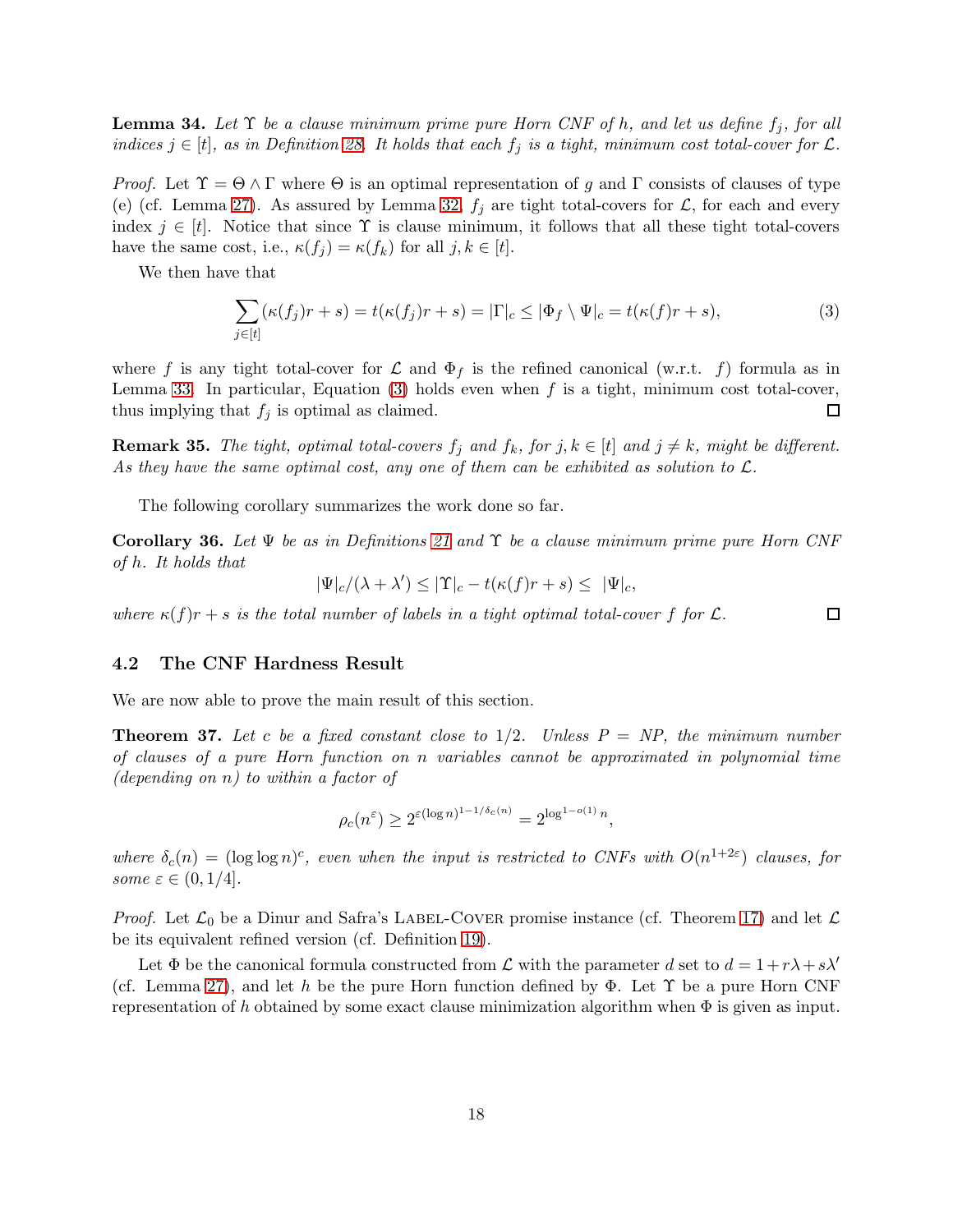**Lemma 34.** *Let $\Upsilon$ be a clause minimum prime pure Horn CNF of $h$, and let us define $f_j$, for all indices $j \in [t]$, as in Definition 28. It holds that each $f_j$ is a tight, minimum cost total-cover for $\mathcal{L}$.*

*Proof.* Let $\Upsilon = \Theta \wedge \Gamma$ where $\Theta$ is an optimal representation of $g$ and $\Gamma$ consists of clauses of type (e) (cf. Lemma 27). As assured by Lemma 32, $f_j$ are tight total-covers for $\mathcal{L}$, for each and every index $j \in [t]$. Notice that since $\Upsilon$ is clause minimum, it follows that all these tight total-covers have the same cost, i.e., $\kappa(f_j) = \kappa(f_k)$ for all $j, k \in [t]$.

We then have that

$$\sum_{j \in [t]} (\kappa(f_j)r + s) = t(\kappa(f_j)r + s) = |\Gamma|_c \leq |\Phi_f \setminus \Psi|_c = t(\kappa(f)r + s), \tag{3}$$

where $f$ is any tight total-cover for $\mathcal{L}$ and $\Phi_f$ is the refined canonical (w.r.t. $f$) formula as in Lemma 33. In particular, Equation (3) holds even when $f$ is a tight, minimum cost total-cover, thus implying that $f_j$ is optimal as claimed. $\square$

**Remark 35.** *The tight, optimal total-covers $f_j$ and $f_k$, for $j, k \in [t]$ and $j \neq k$, might be different. As they have the same optimal cost, any one of them can be exhibited as solution to $\mathcal{L}$.*

The following corollary summarizes the work done so far.

**Corollary 36.** *Let $\Psi$ be as in Definitions 21 and $\Upsilon$ be a clause minimum prime pure Horn CNF of $h$. It holds that*

$$|\Psi|_c/(\lambda + \lambda') \leq |\Upsilon|_c - t(\kappa(f)r + s) \leq |\Psi|_c,$$

*where $\kappa(f)r + s$ is the total number of labels in a tight optimal total-cover $f$ for $\mathcal{L}$.* $\square$

## 4.2 The CNF Hardness Result

We are now able to prove the main result of this section.

**Theorem 37.** *Let $c$ be a fixed constant close to $1/2$. Unless P = NP, the minimum number of clauses of a pure Horn function on $n$ variables cannot be approximated in polynomial time (depending on $n$) to within a factor of*

$$\rho_c(n^\varepsilon) \geq 2^{\varepsilon(\log n)^{1-1/\delta_c(n)}} = 2^{\log^{1-o(1)} n},$$

*where $\delta_c(n) = (\log \log n)^c$, even when the input is restricted to CNFs with $O(n^{1+2\varepsilon})$ clauses, for some $\varepsilon \in (0, 1/4]$.*

*Proof.* Let $\mathcal{L}_0$ be a Dinur and Safra's LABEL-COVER promise instance (cf. Theorem 17) and let $\mathcal{L}$ be its equivalent refined version (cf. Definition 19).

Let $\Phi$ be the canonical formula constructed from $\mathcal{L}$ with the parameter $d$ set to $d = 1 + r\lambda + s\lambda'$ (cf. Lemma 27), and let $h$ be the pure Horn function defined by $\Phi$. Let $\Upsilon$ be a pure Horn CNF representation of $h$ obtained by some exact clause minimization algorithm when $\Phi$ is given as input.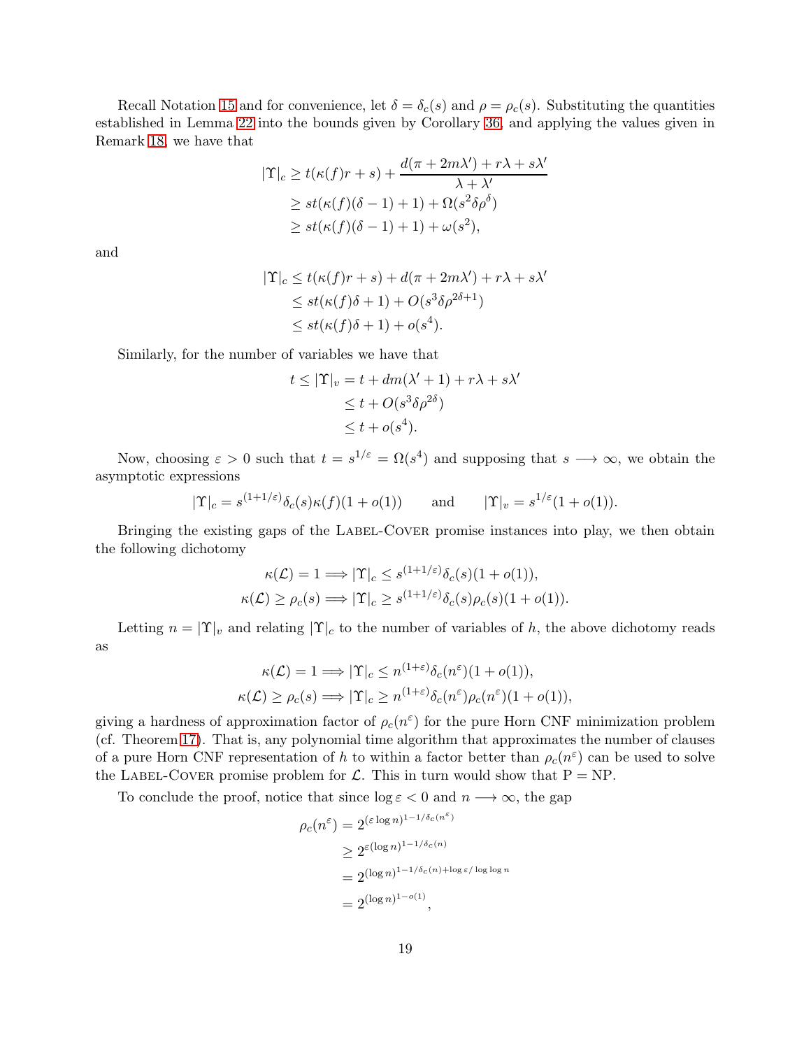Recall Notation 15 and for convenience, let $\delta = \delta_c(s)$ and $\rho = \rho_c(s)$. Substituting the quantities established in Lemma 22 into the bounds given by Corollary 36, and applying the values given in Remark 18, we have that

$$
\begin{aligned}
|\Upsilon|_c &\geq t(\kappa(f)r + s) + \frac{d(\pi + 2m\lambda') + r\lambda + s\lambda'}{\lambda + \lambda'} \\
&\geq st(\kappa(f)(\delta - 1) + 1) + \Omega(s^2\delta\rho^\delta) \\
&\geq st(\kappa(f)(\delta - 1) + 1) + \omega(s^2),
\end{aligned}
$$

and

$$
\begin{aligned}
|\Upsilon|_c &\leq t(\kappa(f)r + s) + d(\pi + 2m\lambda') + r\lambda + s\lambda' \\
&\leq st(\kappa(f)\delta + 1) + O(s^3\delta\rho^{2\delta+1}) \\
&\leq st(\kappa(f)\delta + 1) + o(s^4).
\end{aligned}
$$

Similarly, for the number of variables we have that

$$
\begin{aligned}
t \leq |\Upsilon|_v &= t + dm(\lambda' + 1) + r\lambda + s\lambda' \\
&\leq t + O(s^3\delta\rho^{2\delta}) \\
&\leq t + o(s^4).
\end{aligned}
$$

Now, choosing $\varepsilon > 0$ such that $t = s^{1/\varepsilon} = \Omega(s^4)$ and supposing that $s \longrightarrow \infty$, we obtain the asymptotic expressions

$$
|\Upsilon|_c = s^{(1+1/\varepsilon)}\delta_c(s)\kappa(f)(1 + o(1)) \qquad \text{and} \qquad |\Upsilon|_v = s^{1/\varepsilon}(1 + o(1)).
$$

Bringing the existing gaps of the Label-Cover promise instances into play, we then obtain the following dichotomy

$$
\begin{aligned}
\kappa(\mathcal{L}) = 1 &\Longrightarrow |\Upsilon|_c \leq s^{(1+1/\varepsilon)}\delta_c(s)(1 + o(1)), \\
\kappa(\mathcal{L}) \geq \rho_c(s) &\Longrightarrow |\Upsilon|_c \geq s^{(1+1/\varepsilon)}\delta_c(s)\rho_c(s)(1 + o(1)).
\end{aligned}
$$

Letting $n = |\Upsilon|_v$ and relating $|\Upsilon|_c$ to the number of variables of $h$, the above dichotomy reads as

$$
\begin{aligned}
\kappa(\mathcal{L}) = 1 &\Longrightarrow |\Upsilon|_c \leq n^{(1+\varepsilon)}\delta_c(n^\varepsilon)(1 + o(1)), \\
\kappa(\mathcal{L}) \geq \rho_c(s) &\Longrightarrow |\Upsilon|_c \geq n^{(1+\varepsilon)}\delta_c(n^\varepsilon)\rho_c(n^\varepsilon)(1 + o(1)),
\end{aligned}
$$

giving a hardness of approximation factor of $\rho_c(n^\varepsilon)$ for the pure Horn CNF minimization problem (cf. Theorem 17). That is, any polynomial time algorithm that approximates the number of clauses of a pure Horn CNF representation of $h$ to within a factor better than $\rho_c(n^\varepsilon)$ can be used to solve the Label-Cover promise problem for $\mathcal{L}$. This in turn would show that P = NP.

To conclude the proof, notice that since $\log \varepsilon < 0$ and $n \longrightarrow \infty$, the gap

$$
\begin{aligned}
\rho_c(n^\varepsilon) &= 2^{(\varepsilon \log n)^{1-1/\delta_c(n^\varepsilon)}} \\
&\geq 2^{\varepsilon(\log n)^{1-1/\delta_c(n)}} \\
&= 2^{(\log n)^{1-1/\delta_c(n) + \log \varepsilon / \log \log n}} \\
&= 2^{(\log n)^{1-o(1)}},
\end{aligned}
$$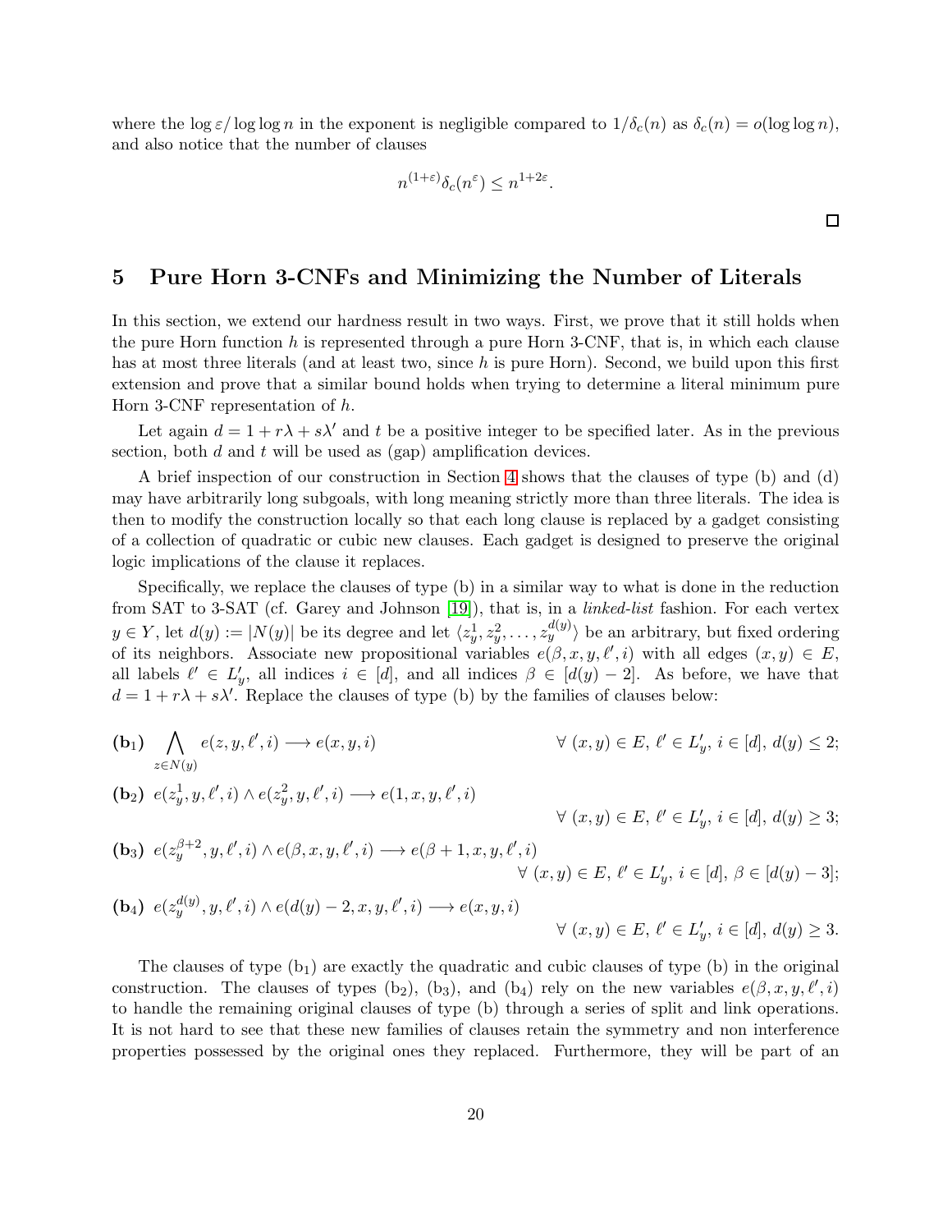where the $\log \varepsilon / \log \log n$ in the exponent is negligible compared to $1/\delta_c(n)$ as $\delta_c(n) = o(\log \log n)$, and also notice that the number of clauses

$$n^{(1+\varepsilon)}\delta_c(n^\varepsilon) \leq n^{1+2\varepsilon}.$$

□

# 5 Pure Horn 3-CNFs and Minimizing the Number of Literals

In this section, we extend our hardness result in two ways. First, we prove that it still holds when the pure Horn function $h$ is represented through a pure Horn 3-CNF, that is, in which each clause has at most three literals (and at least two, since $h$ is pure Horn). Second, we build upon this first extension and prove that a similar bound holds when trying to determine a literal minimum pure Horn 3-CNF representation of $h$.

Let again $d = 1 + r\lambda + s\lambda'$ and $t$ be a positive integer to be specified later. As in the previous section, both $d$ and $t$ will be used as (gap) amplification devices.

A brief inspection of our construction in Section 4 shows that the clauses of type (b) and (d) may have arbitrarily long subgoals, with long meaning strictly more than three literals. The idea is then to modify the construction locally so that each long clause is replaced by a gadget consisting of a collection of quadratic or cubic new clauses. Each gadget is designed to preserve the original logic implications of the clause it replaces.

Specifically, we replace the clauses of type (b) in a similar way to what is done in the reduction from SAT to 3-SAT (cf. Garey and Johnson [19]), that is, in a *linked-list* fashion. For each vertex $y \in Y$, let $d(y) := |N(y)|$ be its degree and let $\langle z_y^1, z_y^2, \ldots, z_y^{d(y)} \rangle$ be an arbitrary, but fixed ordering of its neighbors. Associate new propositional variables $e(\beta, x, y, \ell', i)$ with all edges $(x, y) \in E$, all labels $\ell' \in L'_y$, all indices $i \in [d]$, and all indices $\beta \in [d(y) - 2]$. As before, we have that $d = 1 + r\lambda + s\lambda'$. Replace the clauses of type (b) by the families of clauses below:

$$\textbf{(b}_1\textbf{)} \quad \bigwedge_{z \in N(y)} e(z, y, \ell', i) \longrightarrow e(x, y, i) \qquad \forall\ (x, y) \in E,\ \ell' \in L'_y,\ i \in [d],\ d(y) \leq 2;$$

$$\textbf{(b}_2\textbf{)} \quad e(z_y^1, y, \ell', i) \wedge e(z_y^2, y, \ell', i) \longrightarrow e(1, x, y, \ell', i) \qquad \forall\ (x, y) \in E,\ \ell' \in L'_y,\ i \in [d],\ d(y) \geq 3;$$

$$\textbf{(b}_3\textbf{)} \quad e(z_y^{\beta+2}, y, \ell', i) \wedge e(\beta, x, y, \ell', i) \longrightarrow e(\beta + 1, x, y, \ell', i) \qquad \forall\ (x, y) \in E,\ \ell' \in L'_y,\ i \in [d],\ \beta \in [d(y) - 3];$$

$$\textbf{(b}_4\textbf{)} \quad e(z_y^{d(y)}, y, \ell', i) \wedge e(d(y) - 2, x, y, \ell', i) \longrightarrow e(x, y, i) \qquad \forall\ (x, y) \in E,\ \ell' \in L'_y,\ i \in [d],\ d(y) \geq 3.$$

The clauses of type ($\text{b}_1$) are exactly the quadratic and cubic clauses of type (b) in the original construction. The clauses of types ($\text{b}_2$), ($\text{b}_3$), and ($\text{b}_4$) rely on the new variables $e(\beta, x, y, \ell', i)$ to handle the remaining original clauses of type (b) through a series of split and link operations. It is not hard to see that these new families of clauses retain the symmetry and non interference properties possessed by the original ones they replaced. Furthermore, they will be part of an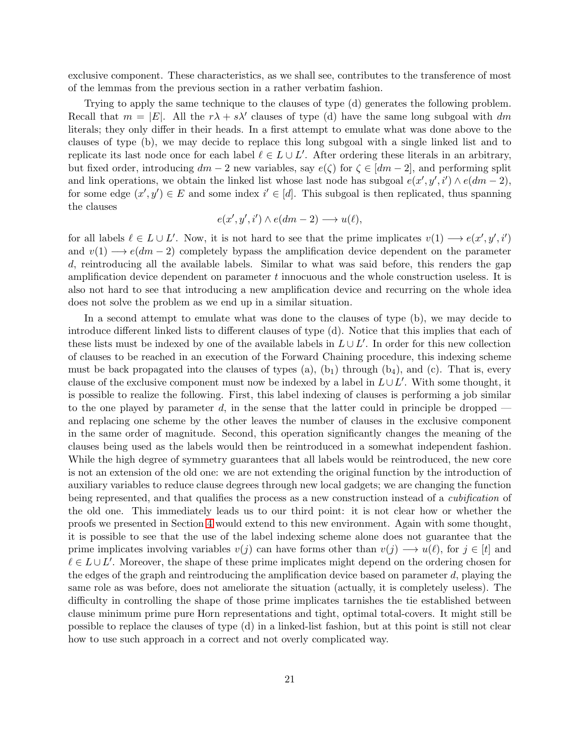exclusive component. These characteristics, as we shall see, contributes to the transference of most of the lemmas from the previous section in a rather verbatim fashion.

Trying to apply the same technique to the clauses of type (d) generates the following problem. Recall that $m = |E|$. All the $r\lambda + s\lambda'$ clauses of type (d) have the same long subgoal with $dm$ literals; they only differ in their heads. In a first attempt to emulate what was done above to the clauses of type (b), we may decide to replace this long subgoal with a single linked list and to replicate its last node once for each label $\ell \in L \cup L'$. After ordering these literals in an arbitrary, but fixed order, introducing $dm - 2$ new variables, say $e(\zeta)$ for $\zeta \in [dm - 2]$, and performing split and link operations, we obtain the linked list whose last node has subgoal $e(x', y', i') \wedge e(dm - 2)$, for some edge $(x', y') \in E$ and some index $i' \in [d]$. This subgoal is then replicated, thus spanning the clauses

$$e(x', y', i') \wedge e(dm - 2) \longrightarrow u(\ell),$$

for all labels $\ell \in L \cup L'$. Now, it is not hard to see that the prime implicates $v(1) \longrightarrow e(x', y', i')$ and $v(1) \longrightarrow e(dm - 2)$ completely bypass the amplification device dependent on the parameter $d$, reintroducing all the available labels. Similar to what was said before, this renders the gap amplification device dependent on parameter $t$ innocuous and the whole construction useless. It is also not hard to see that introducing a new amplification device and recurring on the whole idea does not solve the problem as we end up in a similar situation.

In a second attempt to emulate what was done to the clauses of type (b), we may decide to introduce different linked lists to different clauses of type (d). Notice that this implies that each of these lists must be indexed by one of the available labels in $L \cup L'$. In order for this new collection of clauses to be reached in an execution of the Forward Chaining procedure, this indexing scheme must be back propagated into the clauses of types (a), ($b_1$) through ($b_4$), and (c). That is, every clause of the exclusive component must now be indexed by a label in $L \cup L'$. With some thought, it is possible to realize the following. First, this label indexing of clauses is performing a job similar to the one played by parameter $d$, in the sense that the latter could in principle be dropped — and replacing one scheme by the other leaves the number of clauses in the exclusive component in the same order of magnitude. Second, this operation significantly changes the meaning of the clauses being used as the labels would then be reintroduced in a somewhat independent fashion. While the high degree of symmetry guarantees that all labels would be reintroduced, the new core is not an extension of the old one: we are not extending the original function by the introduction of auxiliary variables to reduce clause degrees through new local gadgets; we are changing the function being represented, and that qualifies the process as a new construction instead of a *cubification* of the old one. This immediately leads us to our third point: it is not clear how or whether the proofs we presented in Section 4 would extend to this new environment. Again with some thought, it is possible to see that the use of the label indexing scheme alone does not guarantee that the prime implicates involving variables $v(j)$ can have forms other than $v(j) \longrightarrow u(\ell)$, for $j \in [t]$ and $\ell \in L \cup L'$. Moreover, the shape of these prime implicates might depend on the ordering chosen for the edges of the graph and reintroducing the amplification device based on parameter $d$, playing the same role as was before, does not ameliorate the situation (actually, it is completely useless). The difficulty in controlling the shape of those prime implicates tarnishes the tie established between clause minimum prime pure Horn representations and tight, optimal total-covers. It might still be possible to replace the clauses of type (d) in a linked-list fashion, but at this point is still not clear how to use such approach in a correct and not overly complicated way.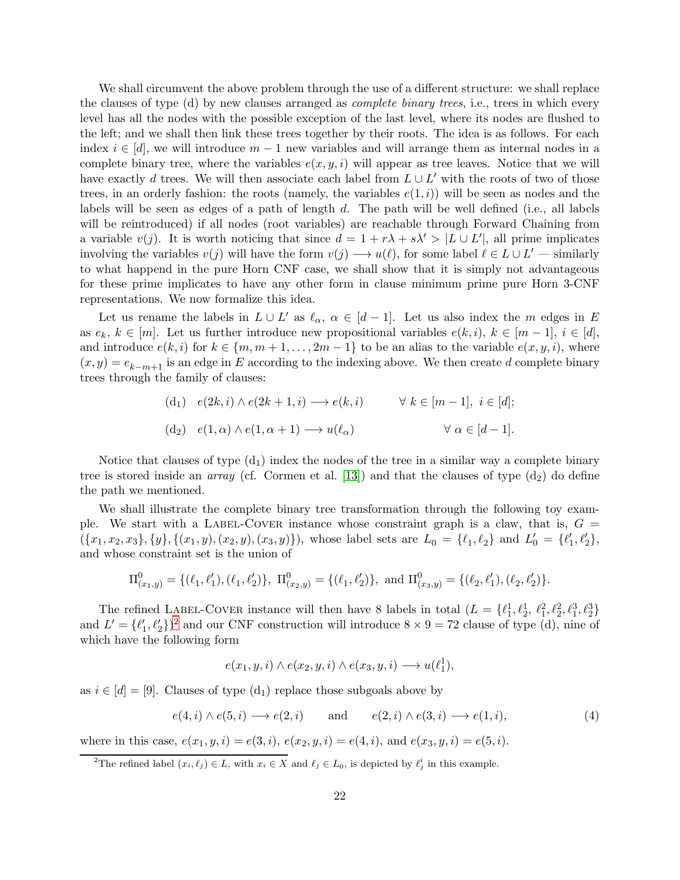We shall circumvent the above problem through the use of a different structure: we shall replace the clauses of type (d) by new clauses arranged as *complete binary trees*, i.e., trees in which every level has all the nodes with the possible exception of the last level, where its nodes are flushed to the left; and we shall then link these trees together by their roots. The idea is as follows. For each index $i \in [d]$, we will introduce $m-1$ new variables and will arrange them as internal nodes in a complete binary tree, where the variables $e(x,y,i)$ will appear as tree leaves. Notice that we will have exactly $d$ trees. We will then associate each label from $L \cup L'$ with the roots of two of those trees, in an orderly fashion: the roots (namely, the variables $e(1,i)$) will be seen as nodes and the labels will be seen as edges of a path of length $d$. The path will be well defined (i.e., all labels will be reintroduced) if all nodes (root variables) are reachable through Forward Chaining from a variable $v(j)$. It is worth noticing that since $d = 1 + r\lambda + s\lambda' > |L \cup L'|$, all prime implicates involving the variables $v(j)$ will have the form $v(j) \longrightarrow u(\ell)$, for some label $\ell \in L \cup L'$ — similarly to what happend in the pure Horn CNF case, we shall show that it is simply not advantageous for these prime implicates to have any other form in clause minimum prime pure Horn 3-CNF representations. We now formalize this idea.

Let us rename the labels in $L \cup L'$ as $\ell_\alpha$, $\alpha \in [d-1]$. Let us also index the $m$ edges in $E$ as $e_k$, $k \in [m]$. Let us further introduce new propositional variables $e(k,i)$, $k \in [m-1]$, $i \in [d]$, and introduce $e(k,i)$ for $k \in \{m, m+1, \ldots, 2m-1\}$ to be an alias to the variable $e(x,y,i)$, where $(x,y) = e_{k-m+1}$ is an edge in $E$ according to the indexing above. We then create $d$ complete binary trees through the family of clauses:

$$(\mathrm{d}_1) \quad e(2k,i) \wedge e(2k+1,i) \longrightarrow e(k,i) \qquad \forall\, k \in [m-1],\ i \in [d];$$

$$(\mathrm{d}_2) \quad e(1,\alpha) \wedge e(1,\alpha+1) \longrightarrow u(\ell_\alpha) \qquad \forall\, \alpha \in [d-1].$$

Notice that clauses of type $(\mathrm{d}_1)$ index the nodes of the tree in a similar way a complete binary tree is stored inside an *array* (cf. Cormen et al. [13]) and that the clauses of type $(\mathrm{d}_2)$ do define the path we mentioned.

We shall illustrate the complete binary tree transformation through the following toy example. We start with a Label-Cover instance whose constraint graph is a claw, that is, $G = (\{x_1, x_2, x_3\}, \{y\}, \{(x_1,y), (x_2,y), (x_3,y)\})$, whose label sets are $L_0 = \{\ell_1, \ell_2\}$ and $L_0' = \{\ell_1', \ell_2'\}$, and whose constraint set is the union of

$$\Pi^0_{(x_1,y)} = \{(\ell_1, \ell_1'), (\ell_1, \ell_2')\},\ \Pi^0_{(x_2,y)} = \{(\ell_1, \ell_2')\},\ \text{and}\ \Pi^0_{(x_3,y)} = \{(\ell_2, \ell_1'), (\ell_2, \ell_2')\}.$$

The refined Label-Cover instance will then have 8 labels in total ($L = \{\ell_1^1, \ell_2^1,\ \ell_1^2, \ell_2^2, \ell_1^3, \ell_2^3\}$ and $L' = \{\ell_1', \ell_2'\}$)[2] and our CNF construction will introduce $8 \times 9 = 72$ clause of type (d), nine of which have the following form

$$e(x_1,y,i) \wedge e(x_2,y,i) \wedge e(x_3,y,i) \longrightarrow u(\ell_1^1),$$

as $i \in [d] = [9]$. Clauses of type $(\mathrm{d}_1)$ replace those subgoals above by

$$e(4,i) \wedge e(5,i) \longrightarrow e(2,i) \qquad \text{and} \qquad e(2,i) \wedge e(3,i) \longrightarrow e(1,i), \tag{4}$$

where in this case, $e(x_1,y,i) = e(3,i)$, $e(x_2,y,i) = e(4,i)$, and $e(x_3,y,i) = e(5,i)$.

[2] The refined label $(x_i, \ell_j) \in L$, with $x_i \in X$ and $\ell_j \in L_0$, is depicted by $\ell_j^i$ in this example.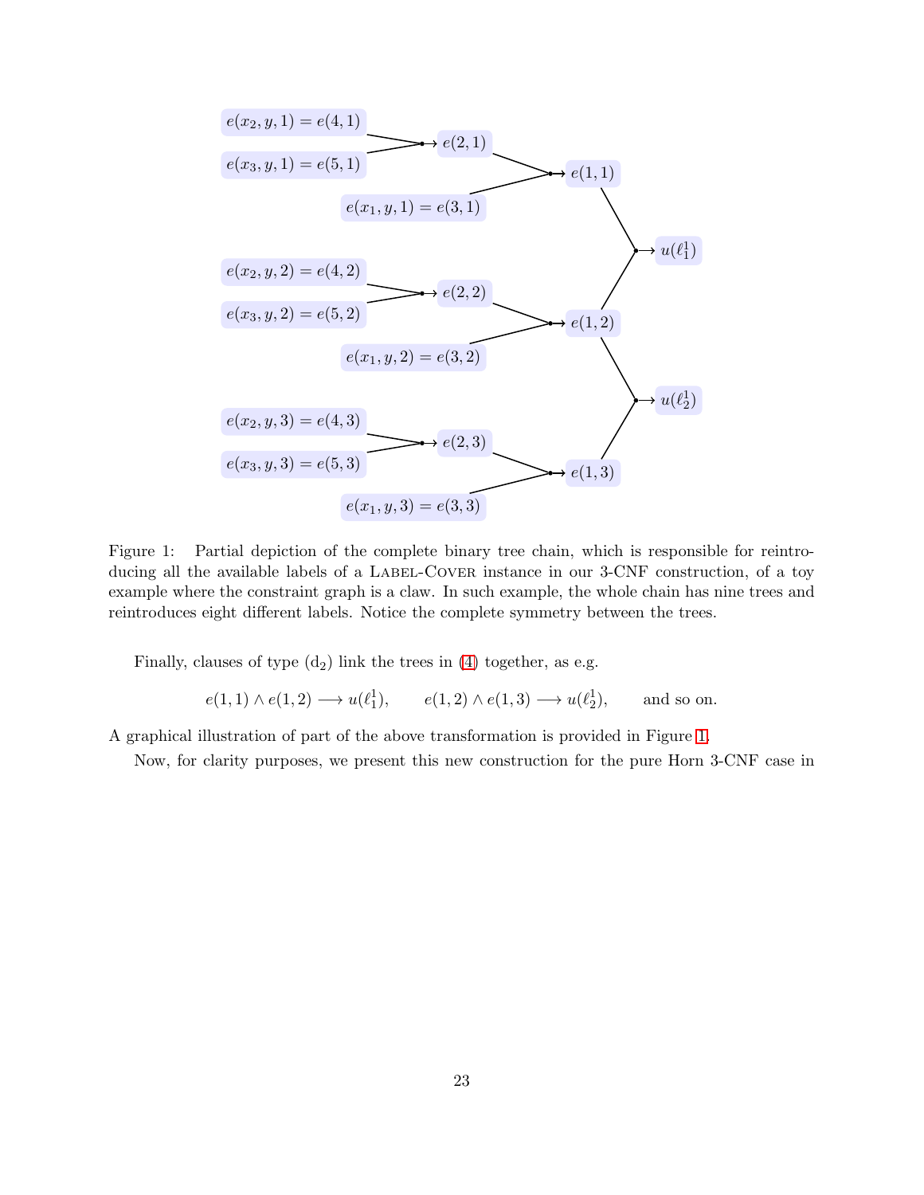Figure 1: Partial depiction of the complete binary tree chain, which is responsible for reintroducing all the available labels of a Label-Cover instance in our 3-CNF construction, of a toy example where the constraint graph is a claw. In such example, the whole chain has nine trees and reintroduces eight different labels. Notice the complete symmetry between the trees.

Finally, clauses of type ($\mathrm{d}_2$) link the trees in (4) together, as e.g.

$$e(1,1) \wedge e(1,2) \longrightarrow u(\ell_1^1), \qquad e(1,2) \wedge e(1,3) \longrightarrow u(\ell_2^1), \qquad \text{and so on.}$$

A graphical illustration of part of the above transformation is provided in Figure 1.

Now, for clarity purposes, we present this new construction for the pure Horn 3-CNF case in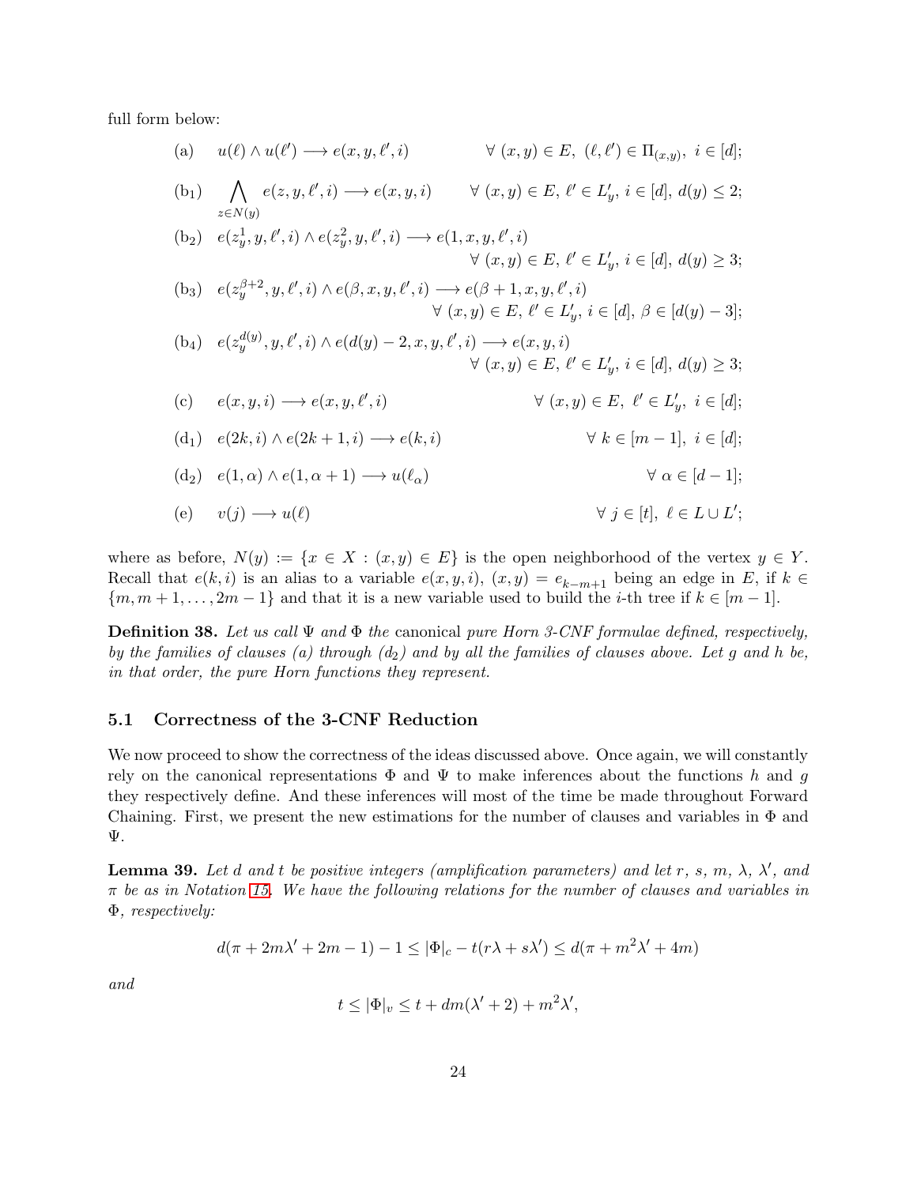full form below:

$$
\begin{aligned}
&(\mathrm{a}) \quad u(\ell) \wedge u(\ell') \longrightarrow e(x, y, \ell', i) && \forall\ (x,y) \in E,\ (\ell, \ell') \in \Pi_{(x,y)},\ i \in [d];\\
&(\mathrm{b}_1) \quad \bigwedge_{z \in N(y)} e(z, y, \ell', i) \longrightarrow e(x, y, i) && \forall\ (x,y) \in E,\ \ell' \in L'_y,\ i \in [d],\ d(y) \leq 2;\\
&(\mathrm{b}_2) \quad e(z_y^1, y, \ell', i) \wedge e(z_y^2, y, \ell', i) \longrightarrow e(1, x, y, \ell', i) && \\
& && \forall\ (x,y) \in E,\ \ell' \in L'_y,\ i \in [d],\ d(y) \geq 3;\\
&(\mathrm{b}_3) \quad e(z_y^{\beta+2}, y, \ell', i) \wedge e(\beta, x, y, \ell', i) \longrightarrow e(\beta+1, x, y, \ell', i) && \\
& && \forall\ (x,y) \in E,\ \ell' \in L'_y,\ i \in [d],\ \beta \in [d(y)-3];\\
&(\mathrm{b}_4) \quad e(z_y^{d(y)}, y, \ell', i) \wedge e(d(y)-2, x, y, \ell', i) \longrightarrow e(x, y, i) && \\
& && \forall\ (x,y) \in E,\ \ell' \in L'_y,\ i \in [d],\ d(y) \geq 3;\\
&(\mathrm{c}) \quad e(x, y, i) \longrightarrow e(x, y, \ell', i) && \forall\ (x,y) \in E,\ \ell' \in L'_y,\ i \in [d];\\
&(\mathrm{d}_1) \quad e(2k, i) \wedge e(2k+1, i) \longrightarrow e(k, i) && \forall\ k \in [m-1],\ i \in [d];\\
&(\mathrm{d}_2) \quad e(1, \alpha) \wedge e(1, \alpha+1) \longrightarrow u(\ell_\alpha) && \forall\ \alpha \in [d-1];\\
&(\mathrm{e}) \quad v(j) \longrightarrow u(\ell) && \forall\ j \in [t],\ \ell \in L \cup L';
\end{aligned}
$$

where as before, $N(y) := \{x \in X : (x,y) \in E\}$ is the open neighborhood of the vertex $y \in Y$. Recall that $e(k,i)$ is an alias to a variable $e(x,y,i)$, $(x,y) = e_{k-m+1}$ being an edge in $E$, if $k \in \{m, m+1, \ldots, 2m-1\}$ and that it is a new variable used to build the $i$-th tree if $k \in [m-1]$.

**Definition 38.** *Let us call* $\Psi$ *and* $\Phi$ *the* canonical *pure Horn 3-CNF formulae defined, respectively, by the families of clauses (a) through* $(\mathrm{d}_2)$ *and by all the families of clauses above. Let* $g$ *and* $h$ *be, in that order, the pure Horn functions they represent.*

## 5.1 Correctness of the 3-CNF Reduction

We now proceed to show the correctness of the ideas discussed above. Once again, we will constantly rely on the canonical representations $\Phi$ and $\Psi$ to make inferences about the functions $h$ and $g$ they respectively define. And these inferences will most of the time be made throughout Forward Chaining. First, we present the new estimations for the number of clauses and variables in $\Phi$ and $\Psi$.

**Lemma 39.** *Let* $d$ *and* $t$ *be positive integers (amplification parameters) and let* $r$, $s$, $m$, $\lambda$, $\lambda'$, *and* $\pi$ *be as in Notation 15. We have the following relations for the number of clauses and variables in* $\Phi$, *respectively:*

$$
d(\pi + 2m\lambda' + 2m - 1) - 1 \leq |\Phi|_c - t(r\lambda + s\lambda') \leq d(\pi + m^2\lambda' + 4m)
$$

*and*

$$
t \leq |\Phi|_v \leq t + dm(\lambda' + 2) + m^2\lambda',
$$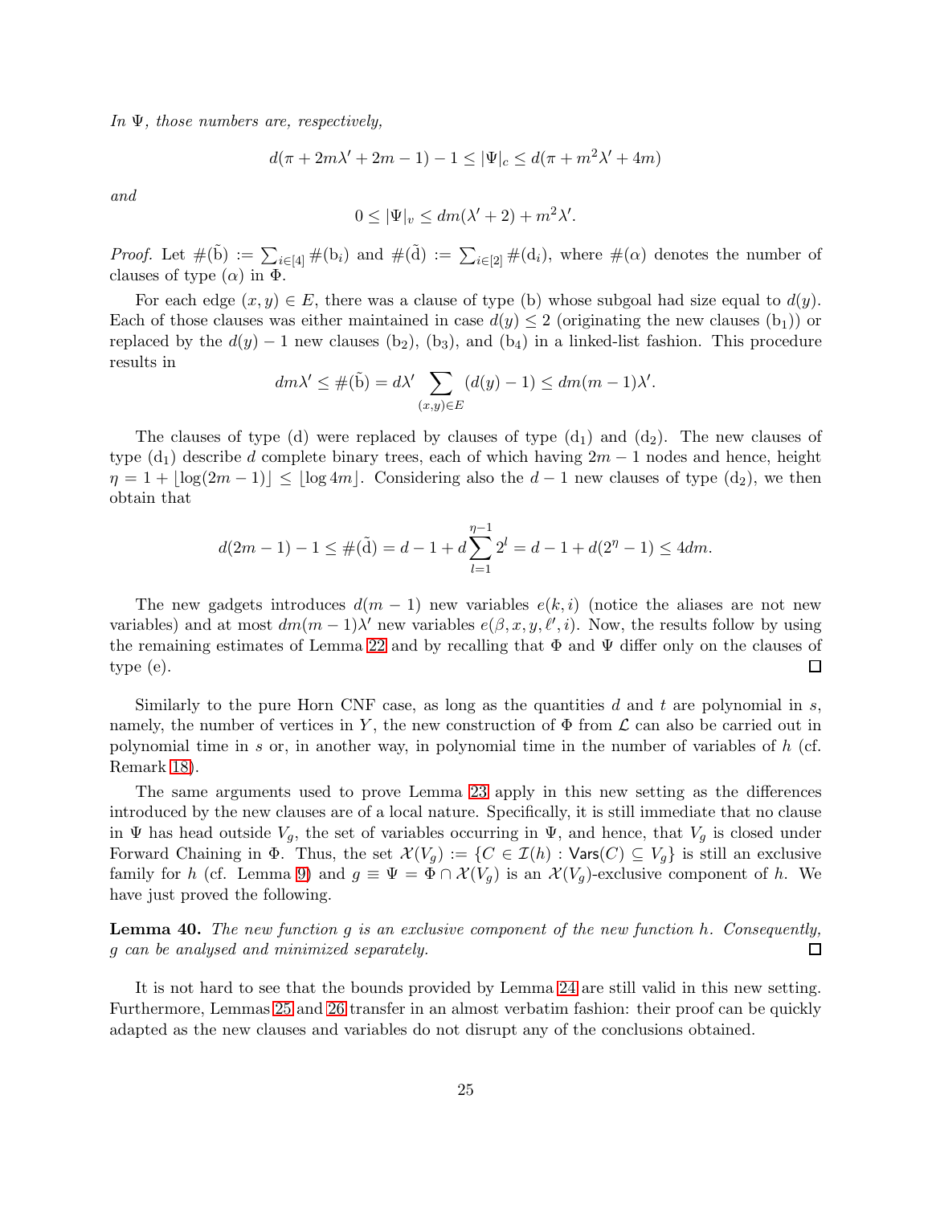*In $\Psi$, those numbers are, respectively,*

$$d(\pi + 2m\lambda' + 2m - 1) - 1 \leq |\Psi|_c \leq d(\pi + m^2\lambda' + 4m)$$

*and*

$$0 \leq |\Psi|_v \leq dm(\lambda' + 2) + m^2\lambda'.$$

*Proof.* Let $\#(\tilde{\mathrm{b}}) := \sum_{i \in [4]} \#(\mathrm{b}_i)$ and $\#(\tilde{\mathrm{d}}) := \sum_{i \in [2]} \#(\mathrm{d}_i)$, where $\#(\alpha)$ denotes the number of clauses of type ($\alpha$) in $\Phi$.

For each edge $(x, y) \in E$, there was a clause of type (b) whose subgoal had size equal to $d(y)$. Each of those clauses was either maintained in case $d(y) \leq 2$ (originating the new clauses ($\mathrm{b}_1$)) or replaced by the $d(y) - 1$ new clauses ($\mathrm{b}_2$), ($\mathrm{b}_3$), and ($\mathrm{b}_4$) in a linked-list fashion. This procedure results in

$$dm\lambda' \leq \#(\tilde{\mathrm{b}}) = d\lambda' \sum_{(x,y) \in E} (d(y) - 1) \leq dm(m-1)\lambda'.$$

The clauses of type (d) were replaced by clauses of type ($\mathrm{d}_1$) and ($\mathrm{d}_2$). The new clauses of type ($\mathrm{d}_1$) describe $d$ complete binary trees, each of which having $2m - 1$ nodes and hence, height $\eta = 1 + \lfloor \log(2m - 1) \rfloor \leq \lfloor \log 4m \rfloor$. Considering also the $d - 1$ new clauses of type ($\mathrm{d}_2$), we then obtain that

$$d(2m - 1) - 1 \leq \#(\tilde{\mathrm{d}}) = d - 1 + d \sum_{l=1}^{\eta - 1} 2^l = d - 1 + d(2^\eta - 1) \leq 4dm.$$

The new gadgets introduces $d(m - 1)$ new variables $e(k, i)$ (notice the aliases are not new variables) and at most $dm(m - 1)\lambda'$ new variables $e(\beta, x, y, \ell', i)$. Now, the results follow by using the remaining estimates of Lemma 22 and by recalling that $\Phi$ and $\Psi$ differ only on the clauses of type (e). $\square$

Similarly to the pure Horn CNF case, as long as the quantities $d$ and $t$ are polynomial in $s$, namely, the number of vertices in $Y$, the new construction of $\Phi$ from $\mathcal{L}$ can also be carried out in polynomial time in $s$ or, in another way, in polynomial time in the number of variables of $h$ (cf. Remark 18).

The same arguments used to prove Lemma 23 apply in this new setting as the differences introduced by the new clauses are of a local nature. Specifically, it is still immediate that no clause in $\Psi$ has head outside $V_g$, the set of variables occurring in $\Psi$, and hence, that $V_g$ is closed under Forward Chaining in $\Phi$. Thus, the set $\mathcal{X}(V_g) := \{C \in \mathcal{I}(h) : \mathsf{Vars}(C) \subseteq V_g\}$ is still an exclusive family for $h$ (cf. Lemma 9) and $g \equiv \Psi = \Phi \cap \mathcal{X}(V_g)$ is an $\mathcal{X}(V_g)$-exclusive component of $h$. We have just proved the following.

**Lemma 40.** *The new function $g$ is an exclusive component of the new function $h$. Consequently, $g$ can be analysed and minimized separately.* $\square$

It is not hard to see that the bounds provided by Lemma 24 are still valid in this new setting. Furthermore, Lemmas 25 and 26 transfer in an almost verbatim fashion: their proof can be quickly adapted as the new clauses and variables do not disrupt any of the conclusions obtained.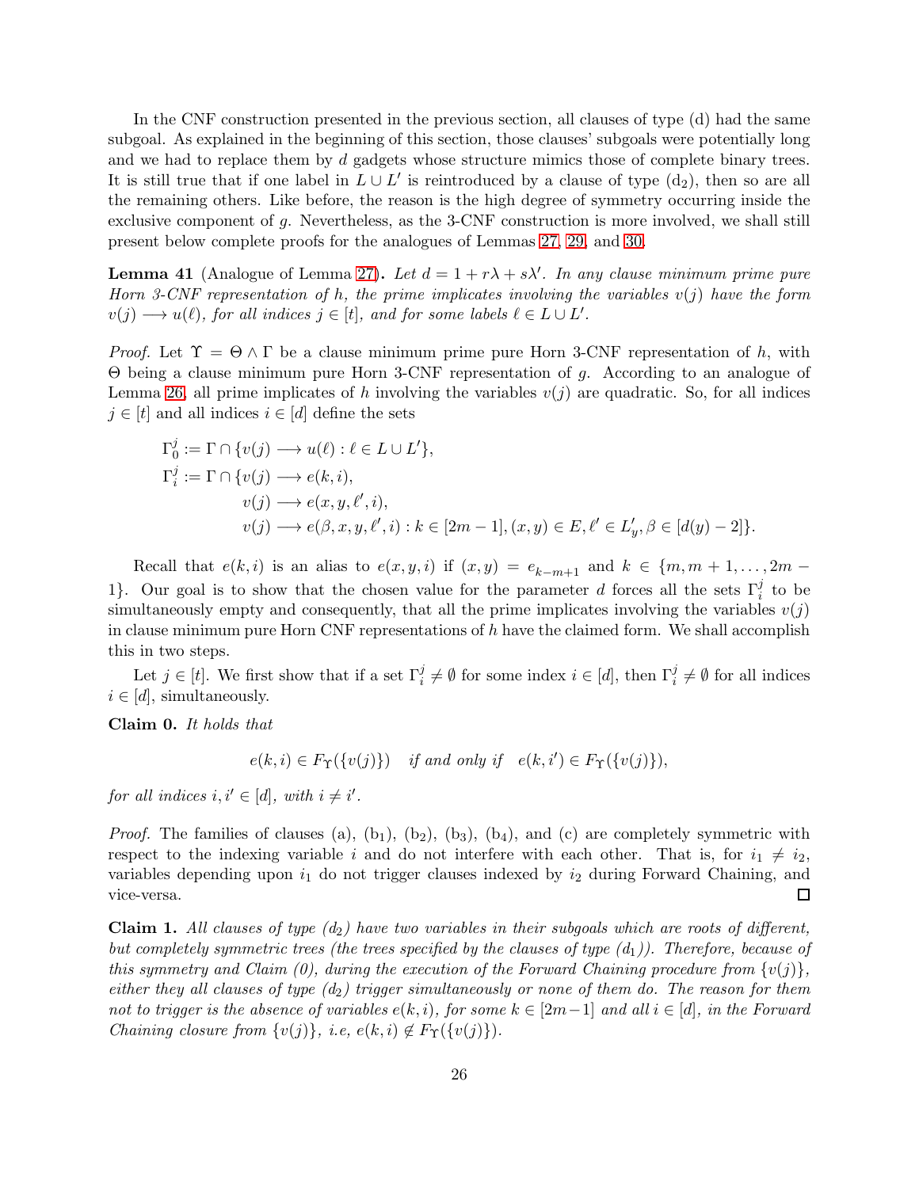In the CNF construction presented in the previous section, all clauses of type (d) had the same subgoal. As explained in the beginning of this section, those clauses' subgoals were potentially long and we had to replace them by $d$ gadgets whose structure mimics those of complete binary trees. It is still true that if one label in $L \cup L'$ is reintroduced by a clause of type ($\mathrm{d}_2$), then so are all the remaining others. Like before, the reason is the high degree of symmetry occurring inside the exclusive component of $g$. Nevertheless, as the 3-CNF construction is more involved, we shall still present below complete proofs for the analogues of Lemmas 27, 29, and 30.

**Lemma 41** (Analogue of Lemma 27)**.** *Let $d = 1 + r\lambda + s\lambda'$. In any clause minimum prime pure Horn 3-CNF representation of $h$, the prime implicates involving the variables $v(j)$ have the form $v(j) \longrightarrow u(\ell)$, for all indices $j \in [t]$, and for some labels $\ell \in L \cup L'$.*

*Proof.* Let $\Upsilon = \Theta \wedge \Gamma$ be a clause minimum prime pure Horn 3-CNF representation of $h$, with $\Theta$ being a clause minimum pure Horn 3-CNF representation of $g$. According to an analogue of Lemma 26, all prime implicates of $h$ involving the variables $v(j)$ are quadratic. So, for all indices $j \in [t]$ and all indices $i \in [d]$ define the sets

$$
\begin{aligned}
\Gamma_0^j &:= \Gamma \cap \{v(j) \longrightarrow u(\ell) : \ell \in L \cup L'\},\\
\Gamma_i^j &:= \Gamma \cap \{v(j) \longrightarrow e(k,i),\\
&\qquad\quad v(j) \longrightarrow e(x,y,\ell',i),\\
&\qquad\quad v(j) \longrightarrow e(\beta,x,y,\ell',i) : k \in [2m-1], (x,y) \in E, \ell' \in L'_y, \beta \in [d(y)-2]\}.
\end{aligned}
$$

Recall that $e(k,i)$ is an alias to $e(x,y,i)$ if $(x,y) = e_{k-m+1}$ and $k \in \{m, m+1, \ldots, 2m-1\}$. Our goal is to show that the chosen value for the parameter $d$ forces all the sets $\Gamma_i^j$ to be simultaneously empty and consequently, that all the prime implicates involving the variables $v(j)$ in clause minimum pure Horn CNF representations of $h$ have the claimed form. We shall accomplish this in two steps.

Let $j \in [t]$. We first show that if a set $\Gamma_i^j \neq \emptyset$ for some index $i \in [d]$, then $\Gamma_i^j \neq \emptyset$ for all indices $i \in [d]$, simultaneously.

**Claim 0.** *It holds that*

$$
e(k,i) \in F_\Upsilon(\{v(j)\}) \quad \text{if and only if} \quad e(k,i') \in F_\Upsilon(\{v(j)\}),
$$

*for all indices $i, i' \in [d]$, with $i \neq i'$.*

*Proof.* The families of clauses (a), ($\mathrm{b}_1$), ($\mathrm{b}_2$), ($\mathrm{b}_3$), ($\mathrm{b}_4$), and (c) are completely symmetric with respect to the indexing variable $i$ and do not interfere with each other. That is, for $i_1 \neq i_2$, variables depending upon $i_1$ do not trigger clauses indexed by $i_2$ during Forward Chaining, and vice-versa. ◻

**Claim 1.** *All clauses of type ($\mathrm{d}_2$) have two variables in their subgoals which are roots of different, but completely symmetric trees (the trees specified by the clauses of type ($\mathrm{d}_1$)). Therefore, because of this symmetry and Claim (0), during the execution of the Forward Chaining procedure from $\{v(j)\}$, either they all clauses of type ($\mathrm{d}_2$) trigger simultaneously or none of them do. The reason for them not to trigger is the absence of variables $e(k,i)$, for some $k \in [2m-1]$ and all $i \in [d]$, in the Forward Chaining closure from $\{v(j)\}$, i.e, $e(k,i) \notin F_\Upsilon(\{v(j)\})$.*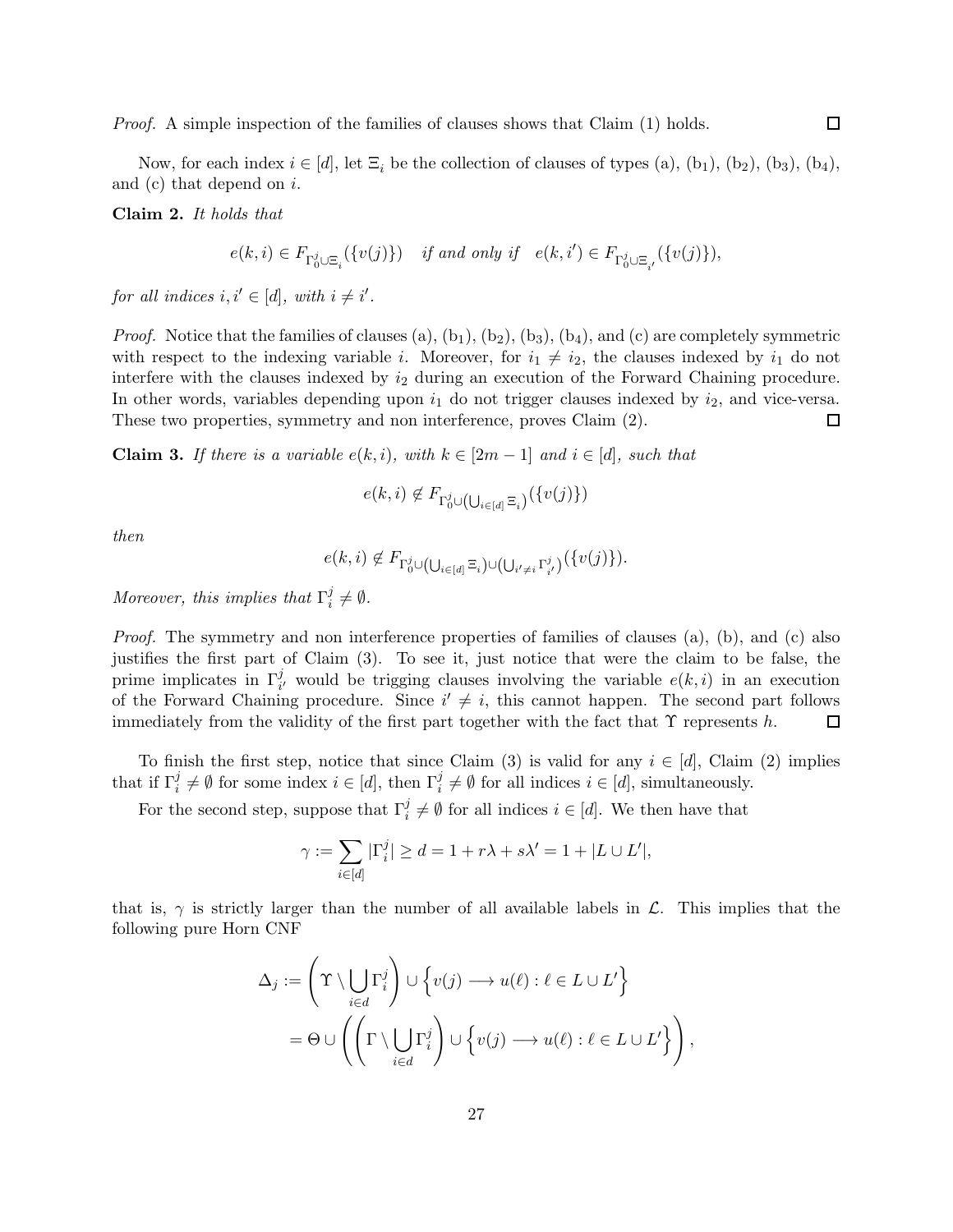*Proof.* A simple inspection of the families of clauses shows that Claim (1) holds. ☐

Now, for each index $i \in [d]$, let $\Xi_i$ be the collection of clauses of types (a), ($b_1$), ($b_2$), ($b_3$), ($b_4$), and (c) that depend on $i$.

**Claim 2.** *It holds that*

$$e(k,i) \in F_{\Gamma_0^j \cup \Xi_i}(\{v(j)\}) \quad \textit{if and only if} \quad e(k,i') \in F_{\Gamma_0^j \cup \Xi_{i'}}(\{v(j)\}),$$

*for all indices $i, i' \in [d]$, with $i \neq i'$.*

*Proof.* Notice that the families of clauses (a), ($b_1$), ($b_2$), ($b_3$), ($b_4$), and (c) are completely symmetric with respect to the indexing variable $i$. Moreover, for $i_1 \neq i_2$, the clauses indexed by $i_1$ do not interfere with the clauses indexed by $i_2$ during an execution of the Forward Chaining procedure. In other words, variables depending upon $i_1$ do not trigger clauses indexed by $i_2$, and vice-versa. These two properties, symmetry and non interference, proves Claim (2). ☐

**Claim 3.** *If there is a variable $e(k,i)$, with $k \in [2m-1]$ and $i \in [d]$, such that*

$$e(k,i) \notin F_{\Gamma_0^j \cup \left(\bigcup_{i \in [d]} \Xi_i\right)}(\{v(j)\})$$

*then*

$$e(k,i) \notin F_{\Gamma_0^j \cup \left(\bigcup_{i \in [d]} \Xi_i\right) \cup \left(\bigcup_{i' \neq i} \Gamma_{i'}^j\right)}(\{v(j)\}).$$

*Moreover, this implies that $\Gamma_i^j \neq \emptyset$.*

*Proof.* The symmetry and non interference properties of families of clauses (a), (b), and (c) also justifies the first part of Claim (3). To see it, just notice that were the claim to be false, the prime implicates in $\Gamma_{i'}^j$ would be trigging clauses involving the variable $e(k,i)$ in an execution of the Forward Chaining procedure. Since $i' \neq i$, this cannot happen. The second part follows immediately from the validity of the first part together with the fact that $\Upsilon$ represents $h$. ☐

To finish the first step, notice that since Claim (3) is valid for any $i \in [d]$, Claim (2) implies that if $\Gamma_i^j \neq \emptyset$ for some index $i \in [d]$, then $\Gamma_i^j \neq \emptyset$ for all indices $i \in [d]$, simultaneously.

For the second step, suppose that $\Gamma_i^j \neq \emptyset$ for all indices $i \in [d]$. We then have that

$$\gamma := \sum_{i \in [d]} |\Gamma_i^j| \geq d = 1 + r\lambda + s\lambda' = 1 + |L \cup L'|,$$

that is, $\gamma$ is strictly larger than the number of all available labels in $\mathcal{L}$. This implies that the following pure Horn CNF

$$\begin{aligned}
\Delta_j &:= \left(\Upsilon \setminus \bigcup_{i \in d} \Gamma_i^j\right) \cup \left\{ v(j) \longrightarrow u(\ell) : \ell \in L \cup L' \right\} \\
&= \Theta \cup \left( \left( \Gamma \setminus \bigcup_{i \in d} \Gamma_i^j \right) \cup \left\{ v(j) \longrightarrow u(\ell) : \ell \in L \cup L' \right\} \right),
\end{aligned}$$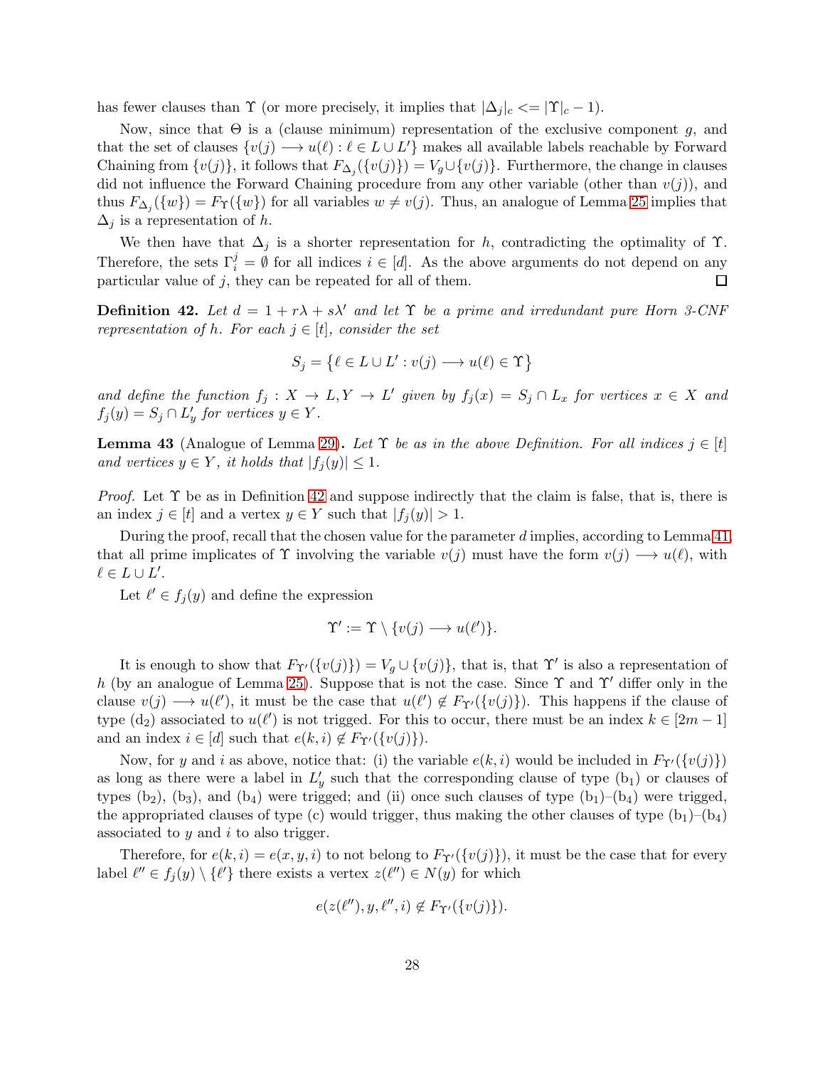has fewer clauses than $\Upsilon$ (or more precisely, it implies that $|\Delta_j|_c <= |\Upsilon|_c - 1$).

Now, since that $\Theta$ is a (clause minimum) representation of the exclusive component $g$, and that the set of clauses $\{v(j) \longrightarrow u(\ell) : \ell \in L \cup L'\}$ makes all available labels reachable by Forward Chaining from $\{v(j)\}$, it follows that $F_{\Delta_j}(\{v(j)\}) = V_g \cup \{v(j)\}$. Furthermore, the change in clauses did not influence the Forward Chaining procedure from any other variable (other than $v(j)$), and thus $F_{\Delta_j}(\{w\}) = F_\Upsilon(\{w\})$ for all variables $w \neq v(j)$. Thus, an analogue of Lemma 25 implies that $\Delta_j$ is a representation of $h$.

We then have that $\Delta_j$ is a shorter representation for $h$, contradicting the optimality of $\Upsilon$. Therefore, the sets $\Gamma_i^j = \emptyset$ for all indices $i \in [d]$. As the above arguments do not depend on any particular value of $j$, they can be repeated for all of them. □

**Definition 42.** *Let $d = 1 + r\lambda + s\lambda'$ and let $\Upsilon$ be a prime and irredundant pure Horn 3-CNF representation of $h$. For each $j \in [t]$, consider the set*

$$S_j = \{\ell \in L \cup L' : v(j) \longrightarrow u(\ell) \in \Upsilon\}$$

*and define the function $f_j : X \to L, Y \to L'$ given by $f_j(x) = S_j \cap L_x$ for vertices $x \in X$ and $f_j(y) = S_j \cap L'_y$ for vertices $y \in Y$.*

**Lemma 43** (Analogue of Lemma 29)**.** *Let $\Upsilon$ be as in the above Definition. For all indices $j \in [t]$ and vertices $y \in Y$, it holds that $|f_j(y)| \leq 1$.*

*Proof.* Let $\Upsilon$ be as in Definition 42 and suppose indirectly that the claim is false, that is, there is an index $j \in [t]$ and a vertex $y \in Y$ such that $|f_j(y)| > 1$.

During the proof, recall that the chosen value for the parameter $d$ implies, according to Lemma 41, that all prime implicates of $\Upsilon$ involving the variable $v(j)$ must have the form $v(j) \longrightarrow u(\ell)$, with $\ell \in L \cup L'$.

Let $\ell' \in f_j(y)$ and define the expression

$$\Upsilon' := \Upsilon \setminus \{v(j) \longrightarrow u(\ell')\}.$$

It is enough to show that $F_{\Upsilon'}(\{v(j)\}) = V_g \cup \{v(j)\}$, that is, that $\Upsilon'$ is also a representation of $h$ (by an analogue of Lemma 25). Suppose that is not the case. Since $\Upsilon$ and $\Upsilon'$ differ only in the clause $v(j) \longrightarrow u(\ell')$, it must be the case that $u(\ell') \notin F_{\Upsilon'}(\{v(j)\})$. This happens if the clause of type ($\text{d}_2$) associated to $u(\ell')$ is not trigged. For this to occur, there must be an index $k \in [2m-1]$ and an index $i \in [d]$ such that $e(k, i) \notin F_{\Upsilon'}(\{v(j)\})$.

Now, for $y$ and $i$ as above, notice that: (i) the variable $e(k, i)$ would be included in $F_{\Upsilon'}(\{v(j)\})$ as long as there were a label in $L'_y$ such that the corresponding clause of type ($\text{b}_1$) or clauses of types ($\text{b}_2$), ($\text{b}_3$), and ($\text{b}_4$) were trigged; and (ii) once such clauses of type ($\text{b}_1$)–($\text{b}_4$) were trigged, the appropriated clauses of type (c) would trigger, thus making the other clauses of type ($\text{b}_1$)–($\text{b}_4$) associated to $y$ and $i$ to also trigger.

Therefore, for $e(k, i) = e(x, y, i)$ to not belong to $F_{\Upsilon'}(\{v(j)\})$, it must be the case that for every label $\ell'' \in f_j(y) \setminus \{\ell'\}$ there exists a vertex $z(\ell'') \in N(y)$ for which

$$e(z(\ell''), y, \ell'', i) \notin F_{\Upsilon'}(\{v(j)\}).$$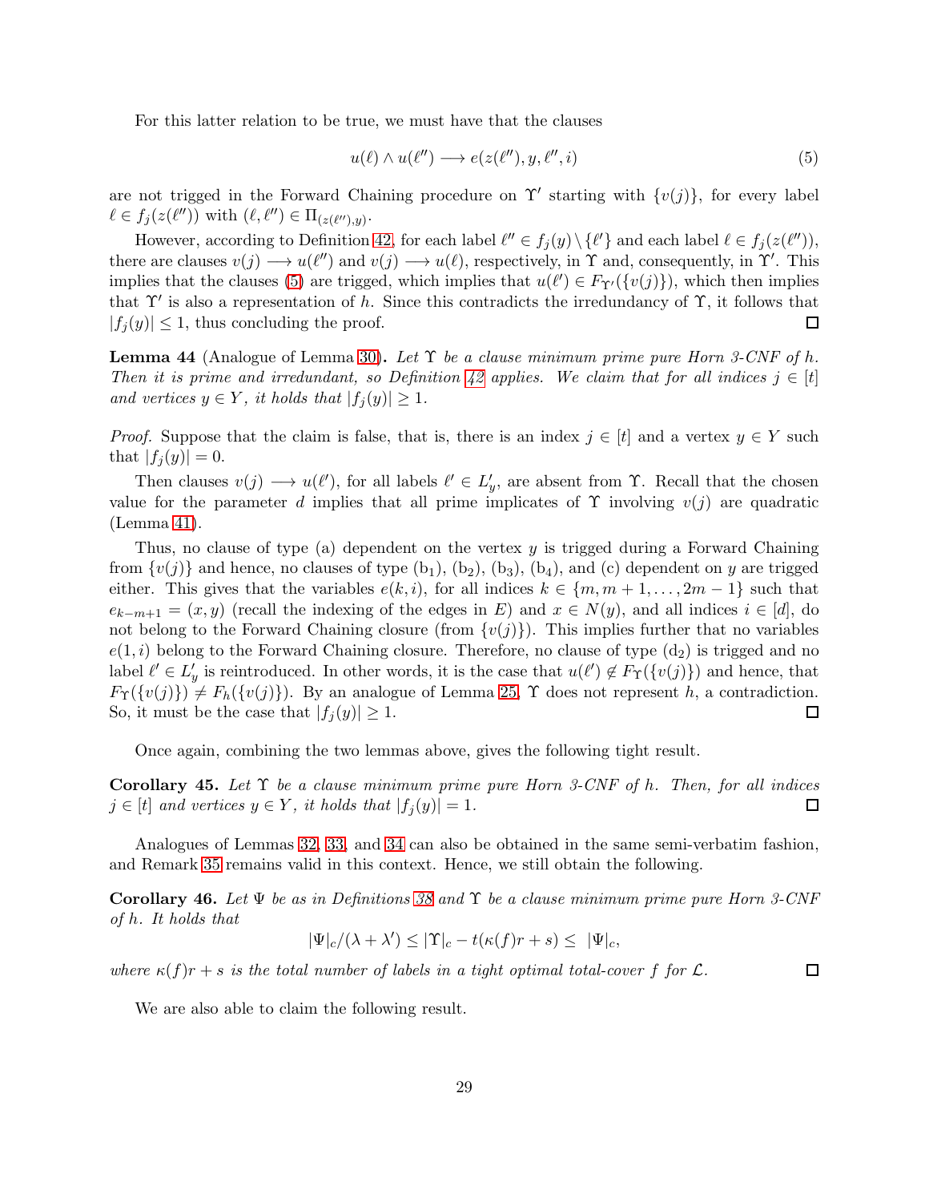For this latter relation to be true, we must have that the clauses

$$u(\ell) \wedge u(\ell'') \longrightarrow e(z(\ell''), y, \ell'', i) \tag{5}$$

are not trigged in the Forward Chaining procedure on $\Upsilon'$ starting with $\{v(j)\}$, for every label $\ell \in f_j(z(\ell''))$ with $(\ell, \ell'') \in \Pi_{(z(\ell''),y)}$.

However, according to Definition 42, for each label $\ell'' \in f_j(y) \setminus \{\ell'\}$ and each label $\ell \in f_j(z(\ell''))$, there are clauses $v(j) \longrightarrow u(\ell'')$ and $v(j) \longrightarrow u(\ell)$, respectively, in $\Upsilon$ and, consequently, in $\Upsilon'$. This implies that the clauses (5) are trigged, which implies that $u(\ell') \in F_{\Upsilon'}(\{v(j)\})$, which then implies that $\Upsilon'$ is also a representation of $h$. Since this contradicts the irredundancy of $\Upsilon$, it follows that $|f_j(y)| \leq 1$, thus concluding the proof. $\square$

**Lemma 44** (Analogue of Lemma 30)**.** *Let $\Upsilon$ be a clause minimum prime pure Horn 3-CNF of $h$. Then it is prime and irredundant, so Definition 42 applies. We claim that for all indices $j \in [t]$ and vertices $y \in Y$, it holds that $|f_j(y)| \geq 1$.*

*Proof.* Suppose that the claim is false, that is, there is an index $j \in [t]$ and a vertex $y \in Y$ such that $|f_j(y)| = 0$.

Then clauses $v(j) \longrightarrow u(\ell')$, for all labels $\ell' \in L'_y$, are absent from $\Upsilon$. Recall that the chosen value for the parameter $d$ implies that all prime implicates of $\Upsilon$ involving $v(j)$ are quadratic (Lemma 41).

Thus, no clause of type (a) dependent on the vertex $y$ is trigged during a Forward Chaining from $\{v(j)\}$ and hence, no clauses of type ($\text{b}_1$), ($\text{b}_2$), ($\text{b}_3$), ($\text{b}_4$), and (c) dependent on $y$ are trigged either. This gives that the variables $e(k, i)$, for all indices $k \in \{m, m+1, \ldots, 2m-1\}$ such that $e_{k-m+1} = (x, y)$ (recall the indexing of the edges in $E$) and $x \in N(y)$, and all indices $i \in [d]$, do not belong to the Forward Chaining closure (from $\{v(j)\}$). This implies further that no variables $e(1, i)$ belong to the Forward Chaining closure. Therefore, no clause of type ($\text{d}_2$) is trigged and no label $\ell' \in L'_y$ is reintroduced. In other words, it is the case that $u(\ell') \notin F_\Upsilon(\{v(j)\})$ and hence, that $F_\Upsilon(\{v(j)\}) \neq F_h(\{v(j)\})$. By an analogue of Lemma 25, $\Upsilon$ does not represent $h$, a contradiction. So, it must be the case that $|f_j(y)| \geq 1$. $\square$

Once again, combining the two lemmas above, gives the following tight result.

**Corollary 45.** *Let $\Upsilon$ be a clause minimum prime pure Horn 3-CNF of $h$. Then, for all indices $j \in [t]$ and vertices $y \in Y$, it holds that $|f_j(y)| = 1$.* $\square$

Analogues of Lemmas 32, 33, and 34 can also be obtained in the same semi-verbatim fashion, and Remark 35 remains valid in this context. Hence, we still obtain the following.

**Corollary 46.** *Let $\Psi$ be as in Definitions 38 and $\Upsilon$ be a clause minimum prime pure Horn 3-CNF of $h$. It holds that*

$$|\Psi|_c/(\lambda + \lambda') \leq |\Upsilon|_c - t(\kappa(f)r + s) \leq |\Psi|_c,$$

*where $\kappa(f)r + s$ is the total number of labels in a tight optimal total-cover $f$ for $\mathcal{L}$.* $\square$

We are also able to claim the following result.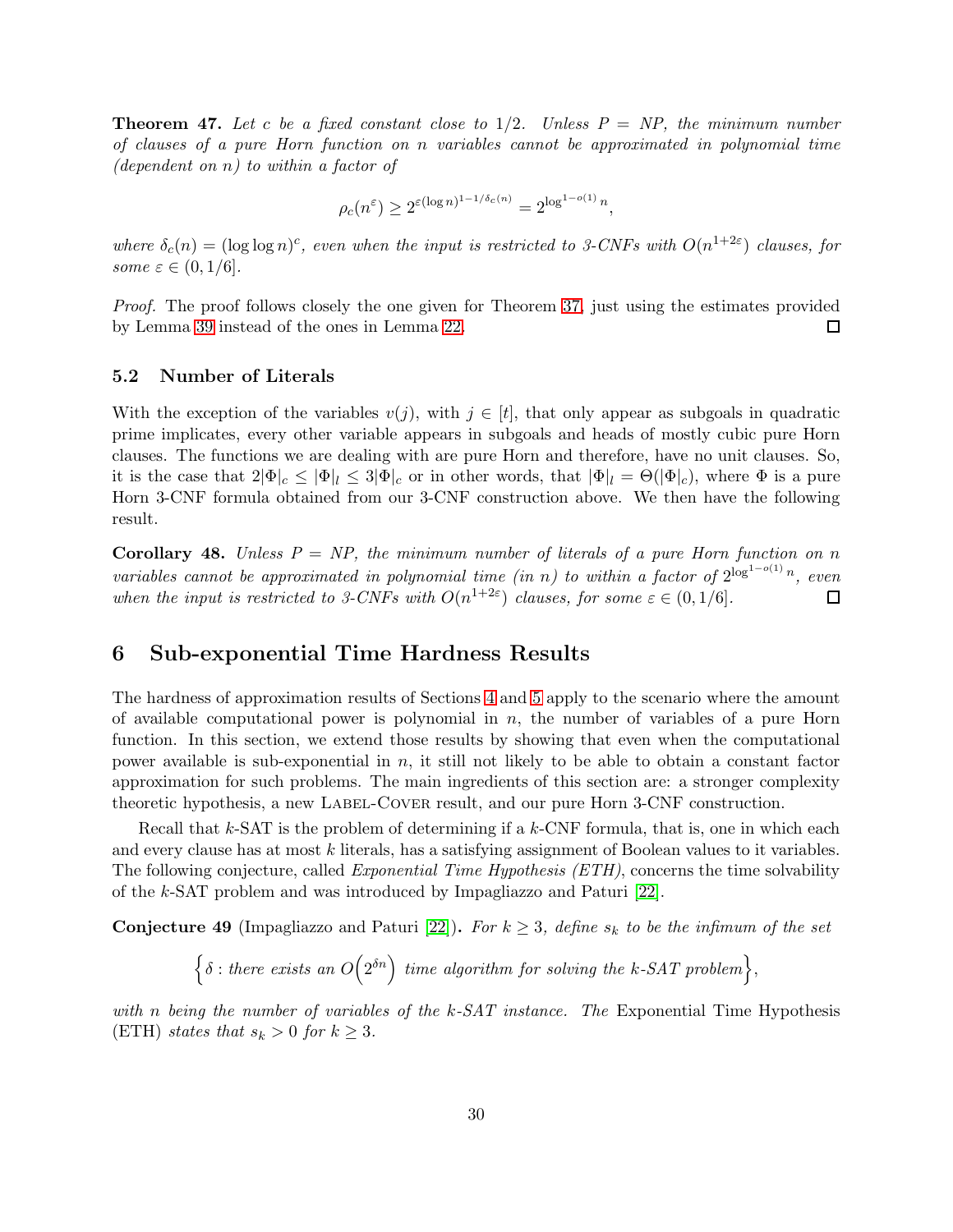**Theorem 47.** *Let $c$ be a fixed constant close to $1/2$. Unless $P = NP$, the minimum number of clauses of a pure Horn function on $n$ variables cannot be approximated in polynomial time (dependent on $n$) to within a factor of*

$$\rho_c(n^{\varepsilon}) \geq 2^{\varepsilon(\log n)^{1-1/\delta_c(n)}} = 2^{\log^{1-o(1)} n},$$

*where $\delta_c(n) = (\log \log n)^c$, even when the input is restricted to 3-CNFs with $O(n^{1+2\varepsilon})$ clauses, for some $\varepsilon \in (0, 1/6]$.*

*Proof.* The proof follows closely the one given for Theorem 37, just using the estimates provided by Lemma 39 instead of the ones in Lemma 22. $\square$

## 5.2 Number of Literals

With the exception of the variables $v(j)$, with $j \in [t]$, that only appear as subgoals in quadratic prime implicates, every other variable appears in subgoals and heads of mostly cubic pure Horn clauses. The functions we are dealing with are pure Horn and therefore, have no unit clauses. So, it is the case that $2|\Phi|_c \leq |\Phi|_l \leq 3|\Phi|_c$ or in other words, that $|\Phi|_l = \Theta(|\Phi|_c)$, where $\Phi$ is a pure Horn 3-CNF formula obtained from our 3-CNF construction above. We then have the following result.

**Corollary 48.** *Unless $P = NP$, the minimum number of literals of a pure Horn function on $n$ variables cannot be approximated in polynomial time (in $n$) to within a factor of $2^{\log^{1-o(1)} n}$, even when the input is restricted to 3-CNFs with $O(n^{1+2\varepsilon})$ clauses, for some $\varepsilon \in (0, 1/6]$.* $\square$

# 6 Sub-exponential Time Hardness Results

The hardness of approximation results of Sections 4 and 5 apply to the scenario where the amount of available computational power is polynomial in $n$, the number of variables of a pure Horn function. In this section, we extend those results by showing that even when the computational power available is sub-exponential in $n$, it still not likely to be able to obtain a constant factor approximation for such problems. The main ingredients of this section are: a stronger complexity theoretic hypothesis, a new Label-Cover result, and our pure Horn 3-CNF construction.

Recall that $k$-SAT is the problem of determining if a $k$-CNF formula, that is, one in which each and every clause has at most $k$ literals, has a satisfying assignment of Boolean values to it variables. The following conjecture, called *Exponential Time Hypothesis (ETH)*, concerns the time solvability of the $k$-SAT problem and was introduced by Impagliazzo and Paturi [22].

**Conjecture 49** (Impagliazzo and Paturi [22])**.** *For $k \geq 3$, define $s_k$ to be the infimum of the set*

$$\left\{\delta : \text{there exists an } O\!\left(2^{\delta n}\right) \text{ time algorithm for solving the } k\text{-SAT problem}\right\},$$

*with $n$ being the number of variables of the $k$-SAT instance. The* Exponential Time Hypothesis (ETH) *states that $s_k > 0$ for $k \geq 3$.*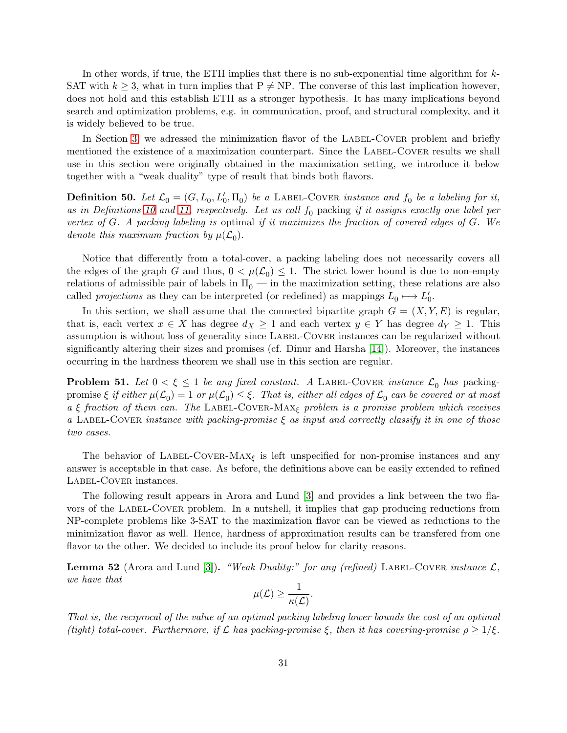In other words, if true, the ETH implies that there is no sub-exponential time algorithm for $k$-SAT with $k \geq 3$, what in turn implies that $\mathrm{P} \neq \mathrm{NP}$. The converse of this last implication however, does not hold and this establish ETH as a stronger hypothesis. It has many implications beyond search and optimization problems, e.g. in communication, proof, and structural complexity, and it is widely believed to be true.

In Section 3, we adressed the minimization flavor of the Label-Cover problem and briefly mentioned the existence of a maximization counterpart. Since the Label-Cover results we shall use in this section were originally obtained in the maximization setting, we introduce it below together with a "weak duality" type of result that binds both flavors.

**Definition 50.** *Let $\mathcal{L}_0 = (G, L_0, L_0', \Pi_0)$ be a* Label-Cover *instance and $f_0$ be a labeling for it, as in Definitions 10 and 11, respectively. Let us call $f_0$* packing *if it assigns exactly one label per vertex of $G$. A packing labeling is* optimal *if it maximizes the fraction of covered edges of $G$. We denote this maximum fraction by $\mu(\mathcal{L}_0)$.*

Notice that differently from a total-cover, a packing labeling does not necessarily covers all the edges of the graph $G$ and thus, $0 < \mu(\mathcal{L}_0) \leq 1$. The strict lower bound is due to non-empty relations of admissible pair of labels in $\Pi_0$ — in the maximization setting, these relations are also called *projections* as they can be interpreted (or redefined) as mappings $L_0 \longmapsto L_0'$.

In this section, we shall assume that the connected bipartite graph $G = (X, Y, E)$ is regular, that is, each vertex $x \in X$ has degree $d_X \geq 1$ and each vertex $y \in Y$ has degree $d_Y \geq 1$. This assumption is without loss of generality since Label-Cover instances can be regularized without significantly altering their sizes and promises (cf. Dinur and Harsha [14]). Moreover, the instances occurring in the hardness theorem we shall use in this section are regular.

**Problem 51.** *Let $0 < \xi \leq 1$ be any fixed constant. A* Label-Cover *instance $\mathcal{L}_0$ has* packing-promise *$\xi$ if either $\mu(\mathcal{L}_0) = 1$ or $\mu(\mathcal{L}_0) \leq \xi$. That is, either all edges of $\mathcal{L}_0$ can be covered or at most a $\xi$ fraction of them can. The* Label-Cover-Max$_\xi$ *problem is a promise problem which receives a* Label-Cover *instance with packing-promise $\xi$ as input and correctly classify it in one of those two cases.*

The behavior of Label-Cover-Max$_\xi$ is left unspecified for non-promise instances and any answer is acceptable in that case. As before, the definitions above can be easily extended to refined Label-Cover instances.

The following result appears in Arora and Lund [3] and provides a link between the two flavors of the Label-Cover problem. In a nutshell, it implies that gap producing reductions from NP-complete problems like 3-SAT to the maximization flavor can be viewed as reductions to the minimization flavor as well. Hence, hardness of approximation results can be transfered from one flavor to the other. We decided to include its proof below for clarity reasons.

**Lemma 52** (Arora and Lund [3])**.** *"Weak Duality:" for any (refined)* Label-Cover *instance $\mathcal{L}$, we have that*

$$\mu(\mathcal{L}) \geq \frac{1}{\kappa(\mathcal{L})}.$$

*That is, the reciprocal of the value of an optimal packing labeling lower bounds the cost of an optimal (tight) total-cover. Furthermore, if $\mathcal{L}$ has packing-promise $\xi$, then it has covering-promise $\rho \geq 1/\xi$.*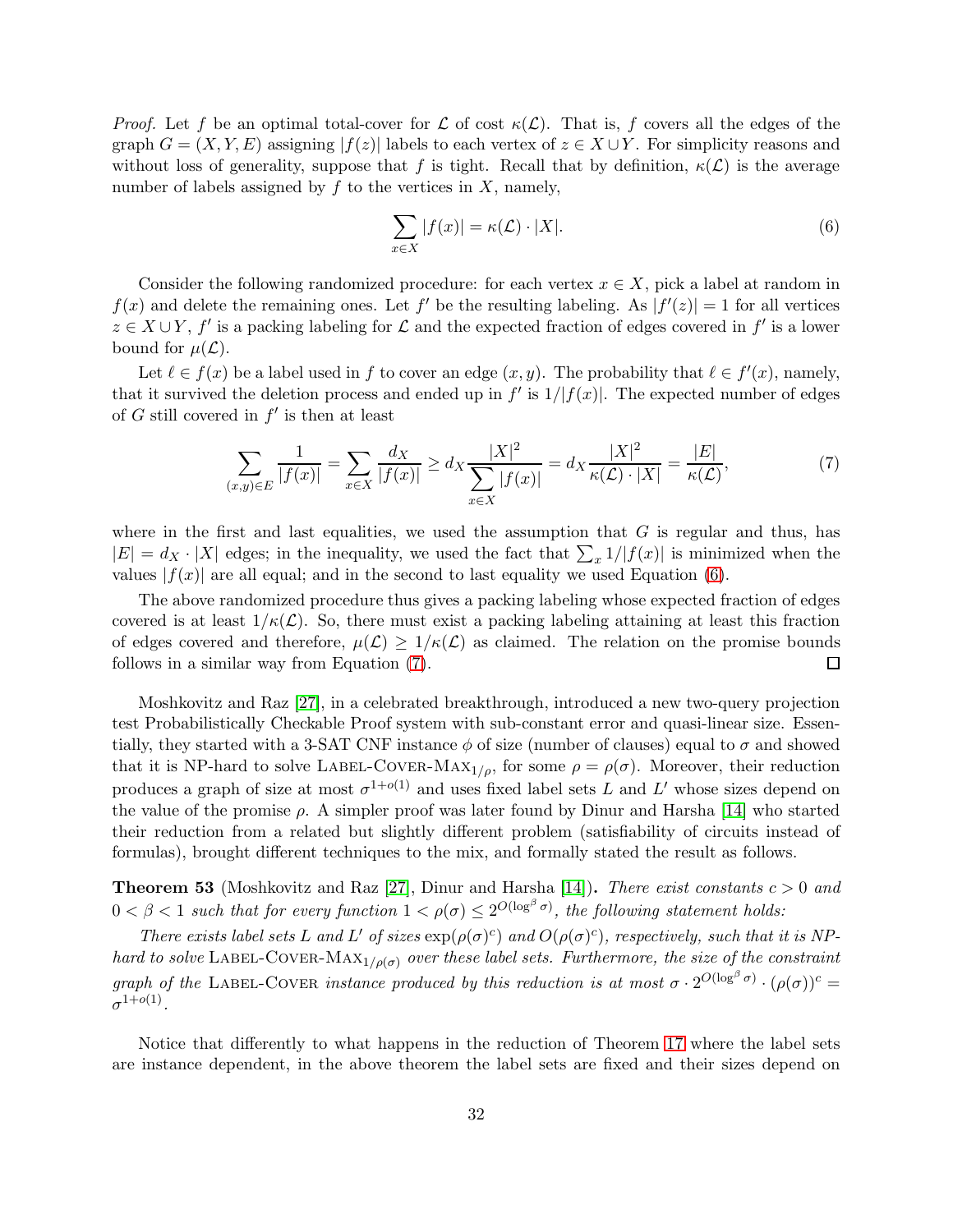*Proof.* Let $f$ be an optimal total-cover for $\mathcal{L}$ of cost $\kappa(\mathcal{L})$. That is, $f$ covers all the edges of the graph $G = (X, Y, E)$ assigning $|f(z)|$ labels to each vertex of $z \in X \cup Y$. For simplicity reasons and without loss of generality, suppose that $f$ is tight. Recall that by definition, $\kappa(\mathcal{L})$ is the average number of labels assigned by $f$ to the vertices in $X$, namely,

$$\sum_{x \in X} |f(x)| = \kappa(\mathcal{L}) \cdot |X|. \tag{6}$$

Consider the following randomized procedure: for each vertex $x \in X$, pick a label at random in $f(x)$ and delete the remaining ones. Let $f'$ be the resulting labeling. As $|f'(z)| = 1$ for all vertices $z \in X \cup Y$, $f'$ is a packing labeling for $\mathcal{L}$ and the expected fraction of edges covered in $f'$ is a lower bound for $\mu(\mathcal{L})$.

Let $\ell \in f(x)$ be a label used in $f$ to cover an edge $(x, y)$. The probability that $\ell \in f'(x)$, namely, that it survived the deletion process and ended up in $f'$ is $1/|f(x)|$. The expected number of edges of $G$ still covered in $f'$ is then at least

$$\sum_{(x,y) \in E} \frac{1}{|f(x)|} = \sum_{x \in X} \frac{d_X}{|f(x)|} \geq d_X \frac{|X|^2}{\sum_{x \in X} |f(x)|} = d_X \frac{|X|^2}{\kappa(\mathcal{L}) \cdot |X|} = \frac{|E|}{\kappa(\mathcal{L})}, \tag{7}$$

where in the first and last equalities, we used the assumption that $G$ is regular and thus, has $|E| = d_X \cdot |X|$ edges; in the inequality, we used the fact that $\sum_x 1/|f(x)|$ is minimized when the values $|f(x)|$ are all equal; and in the second to last equality we used Equation (6).

The above randomized procedure thus gives a packing labeling whose expected fraction of edges covered is at least $1/\kappa(\mathcal{L})$. So, there must exist a packing labeling attaining at least this fraction of edges covered and therefore, $\mu(\mathcal{L}) \geq 1/\kappa(\mathcal{L})$ as claimed. The relation on the promise bounds follows in a similar way from Equation (7). ◻

Moshkovitz and Raz [27], in a celebrated breakthrough, introduced a new two-query projection test Probabilistically Checkable Proof system with sub-constant error and quasi-linear size. Essentially, they started with a 3-SAT CNF instance $\phi$ of size (number of clauses) equal to $\sigma$ and showed that it is NP-hard to solve Label-Cover-Max$_{1/\rho}$, for some $\rho = \rho(\sigma)$. Moreover, their reduction produces a graph of size at most $\sigma^{1+o(1)}$ and uses fixed label sets $L$ and $L'$ whose sizes depend on the value of the promise $\rho$. A simpler proof was later found by Dinur and Harsha [14] who started their reduction from a related but slightly different problem (satisfiability of circuits instead of formulas), brought different techniques to the mix, and formally stated the result as follows.

**Theorem 53** (Moshkovitz and Raz [27], Dinur and Harsha [14])**.** *There exist constants $c > 0$ and $0 < \beta < 1$ such that for every function $1 < \rho(\sigma) \leq 2^{O(\log^\beta \sigma)}$, the following statement holds:*

*There exists label sets $L$ and $L'$ of sizes $\exp(\rho(\sigma)^c)$ and $O(\rho(\sigma)^c)$, respectively, such that it is NP-hard to solve Label-Cover-Max$_{1/\rho(\sigma)}$ over these label sets. Furthermore, the size of the constraint graph of the Label-Cover instance produced by this reduction is at most $\sigma \cdot 2^{O(\log^\beta \sigma)} \cdot (\rho(\sigma))^c = \sigma^{1+o(1)}$.*

Notice that differently to what happens in the reduction of Theorem 17 where the label sets are instance dependent, in the above theorem the label sets are fixed and their sizes depend on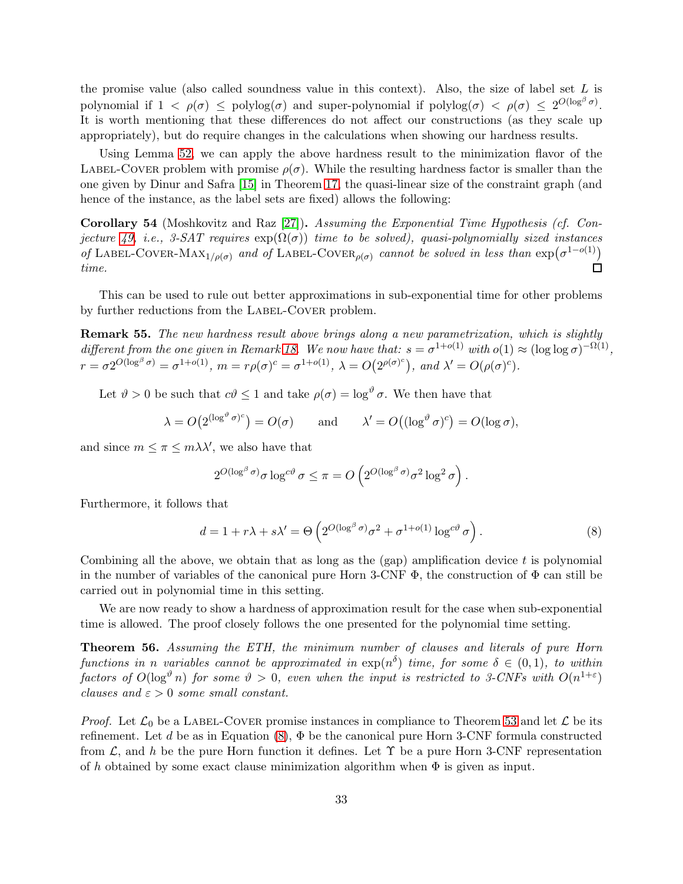the promise value (also called soundness value in this context). Also, the size of label set $L$ is polynomial if $1 < \rho(\sigma) \leq \text{polylog}(\sigma)$ and super-polynomial if $\text{polylog}(\sigma) < \rho(\sigma) \leq 2^{O(\log^\beta \sigma)}$. It is worth mentioning that these differences do not affect our constructions (as they scale up appropriately), but do require changes in the calculations when showing our hardness results.

Using Lemma 52, we can apply the above hardness result to the minimization flavor of the Label-Cover problem with promise $\rho(\sigma)$. While the resulting hardness factor is smaller than the one given by Dinur and Safra [15] in Theorem 17, the quasi-linear size of the constraint graph (and hence of the instance, as the label sets are fixed) allows the following:

**Corollary 54** (Moshkovitz and Raz [27])**.** *Assuming the Exponential Time Hypothesis (cf. Conjecture 49, i.e., 3-SAT requires $\exp(\Omega(\sigma))$ time to be solved), quasi-polynomially sized instances of* Label-Cover-Max$_{1/\rho(\sigma)}$ *and of* Label-Cover$_{\rho(\sigma)}$ *cannot be solved in less than $\exp\big(\sigma^{1-o(1)}\big)$ time.* ☐

This can be used to rule out better approximations in sub-exponential time for other problems by further reductions from the Label-Cover problem.

**Remark 55.** *The new hardness result above brings along a new parametrization, which is slightly different from the one given in Remark 18. We now have that: $s = \sigma^{1+o(1)}$ with $o(1) \approx (\log\log\sigma)^{-\Omega(1)}$, $r = \sigma 2^{O(\log^\beta \sigma)} = \sigma^{1+o(1)}$, $m = r\rho(\sigma)^c = \sigma^{1+o(1)}$, $\lambda = O\big(2^{\rho(\sigma)^c}\big)$, and $\lambda' = O(\rho(\sigma)^c)$.*

Let $\vartheta > 0$ be such that $c\vartheta \leq 1$ and take $\rho(\sigma) = \log^\vartheta \sigma$. We then have that

$$\lambda = O\big(2^{(\log^\vartheta \sigma)^c}\big) = O(\sigma) \qquad \text{and} \qquad \lambda' = O\big((\log^\vartheta \sigma)^c\big) = O(\log\sigma),$$

and since $m \leq \pi \leq m\lambda\lambda'$, we also have that

$$2^{O(\log^\beta \sigma)}\sigma \log^{c\vartheta}\sigma \leq \pi = O\left(2^{O(\log^\beta \sigma)}\sigma^2 \log^2 \sigma\right).$$

Furthermore, it follows that

$$d = 1 + r\lambda + s\lambda' = \Theta\left(2^{O(\log^\beta \sigma)}\sigma^2 + \sigma^{1+o(1)}\log^{c\vartheta}\sigma\right). \tag{8}$$

Combining all the above, we obtain that as long as the (gap) amplification device $t$ is polynomial in the number of variables of the canonical pure Horn 3-CNF $\Phi$, the construction of $\Phi$ can still be carried out in polynomial time in this setting.

We are now ready to show a hardness of approximation result for the case when sub-exponential time is allowed. The proof closely follows the one presented for the polynomial time setting.

**Theorem 56.** *Assuming the ETH, the minimum number of clauses and literals of pure Horn functions in $n$ variables cannot be approximated in $\exp(n^\delta)$ time, for some $\delta \in (0,1)$, to within factors of $O(\log^\vartheta n)$ for some $\vartheta > 0$, even when the input is restricted to 3-CNFs with $O(n^{1+\varepsilon})$ clauses and $\varepsilon > 0$ some small constant.*

*Proof.* Let $\mathcal{L}_0$ be a Label-Cover promise instances in compliance to Theorem 53 and let $\mathcal{L}$ be its refinement. Let $d$ be as in Equation (8), $\Phi$ be the canonical pure Horn 3-CNF formula constructed from $\mathcal{L}$, and $h$ be the pure Horn function it defines. Let $\Upsilon$ be a pure Horn 3-CNF representation of $h$ obtained by some exact clause minimization algorithm when $\Phi$ is given as input.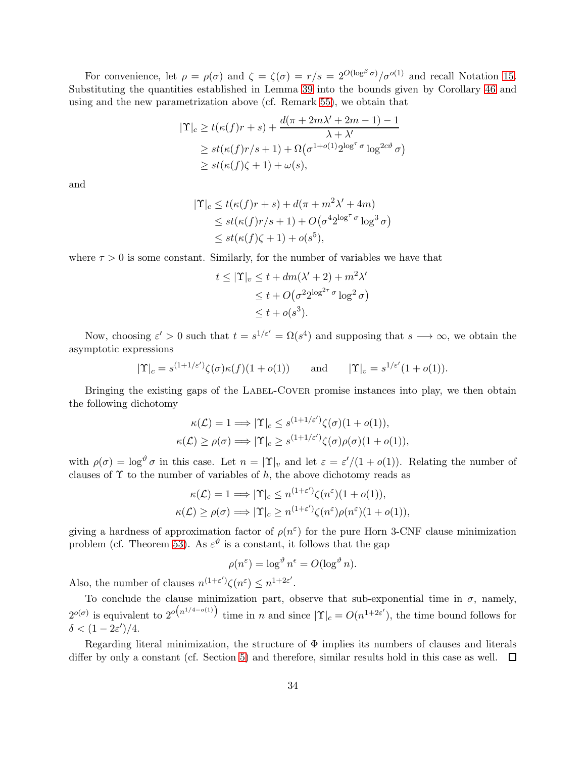For convenience, let $\rho = \rho(\sigma)$ and $\zeta = \zeta(\sigma) = r/s = 2^{O(\log^\beta \sigma)}/\sigma^{o(1)}$ and recall Notation 15. Substituting the quantities established in Lemma 39 into the bounds given by Corollary 46 and using and the new parametrization above (cf. Remark 55), we obtain that

$$
\begin{aligned}
|\Upsilon|_c &\geq t(\kappa(f)r + s) + \frac{d(\pi + 2m\lambda' + 2m - 1) - 1}{\lambda + \lambda'} \\
&\geq st(\kappa(f)r/s + 1) + \Omega\big(\sigma^{1+o(1)} 2^{\log^\tau \sigma} \log^{2c\vartheta} \sigma\big) \\
&\geq st(\kappa(f)\zeta + 1) + \omega(s),
\end{aligned}
$$

and

$$
\begin{aligned}
|\Upsilon|_c &\leq t(\kappa(f)r + s) + d(\pi + m^2\lambda' + 4m) \\
&\leq st(\kappa(f)r/s + 1) + O\big(\sigma^4 2^{\log^\tau \sigma} \log^3 \sigma\big) \\
&\leq st(\kappa(f)\zeta + 1) + o(s^5),
\end{aligned}
$$

where $\tau > 0$ is some constant. Similarly, for the number of variables we have that

$$
\begin{aligned}
t \leq |\Upsilon|_v &\leq t + dm(\lambda' + 2) + m^2\lambda' \\
&\leq t + O\big(\sigma^2 2^{\log^{2\tau} \sigma} \log^2 \sigma\big) \\
&\leq t + o(s^3).
\end{aligned}
$$

Now, choosing $\varepsilon' > 0$ such that $t = s^{1/\varepsilon'} = \Omega(s^4)$ and supposing that $s \longrightarrow \infty$, we obtain the asymptotic expressions

$$
|\Upsilon|_c = s^{(1+1/\varepsilon')}\zeta(\sigma)\kappa(f)(1 + o(1)) \qquad \text{and} \qquad |\Upsilon|_v = s^{1/\varepsilon'}(1 + o(1)).
$$

Bringing the existing gaps of the Label-Cover promise instances into play, we then obtain the following dichotomy

$$
\begin{aligned}
\kappa(\mathcal{L}) = 1 &\Longrightarrow |\Upsilon|_c \leq s^{(1+1/\varepsilon')}\zeta(\sigma)(1 + o(1)), \\
\kappa(\mathcal{L}) \geq \rho(\sigma) &\Longrightarrow |\Upsilon|_c \geq s^{(1+1/\varepsilon')}\zeta(\sigma)\rho(\sigma)(1 + o(1)),
\end{aligned}
$$

with $\rho(\sigma) = \log^\vartheta \sigma$ in this case. Let $n = |\Upsilon|_v$ and let $\varepsilon = \varepsilon'/(1 + o(1))$. Relating the number of clauses of $\Upsilon$ to the number of variables of $h$, the above dichotomy reads as

$$
\begin{aligned}
\kappa(\mathcal{L}) = 1 &\Longrightarrow |\Upsilon|_c \leq n^{(1+\varepsilon')}\zeta(n^\varepsilon)(1 + o(1)), \\
\kappa(\mathcal{L}) \geq \rho(\sigma) &\Longrightarrow |\Upsilon|_c \geq n^{(1+\varepsilon')}\zeta(n^\varepsilon)\rho(n^\varepsilon)(1 + o(1)),
\end{aligned}
$$

giving a hardness of approximation factor of $\rho(n^\varepsilon)$ for the pure Horn 3-CNF clause minimization problem (cf. Theorem 53). As $\varepsilon^\vartheta$ is a constant, it follows that the gap

$$
\rho(n^\varepsilon) = \log^\vartheta n^\epsilon = O(\log^\vartheta n).
$$

Also, the number of clauses $n^{(1+\varepsilon')}\zeta(n^\varepsilon) \leq n^{1+2\varepsilon'}$.

To conclude the clause minimization part, observe that sub-exponential time in $\sigma$, namely, $2^{o(\sigma)}$ is equivalent to $2^{o\left(n^{1/4-o(1)}\right)}$ time in $n$ and since $|\Upsilon|_c = O(n^{1+2\varepsilon'})$, the time bound follows for $\delta < (1 - 2\varepsilon')/4$.

Regarding literal minimization, the structure of $\Phi$ implies its numbers of clauses and literals differ by only a constant (cf. Section 5) and therefore, similar results hold in this case as well. $\square$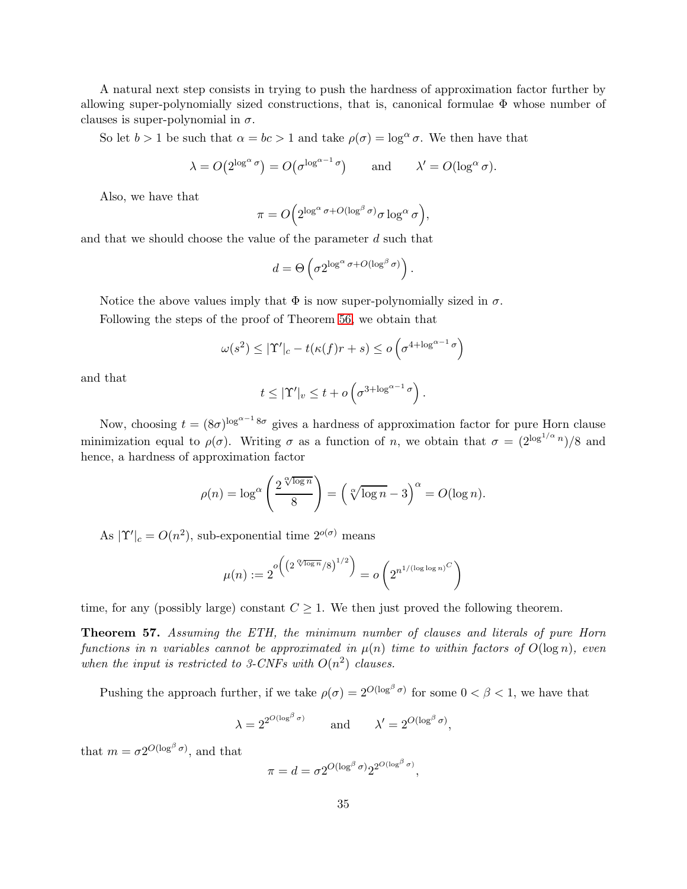A natural next step consists in trying to push the hardness of approximation factor further by allowing super-polynomially sized constructions, that is, canonical formulae $\Phi$ whose number of clauses is super-polynomial in $\sigma$.

So let $b > 1$ be such that $\alpha = bc > 1$ and take $\rho(\sigma) = \log^\alpha \sigma$. We then have that

$$\lambda = O\big(2^{\log^\alpha \sigma}\big) = O\big(\sigma^{\log^{\alpha-1}\sigma}\big) \qquad \text{and} \qquad \lambda' = O(\log^\alpha \sigma).$$

Also, we have that

$$\pi = O\Big(2^{\log^\alpha \sigma + O(\log^\beta \sigma)} \sigma \log^\alpha \sigma\Big),$$

and that we should choose the value of the parameter $d$ such that

$$d = \Theta\left(\sigma 2^{\log^\alpha \sigma + O(\log^\beta \sigma)}\right).$$

Notice the above values imply that $\Phi$ is now super-polynomially sized in $\sigma$.

Following the steps of the proof of Theorem 56, we obtain that

$$\omega(s^2) \le |\Upsilon'|_c - t(\kappa(f)r + s) \le o\left(\sigma^{4+\log^{\alpha-1}\sigma}\right)$$

and that

$$t \le |\Upsilon'|_v \le t + o\left(\sigma^{3+\log^{\alpha-1}\sigma}\right).$$

Now, choosing $t = (8\sigma)^{\log^{\alpha-1} 8\sigma}$ gives a hardness of approximation factor for pure Horn clause minimization equal to $\rho(\sigma)$. Writing $\sigma$ as a function of $n$, we obtain that $\sigma = (2^{\log^{1/\alpha} n})/8$ and hence, a hardness of approximation factor

$$\rho(n) = \log^\alpha\left(\frac{2^{\sqrt[\alpha]{\log n}}}{8}\right) = \left(\sqrt[\alpha]{\log n} - 3\right)^\alpha = O(\log n).$$

As $|\Upsilon'|_c = O(n^2)$, sub-exponential time $2^{o(\sigma)}$ means

$$\mu(n) := 2^{o\left(\left(2^{\sqrt[\alpha]{\log n}}/8\right)^{1/2}\right)} = o\left(2^{n^{1/(\log\log n)^C}}\right)$$

time, for any (possibly large) constant $C \ge 1$. We then just proved the following theorem.

**Theorem 57.** *Assuming the ETH, the minimum number of clauses and literals of pure Horn functions in n variables cannot be approximated in $\mu(n)$ time to within factors of $O(\log n)$, even when the input is restricted to 3-CNFs with $O(n^2)$ clauses.*

Pushing the approach further, if we take $\rho(\sigma) = 2^{O(\log^\beta \sigma)}$ for some $0 < \beta < 1$, we have that

$$\lambda = 2^{2^{O(\log^\beta \sigma)}} \qquad \text{and} \qquad \lambda' = 2^{O(\log^\beta \sigma)},$$

that $m = \sigma 2^{O(\log^\beta \sigma)}$, and that

$$\pi = d = \sigma 2^{O(\log^\beta \sigma)} 2^{2^{O(\log^\beta \sigma)}},$$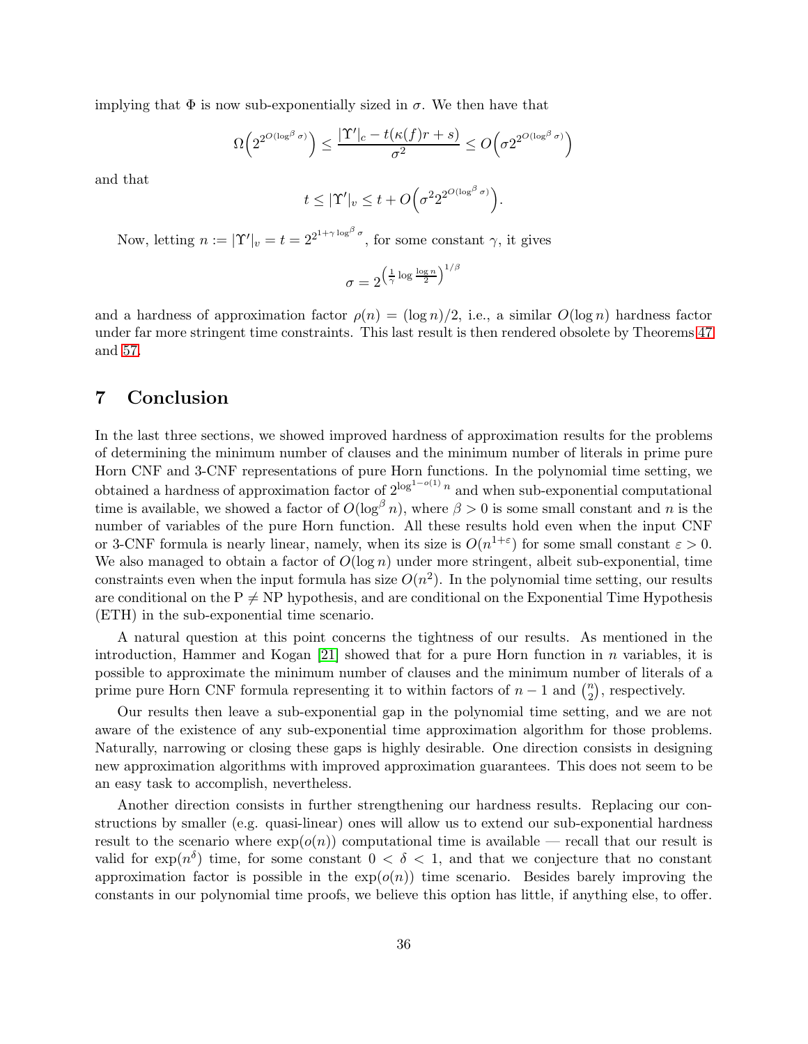implying that $\Phi$ is now sub-exponentially sized in $\sigma$. We then have that

$$\Omega\Big(2^{2^{O(\log^\beta \sigma)}}\Big) \leq \frac{|\Upsilon'|_c - t(\kappa(f)r + s)}{\sigma^2} \leq O\Big(\sigma 2^{2^{O(\log^\beta \sigma)}}\Big)$$

and that

$$t \leq |\Upsilon'|_v \leq t + O\Big(\sigma^2 2^{2^{O(\log^\beta \sigma)}}\Big).$$

Now, letting $n := |\Upsilon'|_v = t = 2^{2^{1+\gamma \log^\beta \sigma}}$, for some constant $\gamma$, it gives

$$\sigma = 2^{\left(\frac{1}{\gamma}\log\frac{\log n}{2}\right)^{1/\beta}}$$

and a hardness of approximation factor $\rho(n) = (\log n)/2$, i.e., a similar $O(\log n)$ hardness factor under far more stringent time constraints. This last result is then rendered obsolete by Theorems 47 and 57.

## 7 Conclusion

In the last three sections, we showed improved hardness of approximation results for the problems of determining the minimum number of clauses and the minimum number of literals in prime pure Horn CNF and 3-CNF representations of pure Horn functions. In the polynomial time setting, we obtained a hardness of approximation factor of $2^{\log^{1-o(1)} n}$ and when sub-exponential computational time is available, we showed a factor of $O(\log^\beta n)$, where $\beta > 0$ is some small constant and $n$ is the number of variables of the pure Horn function. All these results hold even when the input CNF or 3-CNF formula is nearly linear, namely, when its size is $O(n^{1+\varepsilon})$ for some small constant $\varepsilon > 0$. We also managed to obtain a factor of $O(\log n)$ under more stringent, albeit sub-exponential, time constraints even when the input formula has size $O(n^2)$. In the polynomial time setting, our results are conditional on the P $\neq$ NP hypothesis, and are conditional on the Exponential Time Hypothesis (ETH) in the sub-exponential time scenario.

A natural question at this point concerns the tightness of our results. As mentioned in the introduction, Hammer and Kogan [21] showed that for a pure Horn function in $n$ variables, it is possible to approximate the minimum number of clauses and the minimum number of literals of a prime pure Horn CNF formula representing it to within factors of $n-1$ and $\binom{n}{2}$, respectively.

Our results then leave a sub-exponential gap in the polynomial time setting, and we are not aware of the existence of any sub-exponential time approximation algorithm for those problems. Naturally, narrowing or closing these gaps is highly desirable. One direction consists in designing new approximation algorithms with improved approximation guarantees. This does not seem to be an easy task to accomplish, nevertheless.

Another direction consists in further strengthening our hardness results. Replacing our constructions by smaller (e.g. quasi-linear) ones will allow us to extend our sub-exponential hardness result to the scenario where $\exp(o(n))$ computational time is available — recall that our result is valid for $\exp(n^\delta)$ time, for some constant $0 < \delta < 1$, and that we conjecture that no constant approximation factor is possible in the $\exp(o(n))$ time scenario. Besides barely improving the constants in our polynomial time proofs, we believe this option has little, if anything else, to offer.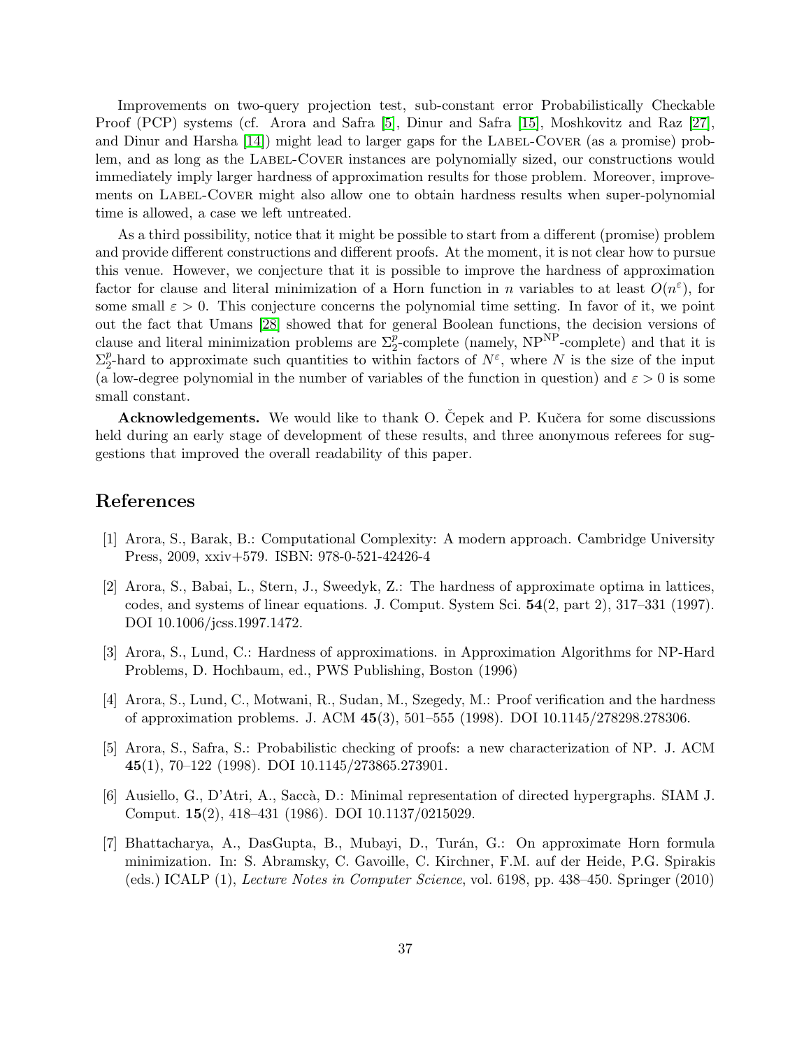Improvements on two-query projection test, sub-constant error Probabilistically Checkable Proof (PCP) systems (cf. Arora and Safra [5], Dinur and Safra [15], Moshkovitz and Raz [27], and Dinur and Harsha [14]) might lead to larger gaps for the Label-Cover (as a promise) problem, and as long as the Label-Cover instances are polynomially sized, our constructions would immediately imply larger hardness of approximation results for those problem. Moreover, improvements on Label-Cover might also allow one to obtain hardness results when super-polynomial time is allowed, a case we left untreated.

As a third possibility, notice that it might be possible to start from a different (promise) problem and provide different constructions and different proofs. At the moment, it is not clear how to pursue this venue. However, we conjecture that it is possible to improve the hardness of approximation factor for clause and literal minimization of a Horn function in $n$ variables to at least $O(n^{\varepsilon})$, for some small $\varepsilon > 0$. This conjecture concerns the polynomial time setting. In favor of it, we point out the fact that Umans [28] showed that for general Boolean functions, the decision versions of clause and literal minimization problems are $\Sigma_2^p$-complete (namely, $\mathrm{NP}^{\mathrm{NP}}$-complete) and that it is $\Sigma_2^p$-hard to approximate such quantities to within factors of $N^{\varepsilon}$, where $N$ is the size of the input (a low-degree polynomial in the number of variables of the function in question) and $\varepsilon > 0$ is some small constant.

**Acknowledgements.** We would like to thank O. Čepek and P. Kučera for some discussions held during an early stage of development of these results, and three anonymous referees for suggestions that improved the overall readability of this paper.

# References

[1] Arora, S., Barak, B.: Computational Complexity: A modern approach. Cambridge University Press, 2009, xxiv+579. ISBN: 978-0-521-42426-4

[2] Arora, S., Babai, L., Stern, J., Sweedyk, Z.: The hardness of approximate optima in lattices, codes, and systems of linear equations. J. Comput. System Sci. **54**(2, part 2), 317–331 (1997). DOI 10.1006/jcss.1997.1472.

[3] Arora, S., Lund, C.: Hardness of approximations. in Approximation Algorithms for NP-Hard Problems, D. Hochbaum, ed., PWS Publishing, Boston (1996)

[4] Arora, S., Lund, C., Motwani, R., Sudan, M., Szegedy, M.: Proof verification and the hardness of approximation problems. J. ACM **45**(3), 501–555 (1998). DOI 10.1145/278298.278306.

[5] Arora, S., Safra, S.: Probabilistic checking of proofs: a new characterization of NP. J. ACM **45**(1), 70–122 (1998). DOI 10.1145/273865.273901.

[6] Ausiello, G., D'Atri, A., Saccà, D.: Minimal representation of directed hypergraphs. SIAM J. Comput. **15**(2), 418–431 (1986). DOI 10.1137/0215029.

[7] Bhattacharya, A., DasGupta, B., Mubayi, D., Turán, G.: On approximate Horn formula minimization. In: S. Abramsky, C. Gavoille, C. Kirchner, F.M. auf der Heide, P.G. Spirakis (eds.) ICALP (1), *Lecture Notes in Computer Science*, vol. 6198, pp. 438–450. Springer (2010)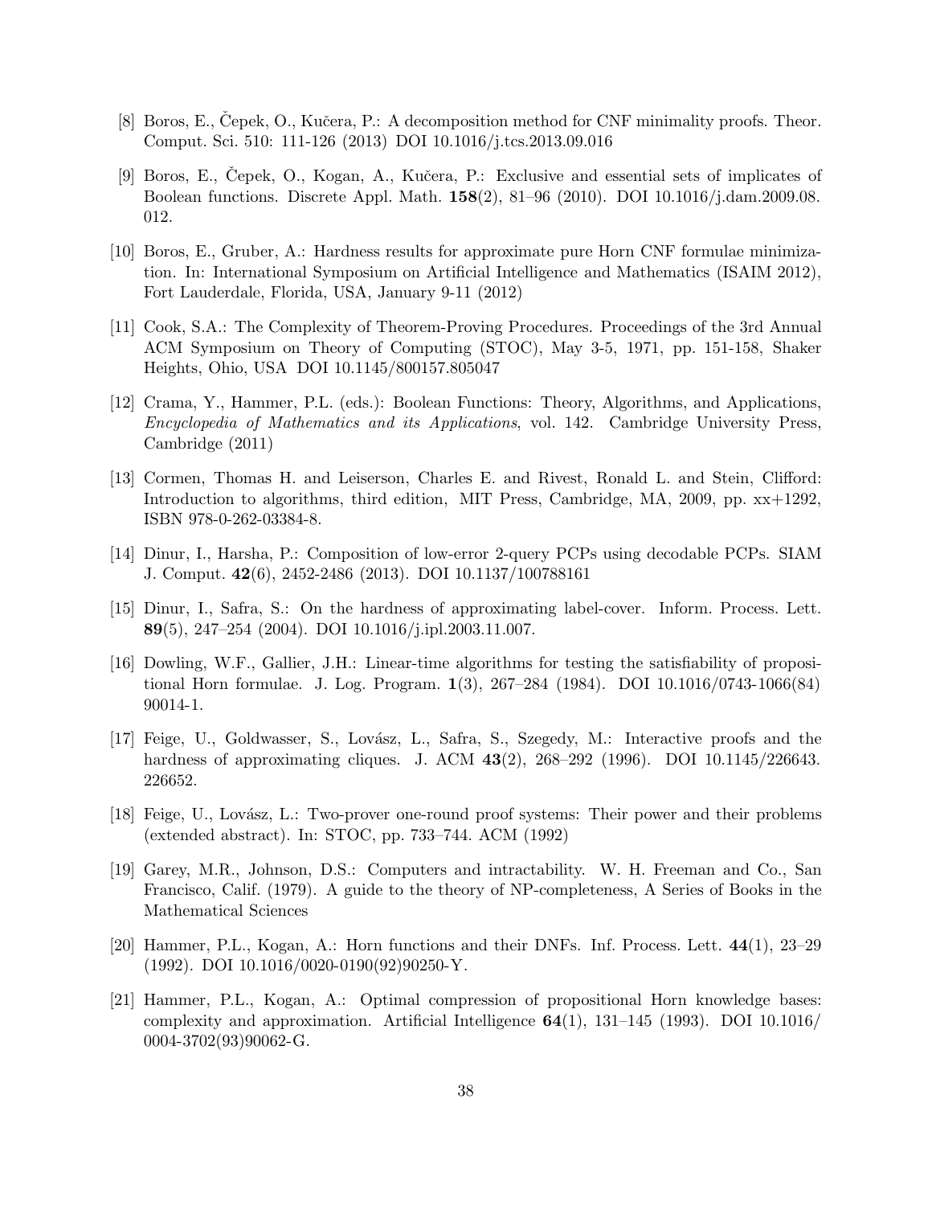[8] Boros, E., Čepek, O., Kučera, P.: A decomposition method for CNF minimality proofs. Theor. Comput. Sci. 510: 111-126 (2013) DOI 10.1016/j.tcs.2013.09.016

[9] Boros, E., Čepek, O., Kogan, A., Kučera, P.: Exclusive and essential sets of implicates of Boolean functions. Discrete Appl. Math. **158**(2), 81–96 (2010). DOI 10.1016/j.dam.2009.08.012.

[10] Boros, E., Gruber, A.: Hardness results for approximate pure Horn CNF formulae minimization. In: International Symposium on Artificial Intelligence and Mathematics (ISAIM 2012), Fort Lauderdale, Florida, USA, January 9-11 (2012)

[11] Cook, S.A.: The Complexity of Theorem-Proving Procedures. Proceedings of the 3rd Annual ACM Symposium on Theory of Computing (STOC), May 3-5, 1971, pp. 151-158, Shaker Heights, Ohio, USA DOI 10.1145/800157.805047

[12] Crama, Y., Hammer, P.L. (eds.): Boolean Functions: Theory, Algorithms, and Applications, *Encyclopedia of Mathematics and its Applications*, vol. 142. Cambridge University Press, Cambridge (2011)

[13] Cormen, Thomas H. and Leiserson, Charles E. and Rivest, Ronald L. and Stein, Clifford: Introduction to algorithms, third edition, MIT Press, Cambridge, MA, 2009, pp. xx+1292, ISBN 978-0-262-03384-8.

[14] Dinur, I., Harsha, P.: Composition of low-error 2-query PCPs using decodable PCPs. SIAM J. Comput. **42**(6), 2452-2486 (2013). DOI 10.1137/100788161

[15] Dinur, I., Safra, S.: On the hardness of approximating label-cover. Inform. Process. Lett. **89**(5), 247–254 (2004). DOI 10.1016/j.ipl.2003.11.007.

[16] Dowling, W.F., Gallier, J.H.: Linear-time algorithms for testing the satisfiability of propositional Horn formulae. J. Log. Program. **1**(3), 267–284 (1984). DOI 10.1016/0743-1066(84)90014-1.

[17] Feige, U., Goldwasser, S., Lovász, L., Safra, S., Szegedy, M.: Interactive proofs and the hardness of approximating cliques. J. ACM **43**(2), 268–292 (1996). DOI 10.1145/226643.226652.

[18] Feige, U., Lovász, L.: Two-prover one-round proof systems: Their power and their problems (extended abstract). In: STOC, pp. 733–744. ACM (1992)

[19] Garey, M.R., Johnson, D.S.: Computers and intractability. W. H. Freeman and Co., San Francisco, Calif. (1979). A guide to the theory of NP-completeness, A Series of Books in the Mathematical Sciences

[20] Hammer, P.L., Kogan, A.: Horn functions and their DNFs. Inf. Process. Lett. **44**(1), 23–29 (1992). DOI 10.1016/0020-0190(92)90250-Y.

[21] Hammer, P.L., Kogan, A.: Optimal compression of propositional Horn knowledge bases: complexity and approximation. Artificial Intelligence **64**(1), 131–145 (1993). DOI 10.1016/0004-3702(93)90062-G.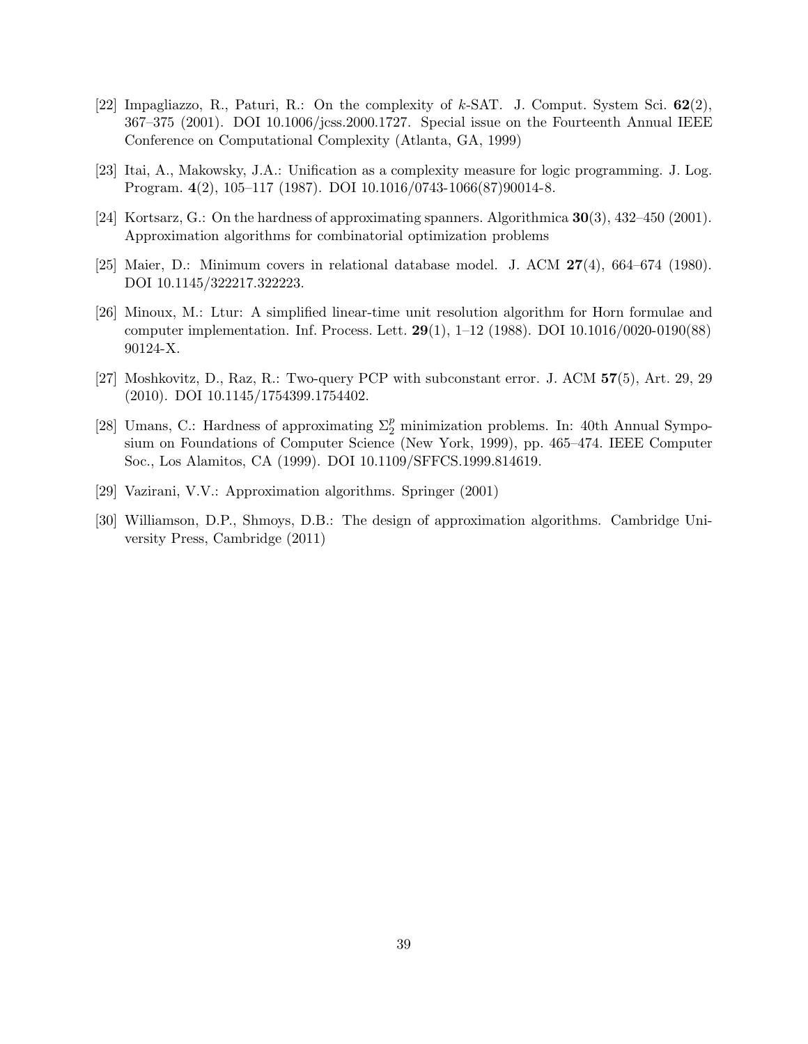[22] Impagliazzo, R., Paturi, R.: On the complexity of $k$-SAT. J. Comput. System Sci. **62**(2), 367–375 (2001). DOI 10.1006/jcss.2000.1727. Special issue on the Fourteenth Annual IEEE Conference on Computational Complexity (Atlanta, GA, 1999)

[23] Itai, A., Makowsky, J.A.: Unification as a complexity measure for logic programming. J. Log. Program. **4**(2), 105–117 (1987). DOI 10.1016/0743-1066(87)90014-8.

[24] Kortsarz, G.: On the hardness of approximating spanners. Algorithmica **30**(3), 432–450 (2001). Approximation algorithms for combinatorial optimization problems

[25] Maier, D.: Minimum covers in relational database model. J. ACM **27**(4), 664–674 (1980). DOI 10.1145/322217.322223.

[26] Minoux, M.: Ltur: A simplified linear-time unit resolution algorithm for Horn formulae and computer implementation. Inf. Process. Lett. **29**(1), 1–12 (1988). DOI 10.1016/0020-0190(88) 90124-X.

[27] Moshkovitz, D., Raz, R.: Two-query PCP with subconstant error. J. ACM **57**(5), Art. 29, 29 (2010). DOI 10.1145/1754399.1754402.

[28] Umans, C.: Hardness of approximating $\Sigma_2^p$ minimization problems. In: 40th Annual Symposium on Foundations of Computer Science (New York, 1999), pp. 465–474. IEEE Computer Soc., Los Alamitos, CA (1999). DOI 10.1109/SFFCS.1999.814619.

[29] Vazirani, V.V.: Approximation algorithms. Springer (2001)

[30] Williamson, D.P., Shmoys, D.B.: The design of approximation algorithms. Cambridge University Press, Cambridge (2011)